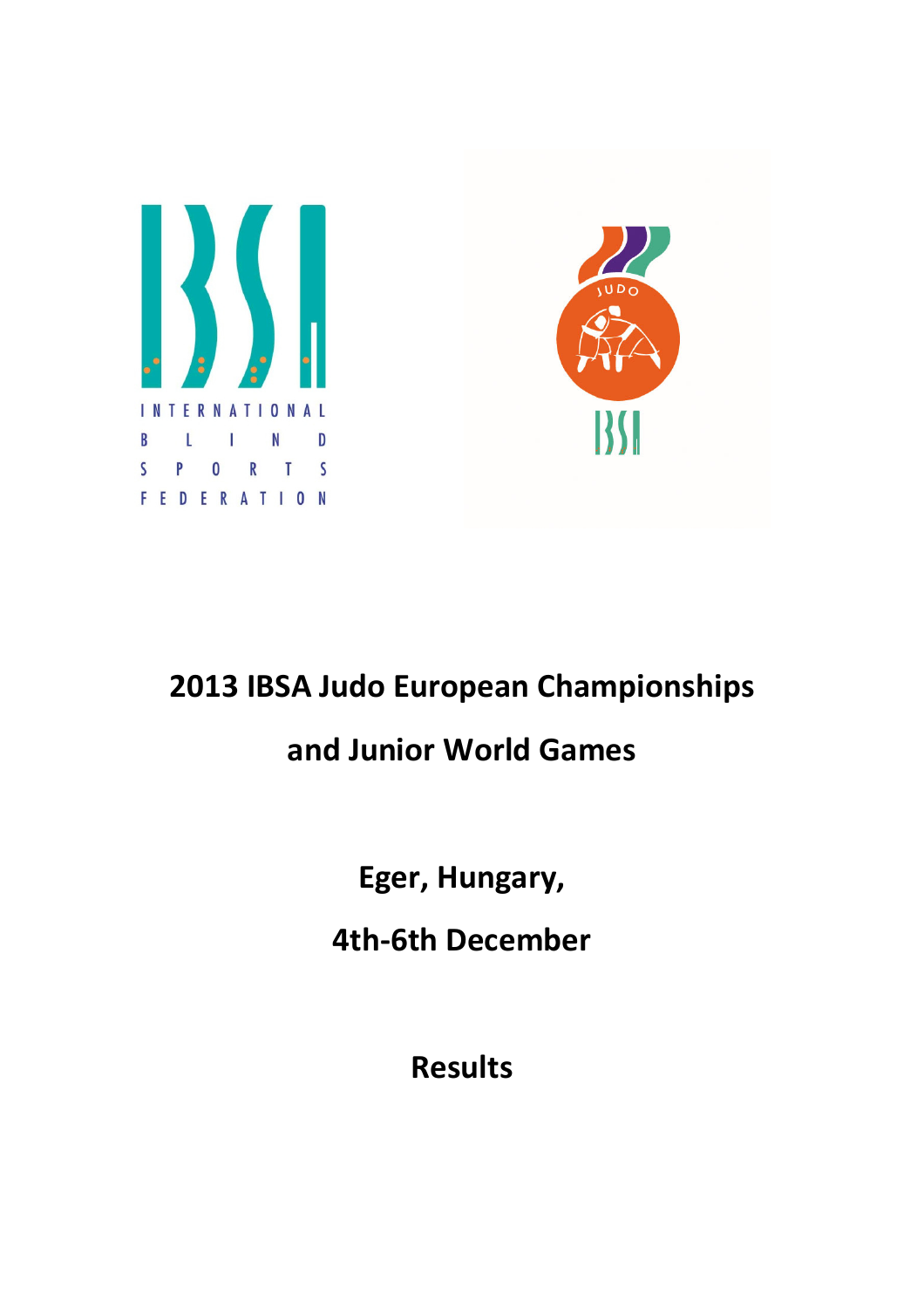INTERNATIONAL BLIND SPORTS FEDERATION

# 2013 IBSA Judo European Championships

# and Junior World Games

## Eger, Hungary,

## 4th-6th December

## Results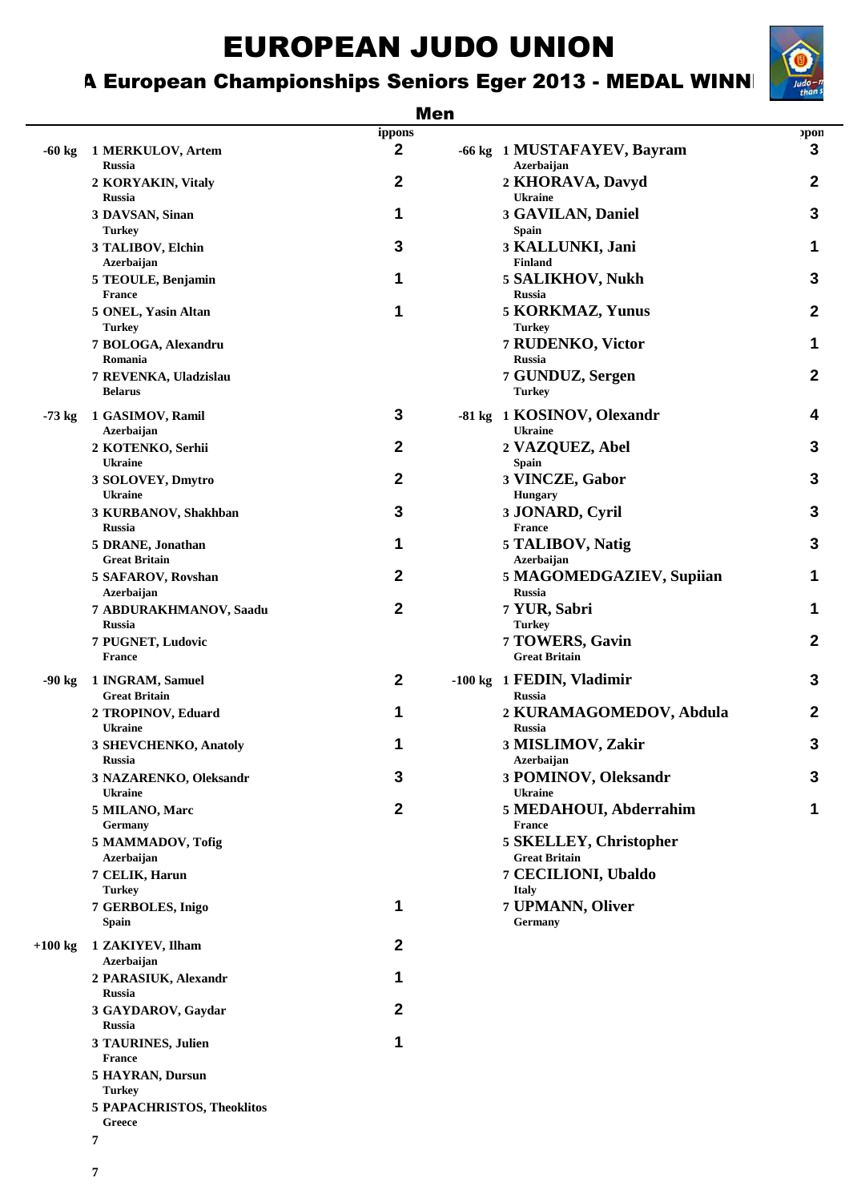# EUROPEAN JUDO UNION

## A European Championships Seniors Eger 2013 - MEDAL WINN

### Men

| Category | Rank | Name | Country | ippons |
|---|---|---|---|---|
| -60 kg | 1 | MERKULOV, Artem | Russia | 2 |
| | 2 | KORYAKIN, Vitaly | Russia | 2 |
| | 3 | DAVSAN, Sinan | Turkey | 1 |
| | 3 | TALIBOV, Elchin | Azerbaijan | 3 |
| | 5 | TEOULE, Benjamin | France | 1 |
| | 5 | ONEL, Yasin Altan | Turkey | 1 |
| | 7 | BOLOGA, Alexandru | Romania | |
| | 7 | REVENKA, Uladzislau | Belarus | |
| -66 kg | 1 | MUSTAFAYEV, Bayram | Azerbaijan | 3 |
| | 2 | KHORAVA, Davyd | Ukraine | 2 |
| | 3 | GAVILAN, Daniel | Spain | 3 |
| | 3 | KALLUNKI, Jani | Finland | 1 |
| | 5 | SALIKHOV, Nukh | Russia | 3 |
| | 5 | KORKMAZ, Yunus | Turkey | 2 |
| | 7 | RUDENKO, Victor | Russia | 1 |
| | 7 | GUNDUZ, Sergen | Turkey | 2 |
| -73 kg | 1 | GASIMOV, Ramil | Azerbaijan | 3 |
| | 2 | KOTENKO, Serhii | Ukraine | 2 |
| | 3 | SOLOVEY, Dmytro | Ukraine | 2 |
| | 3 | KURBANOV, Shakhban | Russia | 3 |
| | 5 | DRANE, Jonathan | Great Britain | 1 |
| | 5 | SAFAROV, Rovshan | Azerbaijan | 2 |
| | 7 | ABDURAKHMANOV, Saadu | Russia | 2 |
| | 7 | PUGNET, Ludovic | France | |
| -81 kg | 1 | KOSINOV, Olexandr | Ukraine | 4 |
| | 2 | VAZQUEZ, Abel | Spain | 3 |
| | 3 | VINCZE, Gabor | Hungary | 3 |
| | 3 | JONARD, Cyril | France | 3 |
| | 5 | TALIBOV, Natig | Azerbaijan | 3 |
| | 5 | MAGOMEDGAZIEV, Supiian | Russia | 1 |
| | 7 | YUR, Sabri | Turkey | 1 |
| | 7 | TOWERS, Gavin | Great Britain | 2 |
| -90 kg | 1 | INGRAM, Samuel | Great Britain | 2 |
| | 2 | TROPINOV, Eduard | Ukraine | 1 |
| | 3 | SHEVCHENKO, Anatoly | Russia | 1 |
| | 3 | NAZARENKO, Oleksandr | Ukraine | 3 |
| | 5 | MILANO, Marc | Germany | 2 |
| | 5 | MAMMADOV, Tofig | Azerbaijan | |
| | 7 | CELIK, Harun | Turkey | |
| | 7 | GERBOLES, Inigo | Spain | 1 |
| -100 kg | 1 | FEDIN, Vladimir | Russia | 3 |
| | 2 | KURAMAGOMEDOV, Abdula | Russia | 2 |
| | 3 | MISLIMOV, Zakir | Azerbaijan | 3 |
| | 3 | POMINOV, Oleksandr | Ukraine | 3 |
| | 5 | MEDAHOUI, Abderrahim | France | 1 |
| | 5 | SKELLEY, Christopher | Great Britain | |
| | 7 | CECILIONI, Ubaldo | Italy | |
| | 7 | UPMANN, Oliver | Germany | |
| +100 kg | 1 | ZAKIYEV, Ilham | Azerbaijan | 2 |
| | 2 | PARASIUK, Alexandr | Russia | 1 |
| | 3 | GAYDAROV, Gaydar | Russia | 2 |
| | 3 | TAURINES, Julien | France | 1 |
| | 5 | HAYRAN, Dursun | Turkey | |
| | 5 | PAPACHRISTOS, Theoklitos | Greece | |
| | 7 | | | |
| | 7 | | | |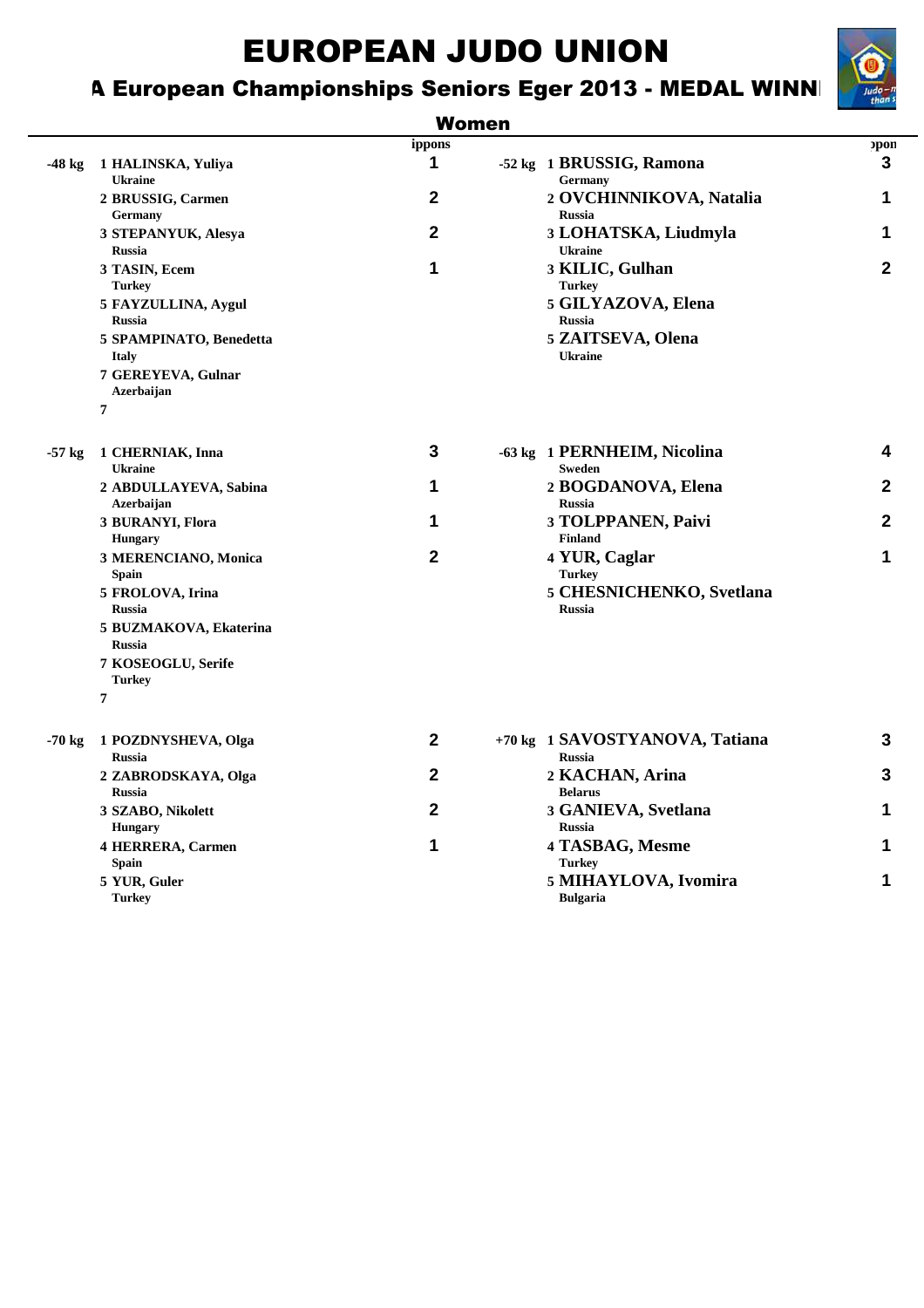# EUROPEAN JUDO UNION

## A European Championships Seniors Eger 2013 - MEDAL WINN

### Women

| Category | Place / Name / Country | ippons | Category | Place / Name / Country | ippon |
|---|---|---|---|---|---|
| -48 kg | 1 HALINSKA, Yuliya<br>Ukraine | 1 | -52 kg | 1 **BRUSSIG, Ramona**<br>Germany | 3 |
| | 2 BRUSSIG, Carmen<br>Germany | 2 | | 2 **OVCHINNIKOVA, Natalia**<br>Russia | 1 |
| | 3 STEPANYUK, Alesya<br>Russia | 2 | | 3 **LOHATSKA, Liudmyla**<br>Ukraine | 1 |
| | 3 TASIN, Ecem<br>Turkey | 1 | | 3 **KILIC, Gulhan**<br>Turkey | 2 |
| | 5 FAYZULLINA, Aygul<br>Russia | | | 5 **GILYAZOVA, Elena**<br>Russia | |
| | 5 SPAMPINATO, Benedetta<br>Italy | | | 5 **ZAITSEVA, Olena**<br>Ukraine | |
| | 7 GEREYEVA, Gulnar<br>Azerbaijan | | | | |
| | 7 | | | | |
| -57 kg | 1 CHERNIAK, Inna<br>Ukraine | 3 | -63 kg | 1 **PERNHEIM, Nicolina**<br>Sweden | 4 |
| | 2 ABDULLAYEVA, Sabina<br>Azerbaijan | 1 | | 2 **BOGDANOVA, Elena**<br>Russia | 2 |
| | 3 BURANYI, Flora<br>Hungary | 1 | | 3 **TOLPPANEN, Paivi**<br>Finland | 2 |
| | 3 MERENCIANO, Monica<br>Spain | 2 | | 4 **YUR, Caglar**<br>Turkey | 1 |
| | 5 FROLOVA, Irina<br>Russia | | | 5 **CHESNICHENKO, Svetlana**<br>Russia | |
| | 5 BUZMAKOVA, Ekaterina<br>Russia | | | | |
| | 7 KOSEOGLU, Serife<br>Turkey | | | | |
| | 7 | | | | |
| -70 kg | 1 POZDNYSHEVA, Olga<br>Russia | 2 | +70 kg | 1 **SAVOSTYANOVA, Tatiana**<br>Russia | 3 |
| | 2 ZABRODSKAYA, Olga<br>Russia | 2 | | 2 **KACHAN, Arina**<br>Belarus | 3 |
| | 3 SZABO, Nikolett<br>Hungary | 2 | | 3 **GANIEVA, Svetlana**<br>Russia | 1 |
| | 4 HERRERA, Carmen<br>Spain | 1 | | 4 **TASBAG, Mesme**<br>Turkey | 1 |
| | 5 YUR, Guler<br>Turkey | | | 5 **MIHAYLOVA, Ivomira**<br>Bulgaria | 1 |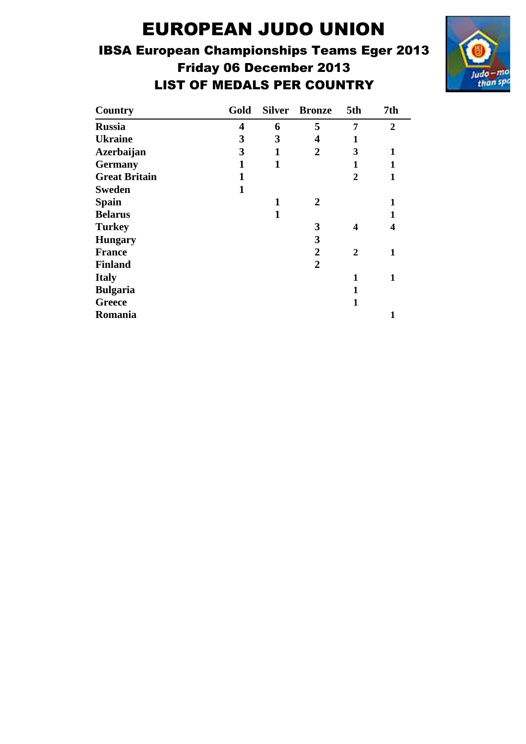# EUROPEAN JUDO UNION

## IBSA European Championships Teams Eger 2013

## Friday 06 December 2013

## LIST OF MEDALS PER COUNTRY

| Country | Gold | Silver | Bronze | 5th | 7th |
|---|---|---|---|---|---|
| **Russia** | **4** | **6** | **5** | **7** | **2** |
| **Ukraine** | **3** | **3** | **4** | **1** | |
| **Azerbaijan** | **3** | **1** | **2** | **3** | **1** |
| **Germany** | **1** | **1** | | **1** | **1** |
| **Great Britain** | **1** | | | **2** | **1** |
| **Sweden** | **1** | | | | |
| **Spain** | | **1** | **2** | | **1** |
| **Belarus** | | **1** | | | **1** |
| **Turkey** | | | **3** | **4** | **4** |
| **Hungary** | | | **3** | | |
| **France** | | | **2** | **2** | **1** |
| **Finland** | | | **2** | | |
| **Italy** | | | | **1** | **1** |
| **Bulgaria** | | | | **1** | |
| **Greece** | | | | **1** | |
| **Romania** | | | | | **1** |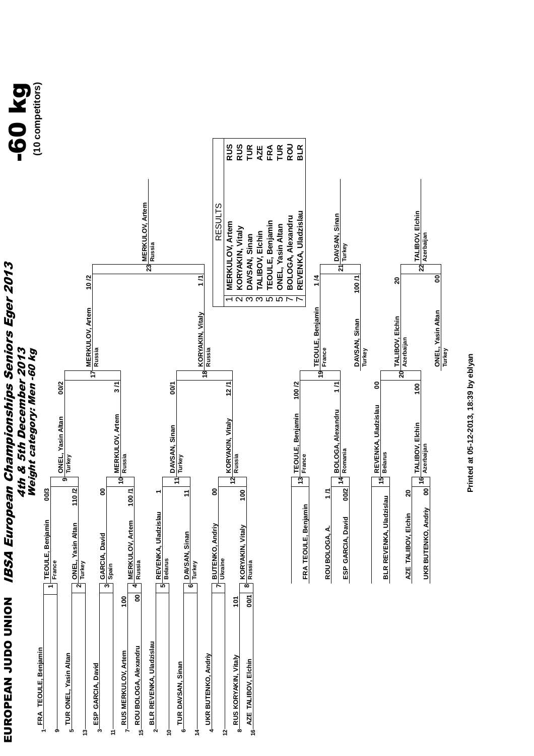# EUROPEAN JUDO UNION

## IBSA European Championships Seniors Eger 2013

### 4th & 5th December 2013

### Weight category: Men -60 kg

**-60 kg**
(10 competitors)

**Main draw**

| Seed | Competitor | Round 1 | Score | Quarterfinal | Score | Semifinal | Score | Final |
|---|---|---|---|---|---|---|---|---|
| 1 | FRA TEOULE, Benjamin | 1 TEOULE, Benjamin (France) | 00/3 | 9 ONEL, Yasin Altan (Turkey) | 00/2 | 17 MERKULOV, Artem (Russia) | 10 /2 | 23 MERKULOV, Artem (Russia) |
| 9 / 5 | TUR ONEL, Yasin Altan | 2 ONEL, Yasin Altan (Turkey) | 110 /2 | | | | | |
| 13 / 3 | ESP GARCIA, David | 3 GARCIA, David (Spain) | 00 | 10 MERKULOV, Artem (Russia) | 3 /1 | | | |
| 11 / 7 | RUS MERKULOV, Artem (100) vs ROU BOLOGA, Alexandru (00) | 4 MERKULOV, Artem (Russia) | 100 /1 | | | | | |
| 15 / 2 | BLR REVENKA, Uladzislau | 5 REVENKA, Uladzislau (Belarus) | 1 | 11 DAVSAN, Sinan (Turkey) | 00/1 | 18 KORYAKIN, Vitaly (Russia) | 1 /1 | |
| 10 / 6 | TUR DAVSAN, Sinan | 6 DAVSAN, Sinan (Turkey) | 11 | | | | | |
| 14 / 4 | UKR BUTENKO, Andriy | 7 BUTENKO, Andriy (Ukraine) | 00 | 12 KORYAKIN, Vitaly (Russia) | 12 /1 | | | |
| 12 / 8 / 16 | RUS KORYAKIN, Vitaly (101) vs AZE TALIBOV, Elchin (00/1) | 8 KORYAKIN, Vitaly (Russia) | 100 | | | | | |

**Repechage**

| Competitor | Score | Repechage | Score | Repechage | Score | Bronze |
|---|---|---|---|---|---|---|
| FRA TEOULE, Benjamin | | 13 TEOULE, Benjamin (France) | 100 /2 | 19 TEOULE, Benjamin (France) | 1 /4 | 21 DAVSAN, Sinan (Turkey) |
| ROU BOLOGA, A. | 1 /1 | 14 BOLOGA, Alexandru (Romania) | 1 /1 | | | |
| ESP GARCIA, David | 00/2 | | | DAVSAN, Sinan (Turkey) | 100 /1 | |
| BLR REVENKA, Uladzislau | | 15 REVENKA, Uladzislau (Belarus) | 00 | 20 TALIBOV, Elchin (Azerbaijan) | 20 | 22 TALIBOV, Elchin (Azerbaijan) |
| AZE TALIBOV, Elchin | 20 | 16 TALIBOV, Elchin (Azerbaijan) | 100 | | | |
| UKR BUTENKO, Andriy | 00 | | | ONEL, Yasin Altan (Turkey) | 00 | |

**RESULTS**

| Place | Name | Country |
|---|---|---|
| 1 | MERKULOV, Artem | RUS |
| 2 | KORYAKIN, Vitaly | RUS |
| 3 | DAVSAN, Sinan | TUR |
| 3 | TALIBOV, Elchin | AZE |
| 5 | TEOULE, Benjamin | FRA |
| 5 | ONEL, Yasin Altan | TUR |
| 7 | BOLOGA, Alexandru | ROU |
| 7 | REVENKA, Uladzislau | BLR |

Printed at 05-12-2013, 18:39 by eblyan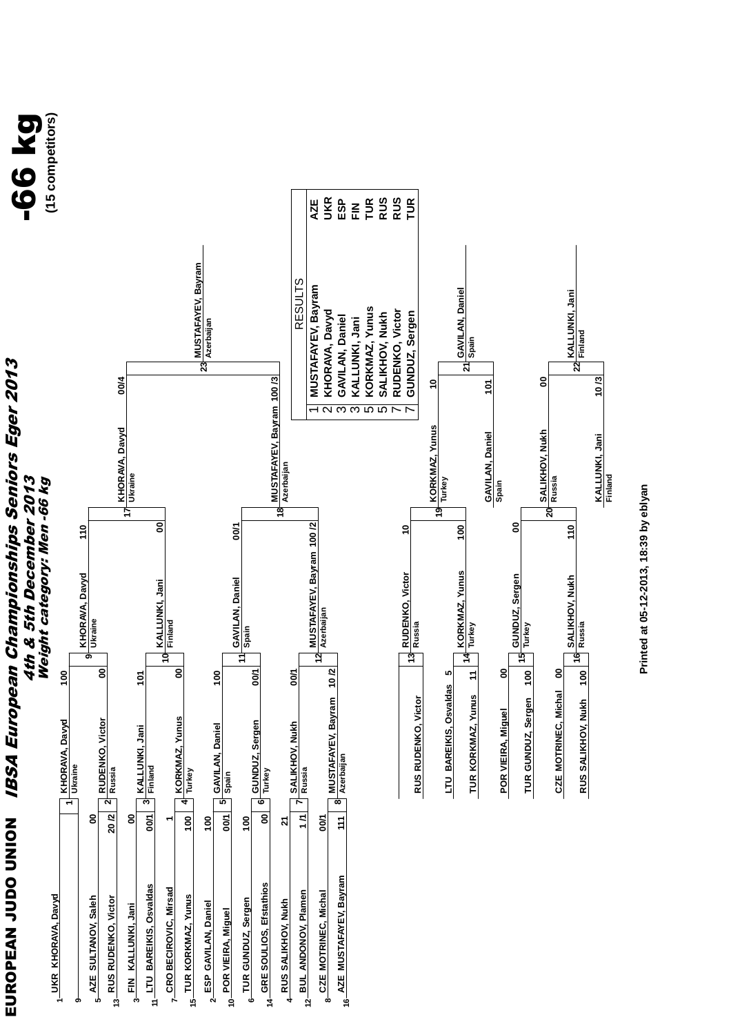# EUROPEAN JUDO UNION — IBSA European Championships Seniors Eger 2013

**4th & 5th December 2013**

**Weight category: Men -66 kg**

## -66 kg
(15 competitors)

### First round

| Seed | Competitor | Score | Match | Winner | Score |
|---|---|---|---|---|---|
| 1 | UKR KHORAVA, Davyd | | 1 | KHORAVA, Davyd (Ukraine) | 100 |
| 9 | AZE SULTANOV, Saleh | 00 | | | |
| 5 | | | | | |
| 13 | RUS RUDENKO, Victor | 20 /2 | 2 | RUDENKO, Victor (Russia) | 00 |
| 3 | FIN KALLUNKI, Jani | 00 | 3 | KALLUNKI, Jani (Finland) | 101 |
| 11 | LTU BAREIKIS, Osvaldas | 00/1 | | | |
| 7 | CRO BECIROVIC, Mirsad | 1 | 4 | KORKMAZ, Yunus (Turkey) | 00 |
| 15 | TUR KORKMAZ, Yunus | 100 | | | |
| 2 | ESP GAVILAN, Daniel | 100 | 5 | GAVILAN, Daniel (Spain) | 100 |
| 10 | POR VIEIRA, Miguel | 00/1 | | | |
| 6 | TUR GUNDUZ, Sergen | 100 | 6 | GUNDUZ, Sergen (Turkey) | 00/1 |
| 14 | GRE SOULIOS, Efstathios | 00 | | | |
| 4 | RUS SALIKHOV, Nukh | 21 | 7 | SALIKHOV, Nukh (Russia) | 00/1 |
| 12 | BUL ANDONOV, Plamen | 1 /1 | | | |
| 8 | CZE MOTRINEC, Michal | 00/1 | 8 | MUSTAFAYEV, Bayram (Azerbaijan) | 10 /2 |
| 16 | AZE MUSTAFAYEV, Bayram | 111 | | | |

### Quarterfinals

| Match | Winner | Score |
|---|---|---|
| 9 | KHORAVA, Davyd (Ukraine) | 110 |
| 10 | KALLUNKI, Jani (Finland) | 00 |
| 11 | GAVILAN, Daniel (Spain) | 00/1 |
| 12 | MUSTAFAYEV, Bayram (Azerbaijan) | 100 /2 |

### Semifinals

| Match | Winner | Score |
|---|---|---|
| 17 | KHORAVA, Davyd (Ukraine) | 00/4 |
| 18 | MUSTAFAYEV, Bayram (Azerbaijan) | 100 /3 |

### Final

| Match | Winner |
|---|---|
| 23 | MUSTAFAYEV, Bayram (Azerbaijan) |

### Repechage

| Competitor | Score | Match | Winner | Score |
|---|---|---|---|---|
| RUS RUDENKO, Victor | | 13 | RUDENKO, Victor (Russia) | 10 |
| LTU BAREIKIS, Osvaldas | 5 | | | |
| TUR KORKMAZ, Yunus | 11 | 14 | KORKMAZ, Yunus (Turkey) | 100 |
| POR VIEIRA, Miguel | 00 | | | |
| TUR GUNDUZ, Sergen | 100 | 15 | GUNDUZ, Sergen (Turkey) | 00 |
| CZE MOTRINEC, Michal | 00 | | | |
| RUS SALIKHOV, Nukh | 100 | 16 | SALIKHOV, Nukh (Russia) | 110 |

| Match | Winner | Score |
|---|---|---|
| 19 | KORKMAZ, Yunus (Turkey) | 10 |
| | GAVILAN, Daniel (Spain) | 101 |
| 21 | GAVILAN, Daniel (Spain) | |
| 20 | SALIKHOV, Nukh (Russia) | 00 |
| | KALLUNKI, Jani (Finland) | 10 /3 |
| 22 | KALLUNKI, Jani (Finland) | |

### RESULTS

| Place | Name | Country |
|---|---|---|
| 1 | MUSTAFAYEV, Bayram | AZE |
| 2 | KHORAVA, Davyd | UKR |
| 3 | GAVILAN, Daniel | ESP |
| 3 | KALLUNKI, Jani | FIN |
| 5 | KORKMAZ, Yunus | TUR |
| 5 | SALIKHOV, Nukh | RUS |
| 7 | RUDENKO, Victor | RUS |
| 7 | GUNDUZ, Sergen | TUR |

Printed at 05-12-2013, 18:39 by eblyan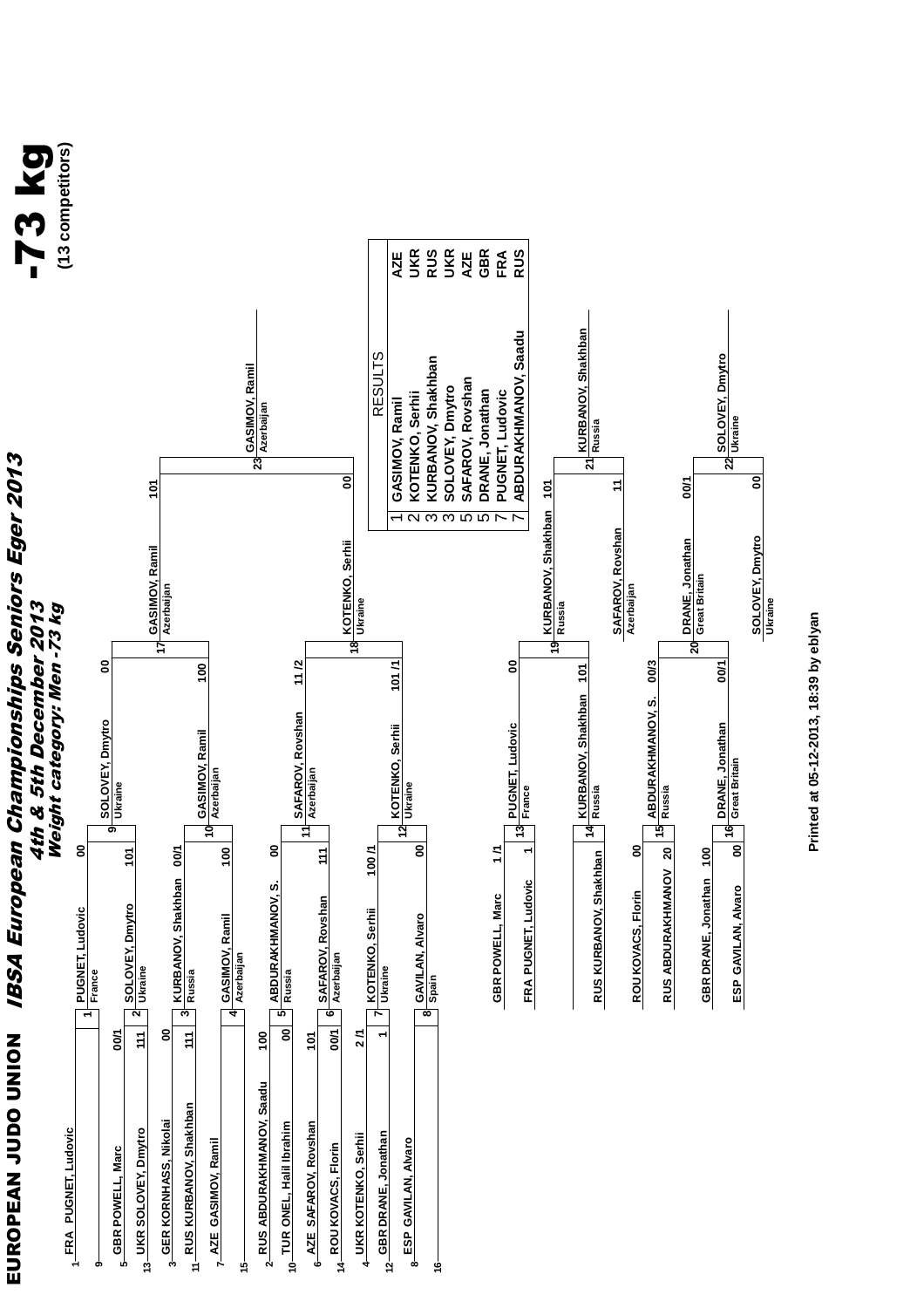# EUROPEAN JUDO UNION

## *IBSA European Championships Seniors Eger 2013*

*4th & 5th December 2013*

*Weight category: Men -73 kg*

# -73 kg

**(13 competitors)**

### Draw (first round)

| Seed | Competitor | Score | No. | Winner | Score |
|---|---|---|---|---|---|
| 1 | FRA PUGNET, Ludovic | | 1 | PUGNET, Ludovic (France) | 00 |
| 9 | | | | | |
| 5 | GBR POWELL, Marc | 00/1 | 2 | SOLOVEY, Dmytro (Ukraine) | 101 |
| 13 | UKR SOLOVEY, Dmytro | 111 | | | |
| 3 | GER KORNHASS, Nikolai | 00 | 3 | KURBANOV, Shakhban (Russia) | 00/1 |
| 11 | RUS KURBANOV, Shakhban | 111 | | | |
| 7 | AZE GASIMOV, Ramil | | 4 | GASIMOV, Ramil (Azerbaijan) | 100 |
| 15 | | | | | |
| 2 | RUS ABDURAKHMANOV, Saadu | 100 | 5 | ABDURAKHMANOV, S. (Russia) | 00 |
| 10 | TUR ONEL, Halil Ibrahim | 00 | | | |
| 6 | AZE SAFAROV, Rovshan | 101 | 6 | SAFAROV, Rovshan (Azerbaijan) | 111 |
| 14 | ROU KOVACS, Florin | 00/1 | | | |
| 4 | UKR KOTENKO, Serhii | 2/1 | 7 | KOTENKO, Serhii (Ukraine) | 100 /1 |
| 12 | GBR DRANE, Jonathan | 1 | | | |
| 8 | ESP GAVILAN, Alvaro | | 8 | GAVILAN, Alvaro (Spain) | 00 |
| 16 | | | | | |

### Main draw

| No. | Winner | Score |
|---|---|---|
| 9 | SOLOVEY, Dmytro (Ukraine) | 00 |
| 10 | GASIMOV, Ramil (Azerbaijan) | 100 |
| 11 | SAFAROV, Rovshan (Azerbaijan) | 11 /2 |
| 12 | KOTENKO, Serhii (Ukraine) | 101 /1 |
| 17 | GASIMOV, Ramil (Azerbaijan) | 101 |
| 18 | KOTENKO, Serhii (Ukraine) | 00 |
| 23 | GASIMOV, Ramil (Azerbaijan) | |

### Repechage

| Competitor | Score | No. | Winner | Score |
|---|---|---|---|---|
| GBR POWELL, Marc | 1 /1 | 13 | PUGNET, Ludovic (France) | 00 |
| FRA PUGNET, Ludovic | 1 | | | |
| RUS KURBANOV, Shakhban | | 14 | KURBANOV, Shakhban (Russia) | 101 |
| ROU KOVACS, Florin | 00 | 15 | ABDURAKHMANOV, S. (Russia) | 00/3 |
| RUS ABDURAKHMANOV | 20 | | | |
| GBR DRANE, Jonathan | 100 | 16 | DRANE, Jonathan (Great Britain) | 00/1 |
| ESP GAVILAN, Alvaro | 00 | | | |

| No. | Winner | Score |
|---|---|---|
| 19 | KURBANOV, Shakhban (Russia) | 101 |
| | SAFAROV, Rovshan (Azerbaijan) | 11 |
| 21 | KURBANOV, Shakhban (Russia) | |
| 20 | DRANE, Jonathan (Great Britain) | 00/1 |
| | SOLOVEY, Dmytro (Ukraine) | 00 |
| 22 | SOLOVEY, Dmytro (Ukraine) | |

### RESULTS

| Place | Name | Country |
|---|---|---|
| 1 | GASIMOV, Ramil | AZE |
| 2 | KOTENKO, Serhii | UKR |
| 3 | KURBANOV, Shakhban | RUS |
| 3 | SOLOVEY, Dmytro | UKR |
| 5 | SAFAROV, Rovshan | AZE |
| 5 | DRANE, Jonathan | GBR |
| 7 | PUGNET, Ludovic | FRA |
| 7 | ABDURAKHMANOV, Saadu | RUS |

Printed at 05-12-2013, 18:39 by eblyan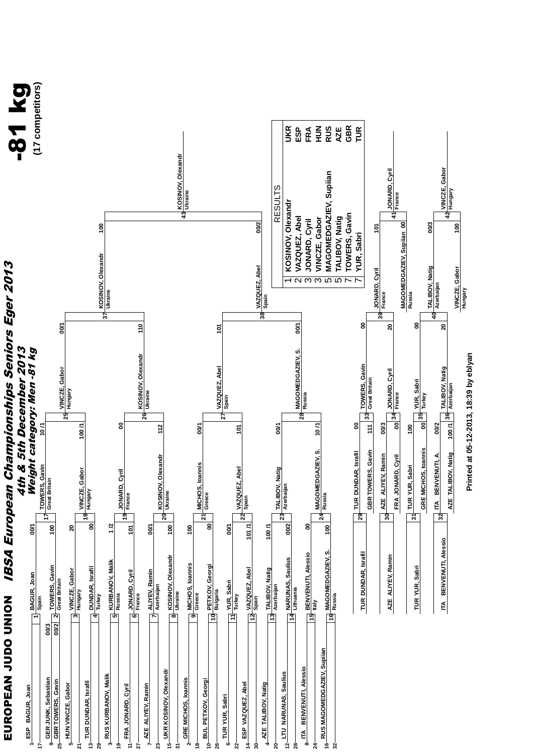# EUROPEAN JUDO UNION — IBSA European Championships Seniors Eger 2013

## 4th & 5th December 2013

### Weight category: Men -81 kg

**-81 kg**
(17 competitors)

## Draw

| Pos | Competitor |
|---|---|
| 1 | ESP BAGUR, Joan |
| 17 | GER JUNK, Sebastian |
| 9 / 25 | GBR TOWERS, Gavin |
| 5 | HUN VINCZE, Gabor |
| 21 / 13 | TUR DUNDAR, Israfil |
| 29 / 3 | RUS KURBANOV, Malik |
| 19 / 11 | FRA JONARD, Cyril |
| 27 / 7 | AZE ALIYEV, Ramin |
| 23 / 15 | UKR KOSINOV, Oleksandr |
| 31 / 2 | GRE MICHOS, Ioannis |
| 18 / 10 | BUL PETKOV, Georgi |
| 26 / 6 | TUR YUR, Sabri |
| 22 / 14 | ESP VAZQUEZ, Abel |
| 30 / 4 | AZE TALIBOV, Natig |
| 20 / 12 | LTU NARUNAS, Saulius |
| 28 / 8 | ITA BENVENUTI, Alessio |
| 24 / 16 | RUS MAGOMEDGAZIEV, Supiian |
| 32 | |

## Preliminary round

| Contest | Competitor | Score | Competitor | Score | Winner |
|---|---|---|---|---|---|
| 2 | GER JUNK, Sebastian | 00/3 | GBR TOWERS, Gavin | 00/2 | TOWERS, Gavin (Great Britain) 100 |

## Round 1

| Contest | Competitor | Score | Competitor | Score | Winner |
|---|---|---|---|---|---|
| 17 | BAGUR, Joan (Spain) | 00/1 | TOWERS, Gavin (Great Britain) | 100 | TOWERS, Gavin (Great Britain) |
| 18 | VINCZE, Gabor (Hungary) | 20 | DUNDAR, Israfil (Turkey) | 00 | VINCZE, Gabor (Hungary) |
| 19 | KURBANOV, Malik (Russia) | 1 /2 | JONARD, Cyril (France) | 101 | JONARD, Cyril (France) |
| 20 | ALIYEV, Ramin (Azerbaijan) | 00/1 | KOSINOV, Oleksandr (Ukraine) | 100 | KOSINOV, Oleksandr (Ukraine) |
| 21 | MICHOS, Ioannis (Greece) | 100 | PETKOV, Georgi (Bulgaria) | 00 | MICHOS, Ioannis (Greece) |
| 22 | YUR, Sabri (Turkey) | 00/1 | VAZQUEZ, Abel (Spain) | 101 /1 | VAZQUEZ, Abel (Spain) |
| 23 | TALIBOV, Natig (Azerbaijan) | 100 /1 | NARUNAS, Saulius (Lithuania) | 00/2 | TALIBOV, Natig (Azerbaijan) |
| 24 | BENVENUTI, Alessio (Italy) | 00 | MAGOMEDGAZIEV, S. (Russia) | 100 | MAGOMEDGAZIEV, S. (Russia) |

## Quarter-finals

| Contest | Competitor | Score | Competitor | Score | Winner |
|---|---|---|---|---|---|
| 25 | TOWERS, Gavin (Great Britain) | 10 /1 | VINCZE, Gabor (Hungary) | 100 /1 | VINCZE, Gabor (Hungary) |
| 26 | JONARD, Cyril (France) | 00 | KOSINOV, Oleksandr (Ukraine) | 112 | KOSINOV, Oleksandr (Ukraine) |
| 27 | MICHOS, Ioannis (Greece) | 00/1 | VAZQUEZ, Abel (Spain) | 101 | VAZQUEZ, Abel (Spain) |
| 28 | TALIBOV, Natig (Azerbaijan) | 00/1 | MAGOMEDGAZIEV, S. (Russia) | 10 /1 | MAGOMEDGAZIEV, S. (Russia) |

## Semi-finals

| Contest | Competitor | Score | Competitor | Score | Winner |
|---|---|---|---|---|---|
| 37 | VINCZE, Gabor (Hungary) | 00/1 | KOSINOV, Oleksandr (Ukraine) | 110 | KOSINOV, Oleksandr (Ukraine) |
| 38 | VAZQUEZ, Abel (Spain) | 101 | MAGOMEDGAZIEV, S. (Russia) | 00/1 | VAZQUEZ, Abel (Spain) |

## Final

| Contest | Competitor | Score | Competitor | Score | Winner |
|---|---|---|---|---|---|
| 43 | KOSINOV, Oleksandr (Ukraine) | 100 | VAZQUEZ, Abel (Spain) | 00/2 | KOSINOV, Oleksandr (Ukraine) |

## Repechage

| Contest | Competitor | Score | Competitor | Score | Winner |
|---|---|---|---|---|---|
| 29 | TUR DUNDAR, Israfil | | | | TUR DUNDAR, Israfil |
| 30 | AZE ALIYEV, Ramin | | | | AZE ALIYEV, Ramin |
| 31 | TUR YUR, Sabri | | | | TUR YUR, Sabri |
| 32 | ITA BENVENUTI, Alessio | | | | ITA BENVENUTI, Alessio |
| 33 | TUR DUNDAR, Israfil | 00 | GBR TOWERS, Gavin | 111 | TOWERS, Gavin (Great Britain) |
| 34 | AZE ALIYEV, Ramin | 00/3 | FRA JONARD, Cyril | 00 | JONARD, Cyril (France) |
| 35 | TUR YUR, Sabri | 100 | GRE MICHOS, Ioannis | 00 | YUR, Sabri (Turkey) |
| 36 | ITA BENVENUTI, A. | 00/2 | AZE TALIBOV, Natig | 100 /1 | TALIBOV, Natig (Azerbaijan) |
| 39 | TOWERS, Gavin (Great Britain) | 00 | JONARD, Cyril (France) | 20 | JONARD, Cyril (France) |
| 40 | YUR, Sabri (Turkey) | 00 | TALIBOV, Natig (Azerbaijan) | 20 | TALIBOV, Natig (Azerbaijan) |

## Bronze medal contests

| Contest | Competitor | Score | Competitor | Score | Winner |
|---|---|---|---|---|---|
| 41 | JONARD, Cyril (France) | 101 | MAGOMEDGAZIEV, Supiian (Russia) | 00 | JONARD, Cyril (France) |
| 42 | TALIBOV, Natig (Azerbaijan) | 00/3 | VINCZE, Gabor (Hungary) | 100 | VINCZE, Gabor (Hungary) |

## RESULTS

| Place | Name | Country |
|---|---|---|
| 1 | KOSINOV, Olexandr | UKR |
| 2 | VAZQUEZ, Abel | ESP |
| 3 | JONARD, Cyril | FRA |
| 3 | VINCZE, Gabor | HUN |
| 5 | MAGOMEDGAZIEV, Supiian | RUS |
| 5 | TALIBOV, Natig | AZE |
| 7 | TOWERS, Gavin | GBR |
| 7 | YUR, Sabri | TUR |

Printed at 05-12-2013, 18:39 by eblyan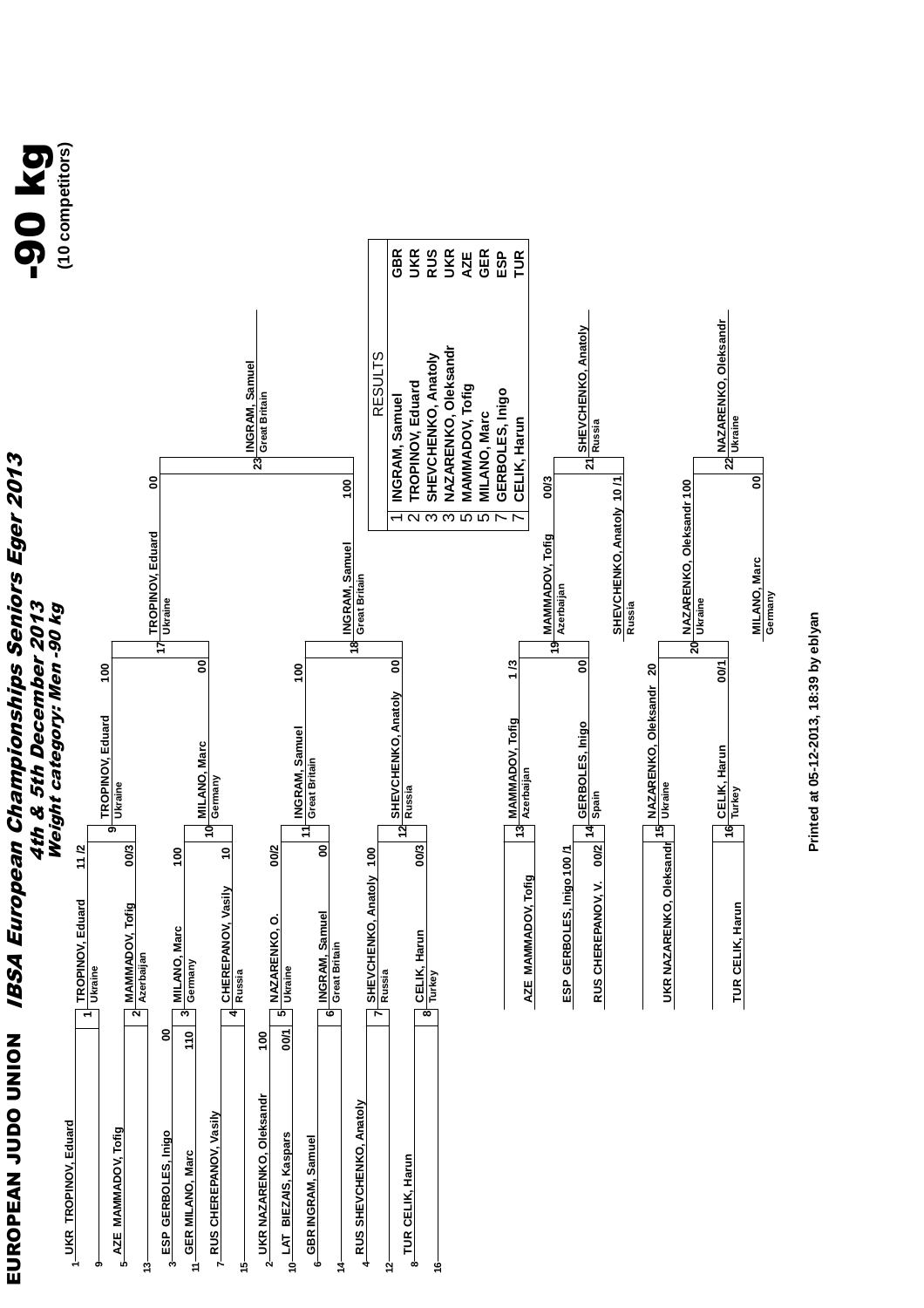# EUROPEAN JUDO UNION

## IBSA European Championships Seniors Eger 2013

### 4th & 5th December 2013

### Weight category: Men -90 kg

# -90 kg

(10 competitors)

## Draw

| Pos | Seed | Competitor |
| --- | --- | --- |
| 1 | 1 | UKR TROPINOV, Eduard |
| 2 | 9 | |
| 3 | 5 | AZE MAMMADOV, Tofig |
| 4 | 13 | |
| 5 | 3 | ESP GERBOLES, Inigo |
| 6 | 11 | GER MILANO, Marc |
| 7 | 7 | RUS CHEREPANOV, Vasily |
| 8 | 15 | |
| 9 | 2 | UKR NAZARENKO, Oleksandr |
| 10 | 10 | LAT BIEZAIS, Kaspars |
| 11 | 6 | GBR INGRAM, Samuel |
| 12 | 14 | |
| 13 | 4 | RUS SHEVCHENKO, Anatoly |
| 14 | 12 | |
| 15 | 8 | TUR CELIK, Harun |
| 16 | 16 | |

## Preliminary round

| Contest | Competitor | Score | Competitor | Score | Winner |
| --- | --- | --- | --- | --- | --- |
| 3 | ESP GERBOLES, Inigo | 00 | GER MILANO, Marc | 110 | MILANO, Marc (Germany) |
| 5 | UKR NAZARENKO, Oleksandr | 100 | LAT BIEZAIS, Kaspars | 00/1 | NAZARENKO, O. (Ukraine) |

## First round

| Contest | Competitor | Score | Competitor | Score | Winner |
| --- | --- | --- | --- | --- | --- |
| 9 | TROPINOV, Eduard (Ukraine) | 11 /2 | MAMMADOV, Tofig (Azerbaijan) | 00/3 | TROPINOV, Eduard (Ukraine) |
| 10 | MILANO, Marc (Germany) | 100 | CHEREPANOV, Vasily (Russia) | 10 | MILANO, Marc (Germany) |
| 11 | NAZARENKO, O. (Ukraine) | 00/2 | INGRAM, Samuel (Great Britain) | 00 | INGRAM, Samuel (Great Britain) |
| 12 | SHEVCHENKO, Anatoly (Russia) | 100 | CELIK, Harun (Turkey) | 00/3 | SHEVCHENKO, Anatoly (Russia) |

## Semi-finals

| Contest | Competitor | Score | Competitor | Score | Winner |
| --- | --- | --- | --- | --- | --- |
| 17 | TROPINOV, Eduard (Ukraine) | 100 | MILANO, Marc (Germany) | 00 | TROPINOV, Eduard (Ukraine) |
| 18 | INGRAM, Samuel (Great Britain) | 100 | SHEVCHENKO, Anatoly (Russia) | 00 | INGRAM, Samuel (Great Britain) |

## Final

| Contest | Competitor | Score | Competitor | Score | Winner |
| --- | --- | --- | --- | --- | --- |
| 23 | TROPINOV, Eduard (Ukraine) | 00 | INGRAM, Samuel (Great Britain) | 100 | INGRAM, Samuel (Great Britain) |

## Repechage

| Contest | Competitor | Score | Competitor | Score | Winner |
| --- | --- | --- | --- | --- | --- |
| 13 | AZE MAMMADOV, Tofig | | | | MAMMADOV, Tofig (Azerbaijan) |
| 14 | ESP GERBOLES, Inigo | 100 /1 | RUS CHEREPANOV, V. | 00/2 | GERBOLES, Inigo (Spain) |
| 15 | UKR NAZARENKO, Oleksandr | | | | NAZARENKO, Oleksandr (Ukraine) |
| 16 | TUR CELIK, Harun | | | | CELIK, Harun (Turkey) |
| 19 | MAMMADOV, Tofig (Azerbaijan) | 1 /3 | GERBOLES, Inigo (Spain) | 00 | MAMMADOV, Tofig (Azerbaijan) |
| 20 | NAZARENKO, Oleksandr (Ukraine) | 20 | CELIK, Harun (Turkey) | 00/1 | NAZARENKO, Oleksandr (Ukraine) |

## Bronze medal contests

| Contest | Competitor | Score | Competitor | Score | Winner |
| --- | --- | --- | --- | --- | --- |
| 21 | MAMMADOV, Tofig (Azerbaijan) | 00/3 | SHEVCHENKO, Anatoly (Russia) | 10 /1 | SHEVCHENKO, Anatoly (Russia) |
| 22 | NAZARENKO, Oleksandr (Ukraine) | 100 | MILANO, Marc (Germany) | 00 | NAZARENKO, Oleksandr (Ukraine) |

## RESULTS

| Place | Name | Country |
| --- | --- | --- |
| 1 | INGRAM, Samuel | GBR |
| 2 | TROPINOV, Eduard | UKR |
| 3 | SHEVCHENKO, Anatoly | RUS |
| 3 | NAZARENKO, Oleksandr | UKR |
| 5 | MAMMADOV, Tofig | AZE |
| 5 | MILANO, Marc | GER |
| 7 | GERBOLES, Inigo | ESP |
| 7 | CELIK, Harun | TUR |

Printed at 05-12-2013, 18:39 by eblyan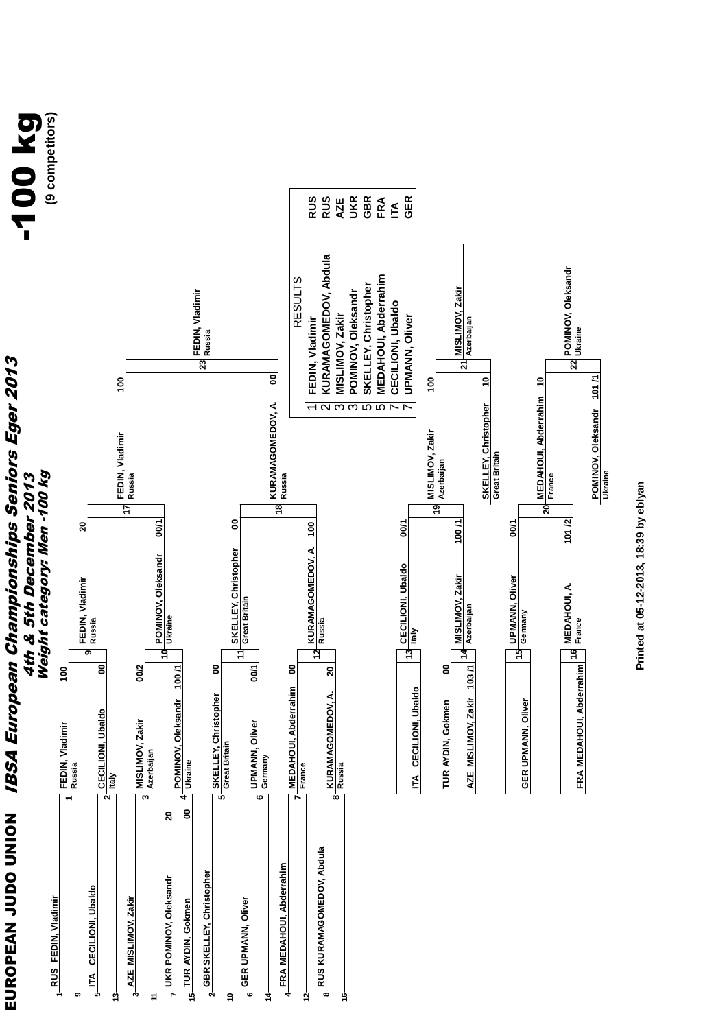# EUROPEAN JUDO UNION

## *IBSA European Championships Seniors Eger 2013*

***4th & 5th December 2013***

***Weight category: Men -100 kg***

# -100 kg

**(9 competitors)**

### Draw

| Seed | Competitor |
|---|---|
| 1 | RUS FEDIN, Vladimir |
| 9 | |
| 5 | ITA CECILIONI, Ubaldo |
| 13 | |
| 3 | AZE MISLIMOV, Zakir |
| 11 | |
| 7 | UKR POMINOV, Oleksandr |
| 15 | TUR AYDIN, Gokmen |
| 2 | GBR SKELLEY, Christopher |
| 10 | |
| 6 | GER UPMANN, Oliver |
| 14 | |
| 4 | FRA MEDAHOUI, Abderrahim |
| 12 | |
| 8 | RUS KURAMAGOMEDOV, Abdula |
| 16 | |

### Preliminary

| Match | Competitors | Score |
|---|---|---|
| | UKR POMINOV, Oleksandr | 20 |
| | TUR AYDIN, Gokmen | 00 |

### First Round

| Match | Competitor | Country | Score |
|---|---|---|---|
| 1 | FEDIN, Vladimir | Russia | 100 |
| 2 | CECILIONI, Ubaldo | Italy | 00 |
| 3 | MISLIMOV, Zakir | Azerbaijan | 00/2 |
| 4 | POMINOV, Oleksandr | Ukraine | 100 /1 |
| 5 | SKELLEY, Christopher | Great Britain | 00 |
| 6 | UPMANN, Oliver | Germany | 00/1 |
| 7 | MEDAHOUI, Abderrahim | France | 00 |
| 8 | KURAMAGOMEDOV, A. | Russia | 20 |

### Quarterfinals

| Match | Competitor | Country | Score |
|---|---|---|---|
| 9 | FEDIN, Vladimir | Russia | 20 |
| 10 | POMINOV, Oleksandr | Ukraine | 00/1 |
| 11 | SKELLEY, Christopher | Great Britain | 00 |
| 12 | KURAMAGOMEDOV, A. | Russia | 100 |

### Semifinals

| Match | Competitor | Country | Score |
|---|---|---|---|
| 17 | FEDIN, Vladimir | Russia | 100 |
| 18 | KURAMAGOMEDOV, A. | Russia | 00 |

### Final

| Match | Winner | Country |
|---|---|---|
| 23 | FEDIN, Vladimir | Russia |

### Repechage

| Match | Competitor | Score |
|---|---|---|
| | ITA CECILIONI, Ubaldo | |
| | TUR AYDIN, Gokmen | 00 |
| | AZE MISLIMOV, Zakir | 103 /1 |
| | GER UPMANN, Oliver | |
| | FRA MEDAHOUI, Abderrahim | |

| Match | Competitor | Country | Score |
|---|---|---|---|
| 13 | CECILIONI, Ubaldo | Italy | 00/1 |
| 14 | MISLIMOV, Zakir | Azerbaijan | 100 /1 |
| 15 | UPMANN, Oliver | Germany | 00/1 |
| 16 | MEDAHOUI, A. | France | 101 /2 |

| Match | Competitor | Country | Score |
|---|---|---|---|
| 19 | MISLIMOV, Zakir | Azerbaijan | 100 |
| | SKELLEY, Christopher | Great Britain | 10 |
| 20 | MEDAHOUI, Abderrahim | France | 10 |
| | POMINOV, Oleksandr | Ukraine | 101 /1 |

### Bronze Medal Contests

| Match | Winner | Country |
|---|---|---|
| 21 | MISLIMOV, Zakir | Azerbaijan |
| 22 | POMINOV, Oleksandr | Ukraine |

### RESULTS

| Rank | Name | Country |
|---|---|---|
| 1 | FEDIN, Vladimir | RUS |
| 2 | KURAMAGOMEDOV, Abdula | RUS |
| 3 | MISLIMOV, Zakir | AZE |
| 3 | POMINOV, Oleksandr | UKR |
| 5 | SKELLEY, Christopher | GBR |
| 5 | MEDAHOUI, Abderrahim | FRA |
| 7 | CECILIONI, Ubaldo | ITA |
| 7 | UPMANN, Oliver | GER |

Printed at 05-12-2013, 18:39 by eblyan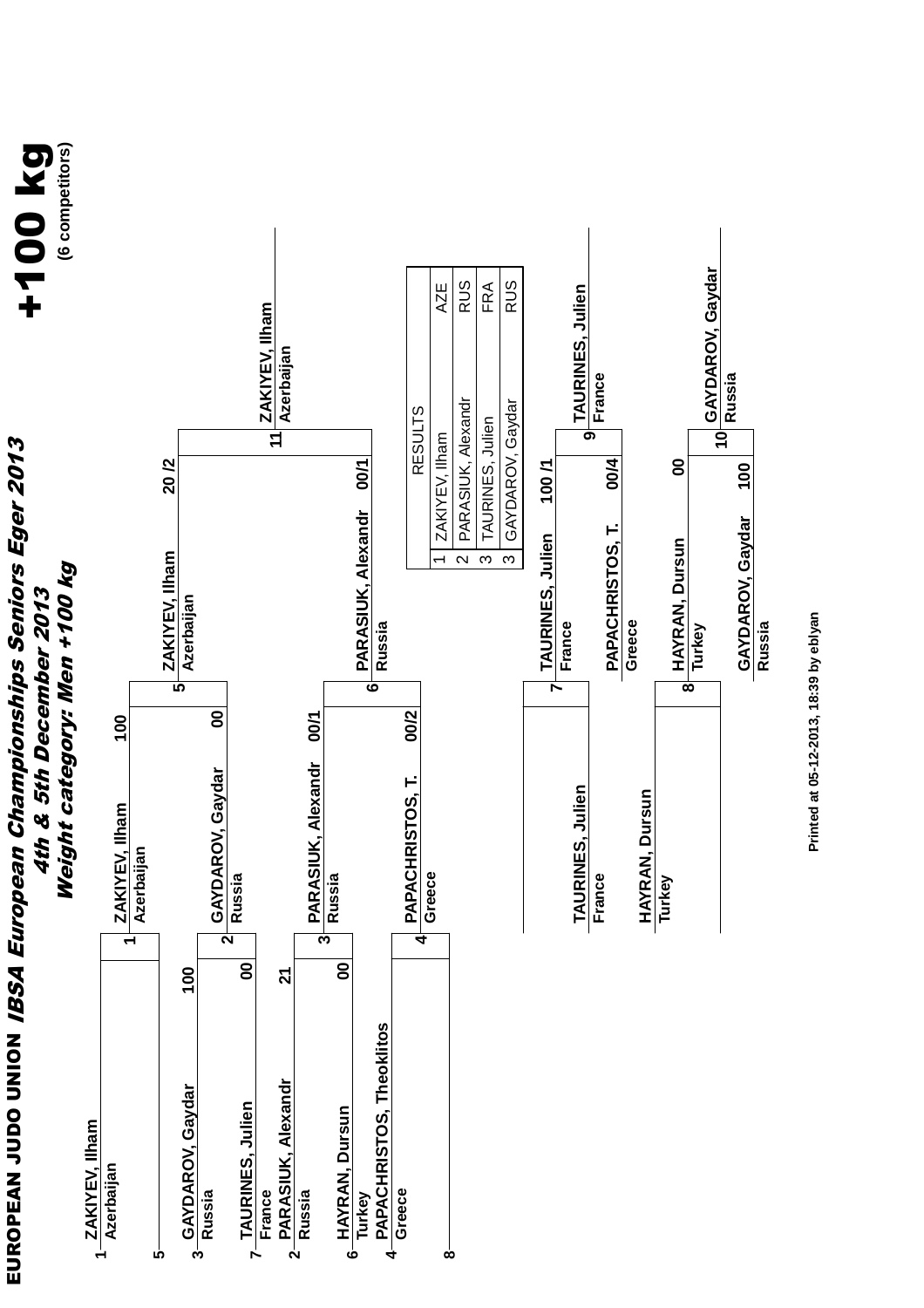# EUROPEAN JUDO UNION *IBSA European Championships Seniors Eger 2013*

*4th & 5th December 2013*

***Weight category: Men +100 kg***

## +100 kg

**(6 competitors)**

### Draw

| Pos | Name | Country |
|---|---|---|
| 1 | ZAKIYEV, Ilham | Azerbaijan |
| 5 | | |
| 3 | GAYDAROV, Gaydar | Russia |
| 7 | TAURINES, Julien | France |
| 2 | PARASIUK, Alexandr | Russia |
| 6 | HAYRAN, Dursun | Turkey |
| 4 | PAPACHRISTOS, Theoklitos | Greece |
| 8 | | |

### First round

| Contest | Winner | Country | Score |
|---|---|---|---|
| 1 | ZAKIYEV, Ilham | Azerbaijan | |
| 2 | GAYDAROV, Gaydar | Russia | 100 / 00 (TAURINES, Julien) |
| 3 | PARASIUK, Alexandr | Russia | 21 / 00 (HAYRAN, Dursun) |
| 4 | PAPACHRISTOS, T. | Greece | |

### Semi-finals

| Contest | Competitor | Score | Winner |
|---|---|---|---|
| 5 | ZAKIYEV, Ilham (Azerbaijan) | 100 | ZAKIYEV, Ilham (Azerbaijan) |
| | GAYDAROV, Gaydar (Russia) | 00 | |
| 6 | PARASIUK, Alexandr (Russia) | 00/1 | PARASIUK, Alexandr (Russia) |
| | PAPACHRISTOS, T. (Greece) | 00/2 | |

### Final

| Contest | Competitor | Score | Winner |
|---|---|---|---|
| 11 | ZAKIYEV, Ilham (Azerbaijan) | 20 /2 | ZAKIYEV, Ilham (Azerbaijan) |
| | PARASIUK, Alexandr (Russia) | 00/1 | |

### Repechage

| Contest | Competitor | Score | Winner |
|---|---|---|---|
| 7 | TAURINES, Julien (France) | | TAURINES, Julien (France) |
| 8 | HAYRAN, Dursun (Turkey) | | HAYRAN, Dursun (Turkey) |

### Bronze contests

| Contest | Competitor | Score | Winner |
|---|---|---|---|
| 9 | TAURINES, Julien (France) | 100 /1 | TAURINES, Julien (France) |
| | PAPACHRISTOS, T. (Greece) | 00/4 | |
| 10 | HAYRAN, Dursun (Turkey) | 00 | GAYDAROV, Gaydar (Russia) |
| | GAYDAROV, Gaydar (Russia) | 100 | |

### RESULTS

| Place | Name | Country |
|---|---|---|
| 1 | ZAKIYEV, Ilham | AZE |
| 2 | PARASIUK, Alexandr | RUS |
| 3 | TAURINES, Julien | FRA |
| 3 | GAYDAROV, Gaydar | RUS |

Printed at 05-12-2013, 18:39 by eblyan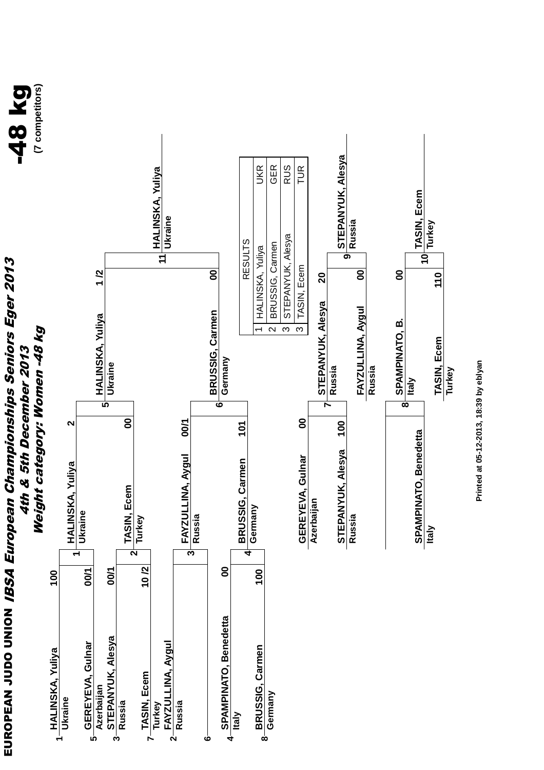# EUROPEAN JUDO UNION *IBSA European Championships Seniors Eger 2013*

*4th & 5th December 2013*

*Weight category: Women -48 kg*

## -48 kg

**(7 competitors)**

### Main draw

| Seed | Competitor | Country | Score |
|---|---|---|---|
| 1 | HALINSKA, Yuliya | Ukraine | 100 |
| 5 | GEREYEVA, Gulnar | Azerbaijan | 00/1 |
| 3 | STEPANYUK, Alesya | Russia | 00/1 |
| 7 | TASIN, Ecem | Turkey | 10 /2 |
| 2 | FAYZULLINA, Aygul | Russia | |
| 6 | | | |
| 4 | SPAMPINATO, Benedetta | Italy | 00 |
| 8 | BRUSSIG, Carmen | Germany | 100 |

**Round 1 → Quarter-finals**

| Match | Winner | Country | Score |
|---|---|---|---|
| 1 | HALINSKA, Yuliya | Ukraine | 2 |
| 2 | TASIN, Ecem | Turkey | 00 |
| 3 | FAYZULLINA, Aygul | Russia | 00/1 |
| 4 | BRUSSIG, Carmen | Germany | 101 |

**Semi-finals**

| Match | Winner | Country | Score |
|---|---|---|---|
| 5 | HALINSKA, Yuliya | Ukraine | 1 /2 |
| 6 | BRUSSIG, Carmen | Germany | 00 |

**Final**

| Match | Winner | Country |
|---|---|---|
| 11 | HALINSKA, Yuliya | Ukraine |

### Repechage

| Competitor | Country | Score |
|---|---|---|
| GEREYEVA, Gulnar | Azerbaijan | 00 |
| STEPANYUK, Alesya | Russia | 100 |
| SPAMPINATO, Benedetta | Italy | |

| Match | Winner | Country | Score |
|---|---|---|---|
| 7 | STEPANYUK, Alesya | Russia | 20 |
| | FAYZULLINA, Aygul | Russia | 00 |
| 8 | SPAMPINATO, B. | Italy | 00 |
| | TASIN, Ecem | Turkey | 110 |

**Bronze medals**

| Match | Winner | Country |
|---|---|---|
| 9 | STEPANYUK, Alesya | Russia |
| 10 | TASIN, Ecem | Turkey |

### RESULTS

| Place | Name | Country |
|---|---|---|
| 1 | HALINSKA, Yuliya | UKR |
| 2 | BRUSSIG, Carmen | GER |
| 3 | STEPANYUK, Alesya | RUS |
| 3 | TASIN, Ecem | TUR |

Printed at 05-12-2013, 18:39 by eblyan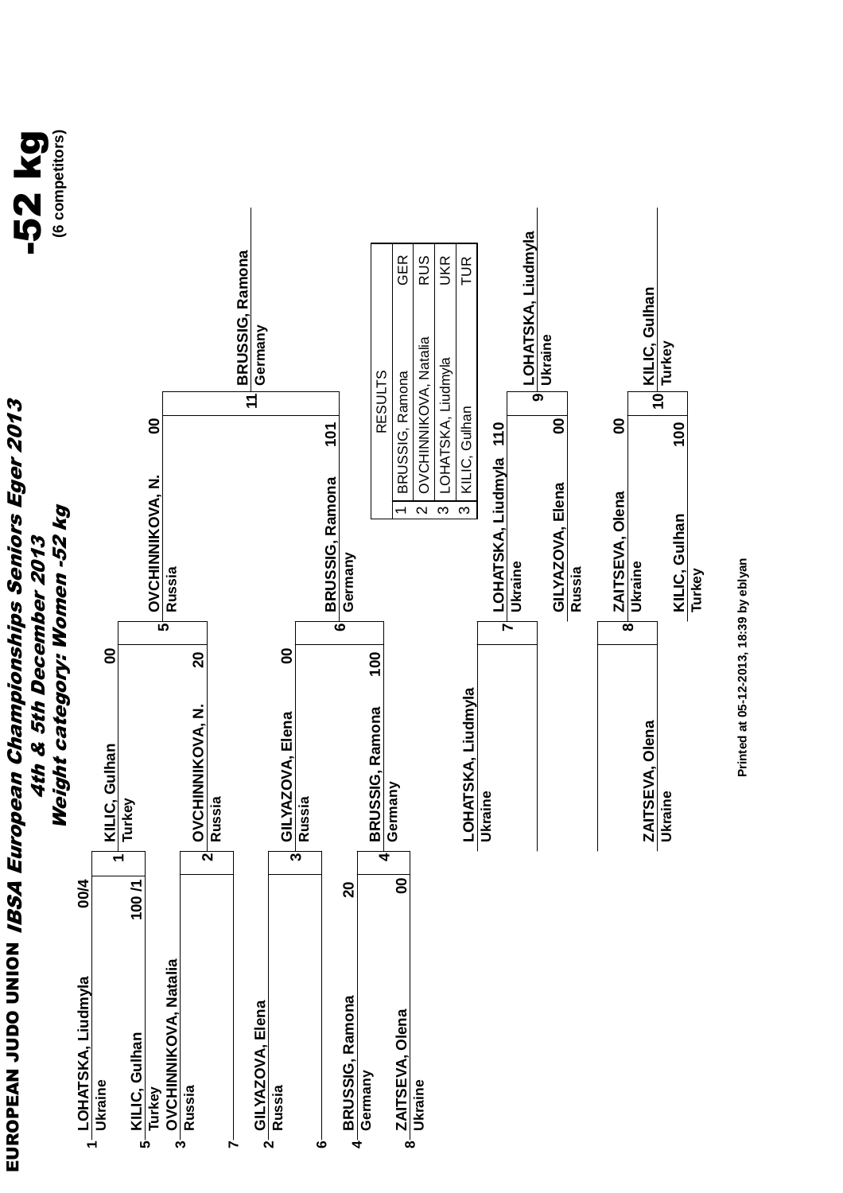# EUROPEAN JUDO UNION *IBSA European Championships Seniors Eger 2013*

*4th & 5th December 2013*

*Weight category: Women -52 kg*

**-52 kg**

**(6 competitors)**

## Round 1

| Pos | Competitor | Country | Score |
|---|---|---|---|
| 1 | LOHATSKA, Liudmyla | Ukraine | 00/4 |
| 5 | KILIC, Gulhan | Turkey | 100 /1 |
| 3 | OVCHINNIKOVA, Natalia | Russia | |
| 7 | | | |
| 2 | GILYAZOVA, Elena | Russia | |
| 6 | | | |
| 4 | BRUSSIG, Ramona | Germany | 20 |
| 8 | ZAITSEVA, Olena | Ukraine | 00 |

## Quarterfinals

| Match | Competitor | Country | Score |
|---|---|---|---|
| 1 | KILIC, Gulhan | Turkey | 00 |
| | OVCHINNIKOVA, N. | Russia | 20 |
| 2 | GILYAZOVA, Elena | Russia | 00 |
| | BRUSSIG, Ramona | Germany | 100 |

## Semifinals

| Match | Competitor | Country | Score |
|---|---|---|---|
| 5 | OVCHINNIKOVA, N. | Russia | 00 |
| 6 | BRUSSIG, Ramona | Germany | 101 |

## Final

| Match | Winner | Country |
|---|---|---|
| 11 | BRUSSIG, Ramona | Germany |

## Repechage

| Match | Competitor | Country | Score |
|---|---|---|---|
| 7 | LOHATSKA, Liudmyla | Ukraine | 110 |
| | GILYAZOVA, Elena | Russia | 00 |
| 8 | ZAITSEVA, Olena | Ukraine | 00 |
| | KILIC, Gulhan | Turkey | 100 |

## Bronze

| Match | Winner | Country |
|---|---|---|
| 9 | LOHATSKA, Liudmyla | Ukraine |
| 10 | KILIC, Gulhan | Turkey |

## RESULTS

| Place | Name | Country |
|---|---|---|
| 1 | BRUSSIG, Ramona | GER |
| 2 | OVCHINNIKOVA, Natalia | RUS |
| 3 | LOHATSKA, Liudmyla | UKR |
| 3 | KILIC, Gulhan | TUR |

Printed at 05-12-2013, 18:39 by eblyan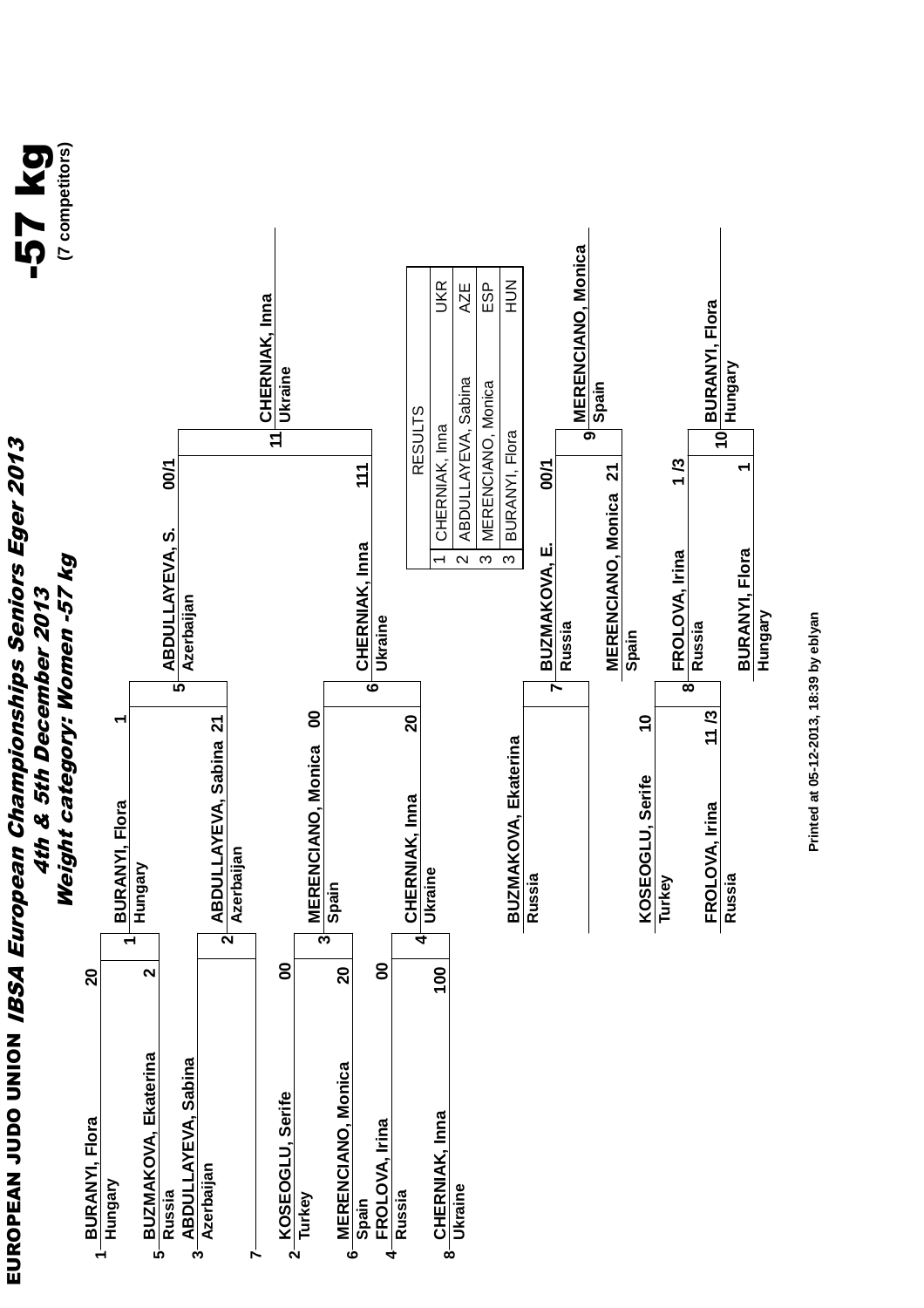# EUROPEAN JUDO UNION *IBSA European Championships Seniors Eger 2013*

## *4th & 5th December 2013*

## *Weight category: Women -57 kg*

# -57 kg

**(7 competitors)**

### Draw

| No. | Name | Country | Score |
|---|---|---|---|
| 1 | BURANYI, Flora | Hungary | 20 |
| 5 | BUZMAKOVA, Ekaterina | Russia | 2 |
| 3 | ABDULLAYEVA, Sabina | Azerbaijan | |
| 7 | | | |
| 2 | KOSEOGLU, Serife | Turkey | 00 |
| 6 | MERENCIANO, Monica | Spain | 20 |
| 4 | FROLOVA, Irina | Russia | 00 |
| 8 | CHERNIAK, Inna | Ukraine | 100 |

### Quarterfinals

| Contest | Name | Country | Score |
|---|---|---|---|
| 1 | BURANYI, Flora | Hungary | 1 |
| 2 | ABDULLAYEVA, Sabina | Azerbaijan | 21 |
| 3 | MERENCIANO, Monica | Spain | 00 |
| 4 | CHERNIAK, Inna | Ukraine | 20 |

### Semifinals

| Contest | Name | Country | Score |
|---|---|---|---|
| 5 | ABDULLAYEVA, S. | Azerbaijan | 00/1 |
| 6 | CHERNIAK, Inna | Ukraine | 111 |

### Final

| Contest | Winner | Country |
|---|---|---|
| 11 | CHERNIAK, Inna | Ukraine |

### Repechage

| Contest | Name | Country | Score |
|---|---|---|---|
| | BUZMAKOVA, Ekaterina | Russia | |
| 7 | BUZMAKOVA, E. | Russia | 00/1 |
| | MERENCIANO, Monica | Spain | 21 |
| 9 | MERENCIANO, Monica | Spain | |
| | KOSEOGLU, Serife | Turkey | 10 |
| | FROLOVA, Irina | Russia | 11 /3 |
| 8 | FROLOVA, Irina | Russia | 1 /3 |
| | BURANYI, Flora | Hungary | 1 |
| 10 | BURANYI, Flora | Hungary | |

### RESULTS

| Place | Name | Country |
|---|---|---|
| 1 | CHERNIAK, Inna | UKR |
| 2 | ABDULLAYEVA, Sabina | AZE |
| 3 | MERENCIANO, Monica | ESP |
| 3 | BURANYI, Flora | HUN |

Printed at 05-12-2013, 18:39 by eblyan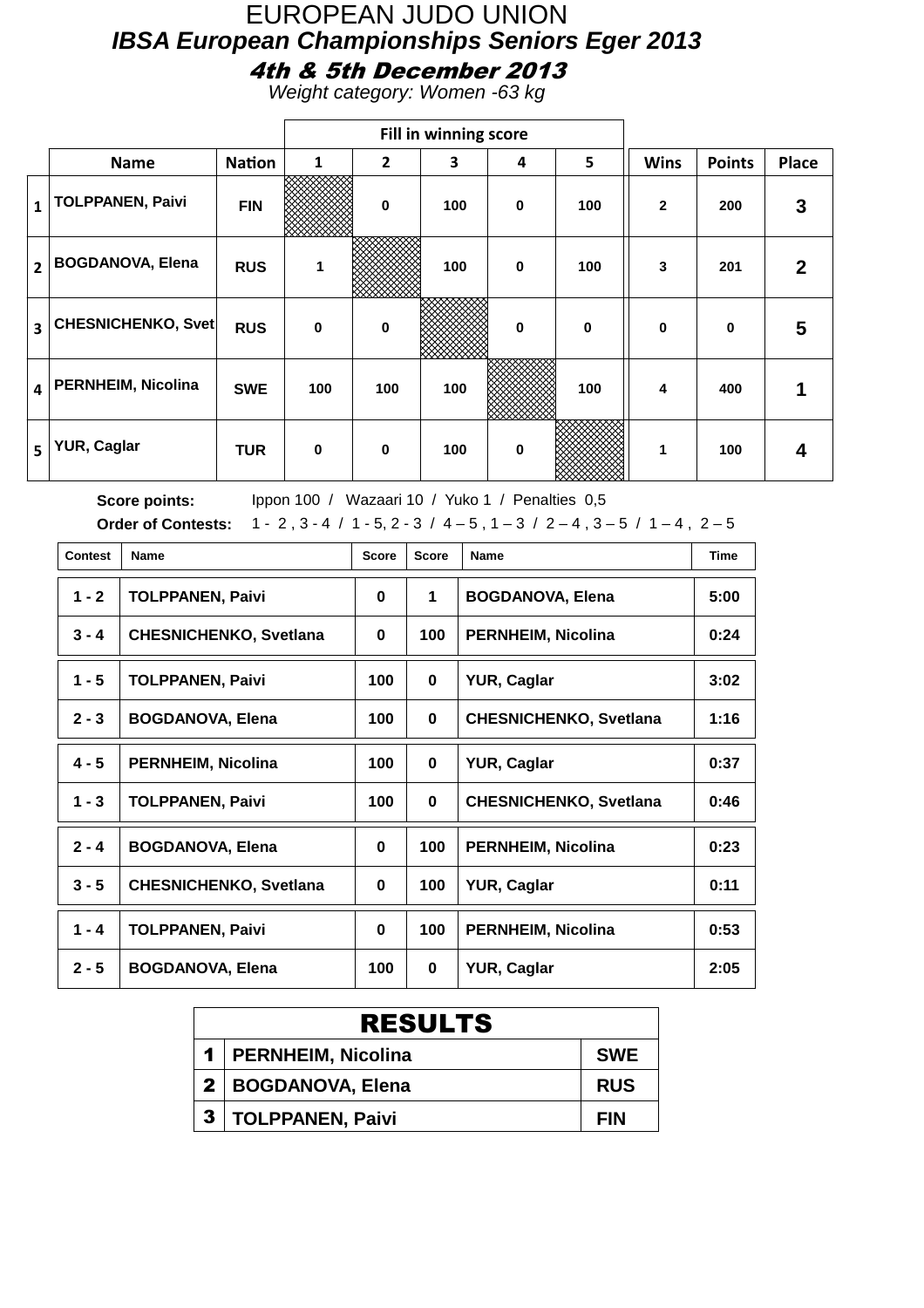# EUROPEAN JUDO UNION

## *IBSA European Championships Seniors Eger 2013*

### *4th & 5th December 2013*

*Weight category: Women -63 kg*

| | | | Fill in winning score | | | | | | | |
|---|---|---|---|---|---|---|---|---|---|---|
| | **Name** | **Nation** | **1** | **2** | **3** | **4** | **5** | **Wins** | **Points** | **Place** |
| **1** | **TOLPPANEN, Paivi** | **FIN** | | **0** | **100** | **0** | **100** | **2** | **200** | **3** |
| **2** | **BOGDANOVA, Elena** | **RUS** | **1** | | **100** | **0** | **100** | **3** | **201** | **2** |
| **3** | **CHESNICHENKO, Svet** | **RUS** | **0** | **0** | | **0** | **0** | **0** | **0** | **5** |
| **4** | **PERNHEIM, Nicolina** | **SWE** | **100** | **100** | **100** | | **100** | **4** | **400** | **1** |
| **5** | **YUR, Caglar** | **TUR** | **0** | **0** | **100** | **0** | | **1** | **100** | **4** |

**Score points:** Ippon 100 / Wazaari 10 / Yuko 1 / Penalties 0,5

**Order of Contests:** 1 - 2 , 3 - 4 / 1 - 5, 2 - 3 / 4 – 5 , 1 – 3 / 2 – 4 , 3 – 5 / 1 – 4 , 2 – 5

| Contest | Name | Score | Score | Name | Time |
|---|---|---|---|---|---|
| **1 - 2** | **TOLPPANEN, Paivi** | **0** | **1** | **BOGDANOVA, Elena** | **5:00** |
| **3 - 4** | **CHESNICHENKO, Svetlana** | **0** | **100** | **PERNHEIM, Nicolina** | **0:24** |
| **1 - 5** | **TOLPPANEN, Paivi** | **100** | **0** | **YUR, Caglar** | **3:02** |
| **2 - 3** | **BOGDANOVA, Elena** | **100** | **0** | **CHESNICHENKO, Svetlana** | **1:16** |
| **4 - 5** | **PERNHEIM, Nicolina** | **100** | **0** | **YUR, Caglar** | **0:37** |
| **1 - 3** | **TOLPPANEN, Paivi** | **100** | **0** | **CHESNICHENKO, Svetlana** | **0:46** |
| **2 - 4** | **BOGDANOVA, Elena** | **0** | **100** | **PERNHEIM, Nicolina** | **0:23** |
| **3 - 5** | **CHESNICHENKO, Svetlana** | **0** | **100** | **YUR, Caglar** | **0:11** |
| **1 - 4** | **TOLPPANEN, Paivi** | **0** | **100** | **PERNHEIM, Nicolina** | **0:53** |
| **2 - 5** | **BOGDANOVA, Elena** | **100** | **0** | **YUR, Caglar** | **2:05** |

| **RESULTS** | | |
|---|---|---|
| **1** | **PERNHEIM, Nicolina** | **SWE** |
| **2** | **BOGDANOVA, Elena** | **RUS** |
| **3** | **TOLPPANEN, Paivi** | **FIN** |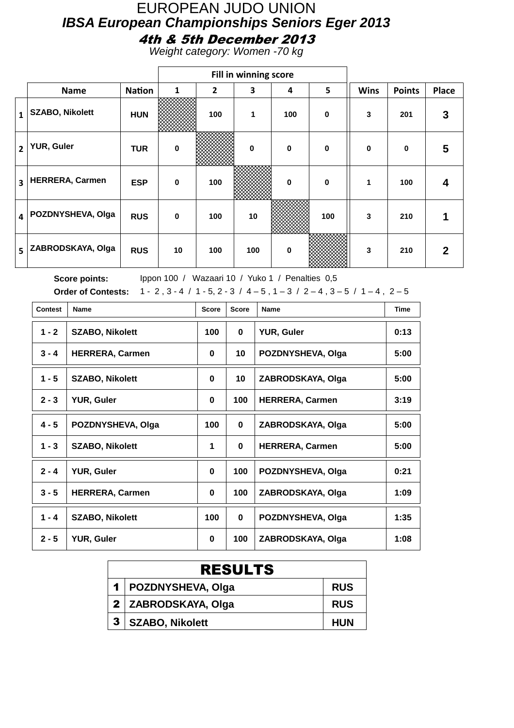# EUROPEAN JUDO UNION

## *IBSA European Championships Seniors Eger 2013*

### *4th & 5th December 2013*

*Weight category: Women -70 kg*

| | Name | Nation | Fill in winning score 1 | 2 | 3 | 4 | 5 | Wins | Points | Place |
|---|---|---|---|---|---|---|---|---|---|---|
| 1 | SZABO, Nikolett | HUN | | 100 | 1 | 100 | 0 | 3 | 201 | 3 |
| 2 | YUR, Guler | TUR | 0 | | 0 | 0 | 0 | 0 | 0 | 5 |
| 3 | HERRERA, Carmen | ESP | 0 | 100 | | 0 | 0 | 1 | 100 | 4 |
| 4 | POZDNYSHEVA, Olga | RUS | 0 | 100 | 10 | | 100 | 3 | 210 | 1 |
| 5 | ZABRODSKAYA, Olga | RUS | 10 | 100 | 100 | 0 | | 3 | 210 | 2 |

**Score points:** Ippon 100 / Wazaari 10 / Yuko 1 / Penalties 0,5

**Order of Contests:** 1 - 2 , 3 - 4 / 1 - 5, 2 - 3 / 4 – 5 , 1 – 3 / 2 – 4 , 3 – 5 / 1 – 4 , 2 – 5

| Contest | Name | Score | Score | Name | Time |
|---|---|---|---|---|---|
| 1 - 2 | SZABO, Nikolett | 100 | 0 | YUR, Guler | 0:13 |
| 3 - 4 | HERRERA, Carmen | 0 | 10 | POZDNYSHEVA, Olga | 5:00 |
| 1 - 5 | SZABO, Nikolett | 0 | 10 | ZABRODSKAYA, Olga | 5:00 |
| 2 - 3 | YUR, Guler | 0 | 100 | HERRERA, Carmen | 3:19 |
| 4 - 5 | POZDNYSHEVA, Olga | 100 | 0 | ZABRODSKAYA, Olga | 5:00 |
| 1 - 3 | SZABO, Nikolett | 1 | 0 | HERRERA, Carmen | 5:00 |
| 2 - 4 | YUR, Guler | 0 | 100 | POZDNYSHEVA, Olga | 0:21 |
| 3 - 5 | HERRERA, Carmen | 0 | 100 | ZABRODSKAYA, Olga | 1:09 |
| 1 - 4 | SZABO, Nikolett | 100 | 0 | POZDNYSHEVA, Olga | 1:35 |
| 2 - 5 | YUR, Guler | 0 | 100 | ZABRODSKAYA, Olga | 1:08 |

| RESULTS | | |
|---|---|---|
| 1 | POZDNYSHEVA, Olga | RUS |
| 2 | ZABRODSKAYA, Olga | RUS |
| 3 | SZABO, Nikolett | HUN |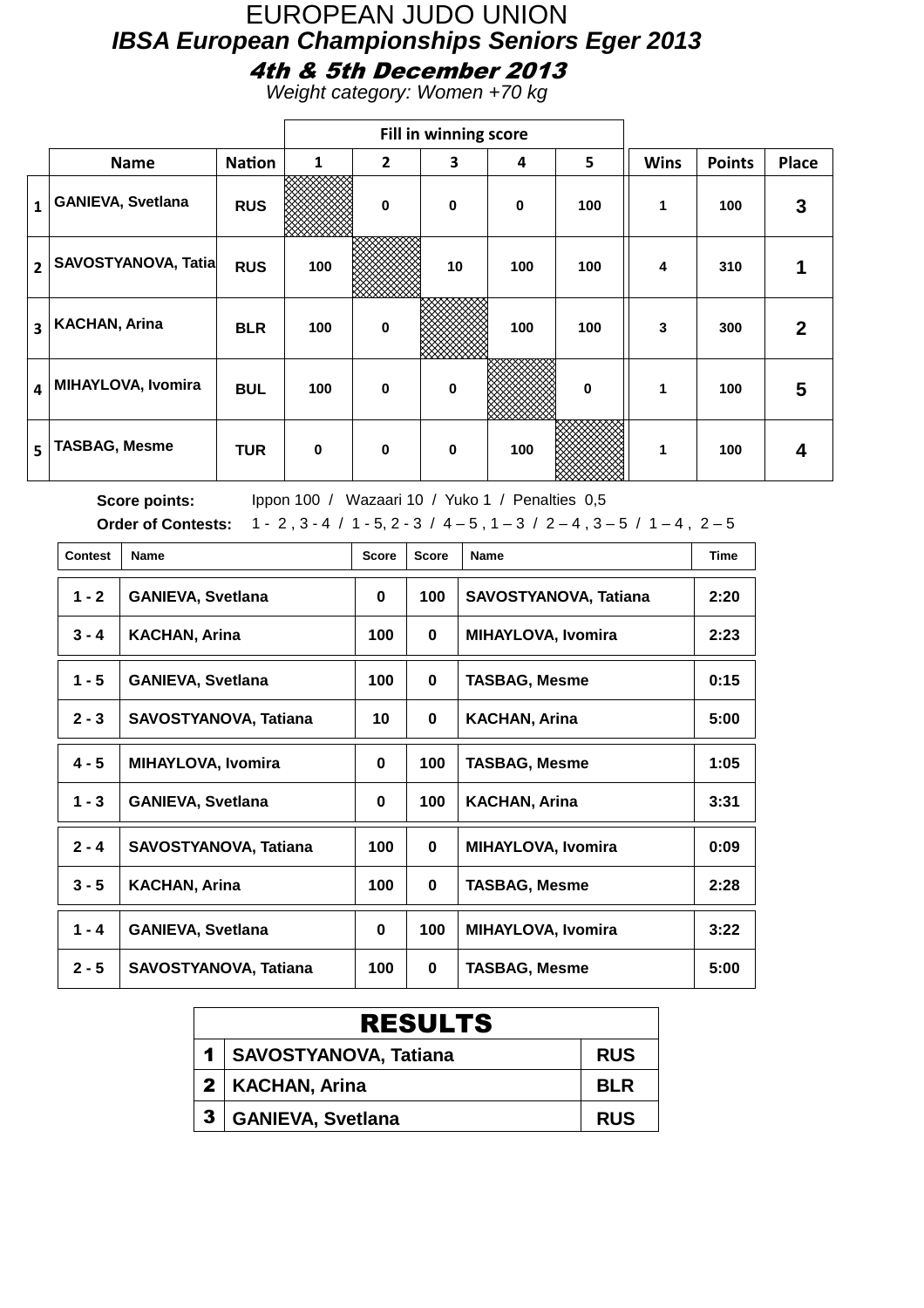# EUROPEAN JUDO UNION

## *IBSA European Championships Seniors Eger 2013*

### *4th & 5th December 2013*

*Weight category: Women +70 kg*

| | Name | Nation | Fill in winning score 1 | 2 | 3 | 4 | 5 | Wins | Points | Place |
|---|---|---|---|---|---|---|---|---|---|---|
| 1 | GANIEVA, Svetlana | RUS | | 0 | 0 | 0 | 100 | 1 | 100 | 3 |
| 2 | SAVOSTYANOVA, Tatia | RUS | 100 | | 10 | 100 | 100 | 4 | 310 | 1 |
| 3 | KACHAN, Arina | BLR | 100 | 0 | | 100 | 100 | 3 | 300 | 2 |
| 4 | MIHAYLOVA, Ivomira | BUL | 100 | 0 | 0 | | 0 | 1 | 100 | 5 |
| 5 | TASBAG, Mesme | TUR | 0 | 0 | 0 | 100 | | 1 | 100 | 4 |

**Score points:** Ippon 100 / Wazaari 10 / Yuko 1 / Penalties 0,5

**Order of Contests:** 1 - 2 , 3 - 4 / 1 - 5, 2 - 3 / 4 – 5 , 1 – 3 / 2 – 4 , 3 – 5 / 1 – 4 , 2 – 5

| Contest | Name | Score | Score | Name | Time |
|---|---|---|---|---|---|
| 1 - 2 | GANIEVA, Svetlana | 0 | 100 | SAVOSTYANOVA, Tatiana | 2:20 |
| 3 - 4 | KACHAN, Arina | 100 | 0 | MIHAYLOVA, Ivomira | 2:23 |
| 1 - 5 | GANIEVA, Svetlana | 100 | 0 | TASBAG, Mesme | 0:15 |
| 2 - 3 | SAVOSTYANOVA, Tatiana | 10 | 0 | KACHAN, Arina | 5:00 |
| 4 - 5 | MIHAYLOVA, Ivomira | 0 | 100 | TASBAG, Mesme | 1:05 |
| 1 - 3 | GANIEVA, Svetlana | 0 | 100 | KACHAN, Arina | 3:31 |
| 2 - 4 | SAVOSTYANOVA, Tatiana | 100 | 0 | MIHAYLOVA, Ivomira | 0:09 |
| 3 - 5 | KACHAN, Arina | 100 | 0 | TASBAG, Mesme | 2:28 |
| 1 - 4 | GANIEVA, Svetlana | 0 | 100 | MIHAYLOVA, Ivomira | 3:22 |
| 2 - 5 | SAVOSTYANOVA, Tatiana | 100 | 0 | TASBAG, Mesme | 5:00 |

| RESULTS | | |
|---|---|---|
| 1 | SAVOSTYANOVA, Tatiana | RUS |
| 2 | KACHAN, Arina | BLR |
| 3 | GANIEVA, Svetlana | RUS |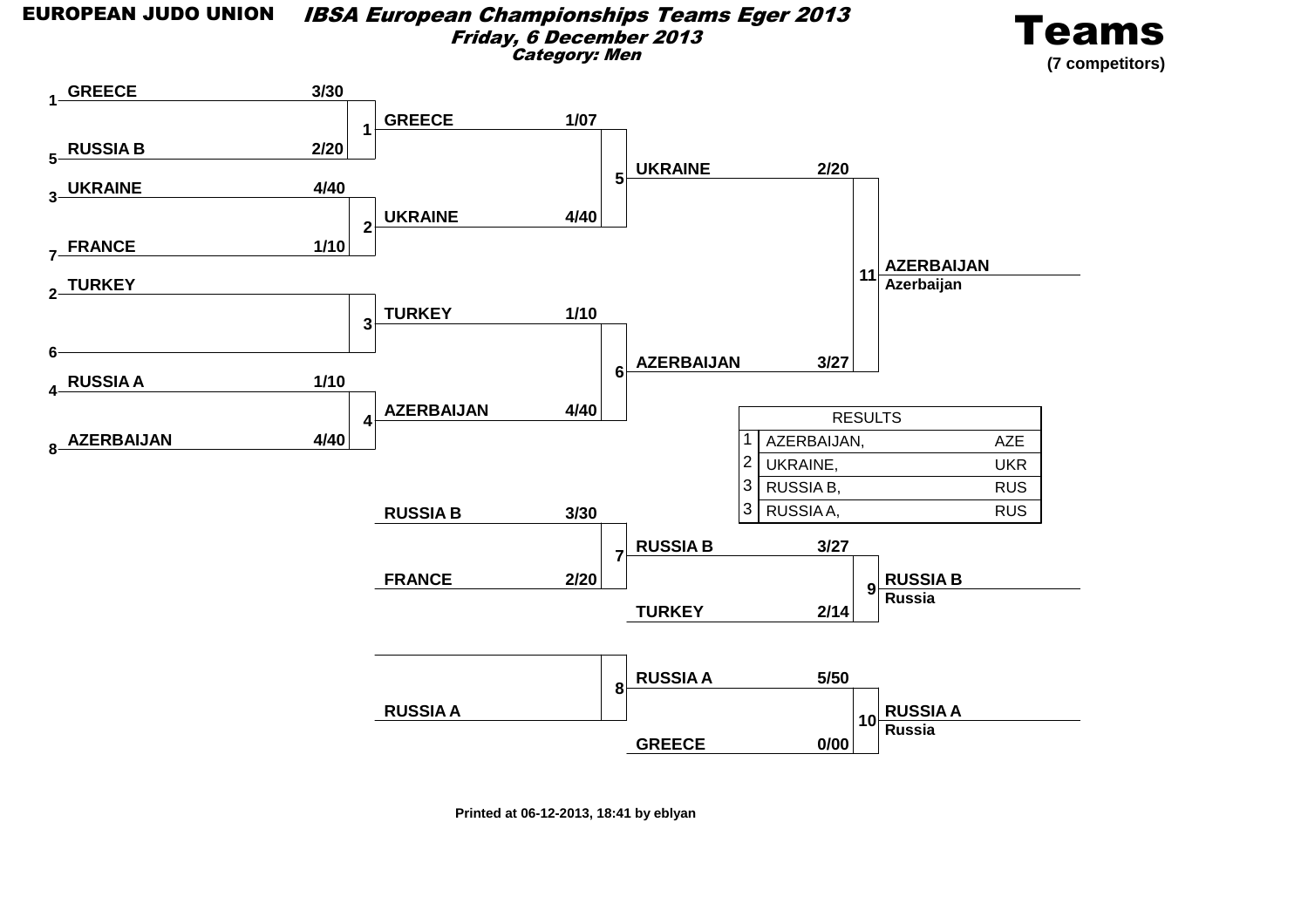**EUROPEAN JUDO UNION**

## *IBSA European Championships Teams Eger 2013*

*Friday, 6 December 2013*

*Category: Men*

# Teams

**(7 competitors)**

### Main draw

| Seed | Round 1 | Score | Contest | Quarterfinal | Score | Contest | Semifinal | Score | Contest | Final |
|---|---|---|---|---|---|---|---|---|---|---|
| 1 | GREECE | 3/30 | 1 | GREECE | 1/07 | 5 | UKRAINE | 2/20 | 11 | AZERBAIJAN (Azerbaijan) |
| 5 | RUSSIA B | 2/20 | | | | | | | | |
| 3 | UKRAINE | 4/40 | 2 | UKRAINE | 4/40 | | | | | |
| 7 | FRANCE | 1/10 | | | | | | | | |
| 2 | TURKEY | | 3 | TURKEY | 1/10 | 6 | AZERBAIJAN | 3/27 | | |
| 6 | | | | | | | | | | |
| 4 | RUSSIA A | 1/10 | 4 | AZERBAIJAN | 4/40 | | | | | |
| 8 | AZERBAIJAN | 4/40 | | | | | | | | |

### Repechage

| Contest | Team | Score | Contest | Team | Score | Contest | Result |
|---|---|---|---|---|---|---|---|
| 7 | RUSSIA B | 3/30 | 9 | RUSSIA B | 3/27 | | RUSSIA B (Russia) |
| | FRANCE | 2/20 | | TURKEY | 2/14 | | |
| 8 | | | 10 | RUSSIA A | 5/50 | | RUSSIA A (Russia) |
| | RUSSIA A | | | GREECE | 0/00 | | |

### RESULTS

| | | |
|---|---|---|
| 1 | AZERBAIJAN, | AZE |
| 2 | UKRAINE, | UKR |
| 3 | RUSSIA B, | RUS |
| 3 | RUSSIA A, | RUS |

**Printed at 06-12-2013, 18:41 by eblyan**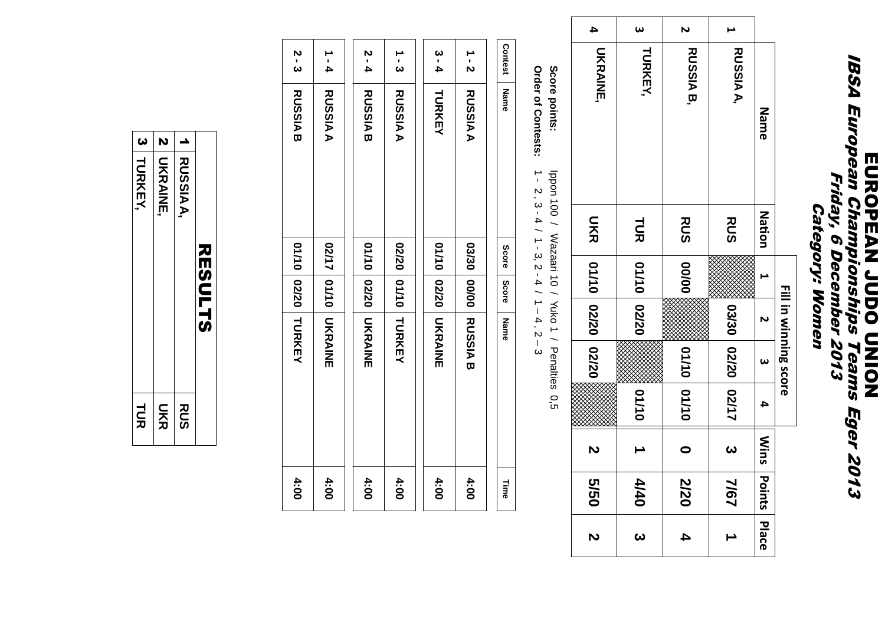# EUROPEAN JUDO UNION

## IBSA European Championships Teams Eger 2013

### Friday, 6 December 2013

### Category: Women

| | Name | Nation | Fill in winning score 1 | 2 | 3 | 4 | Wins | Points | Place |
|---|---|---|---|---|---|---|---|---|---|
| 1 | RUSSIA A, | RUS | | 03/30 | 02/20 | 02/17 | 3 | 7/67 | 1 |
| 2 | RUSSIA B, | RUS | 00/00 | | 01/10 | 01/10 | 0 | 2/20 | 4 |
| 3 | TURKEY, | TUR | 01/10 | 02/20 | | 01/10 | 1 | 4/40 | 3 |
| 4 | UKRAINE, | UKR | 01/10 | 02/20 | 02/20 | | 2 | 5/50 | 2 |

**Score points:** Ippon 100 / Wazaari 10 / Yuko 1 / Penalties 0,5

**Order of Contests:** 1 - 2, 3 - 4 / 1 - 3, 2 - 4 / 1 – 4, 2 – 3

| Contest | Name | Score | Score | Name | Time |
|---|---|---|---|---|---|
| 1 - 2 | RUSSIA A | 03/30 | 00/00 | RUSSIA B | 4:00 |
| 3 - 4 | TURKEY | 01/10 | 02/20 | UKRAINE | 4:00 |
| 1 - 3 | RUSSIA A | 02/20 | 01/10 | TURKEY | 4:00 |
| 2 - 4 | RUSSIA B | 01/10 | 02/20 | UKRAINE | 4:00 |
| 1 - 4 | RUSSIA A | 02/17 | 01/10 | UKRAINE | 4:00 |
| 2 - 3 | RUSSIA B | 01/10 | 02/20 | TURKEY | 4:00 |

## RESULTS

| | | |
|---|---|---|
| 1 | RUSSIA A, | RUS |
| 2 | UKRAINE, | UKR |
| 3 | TURKEY, | TUR |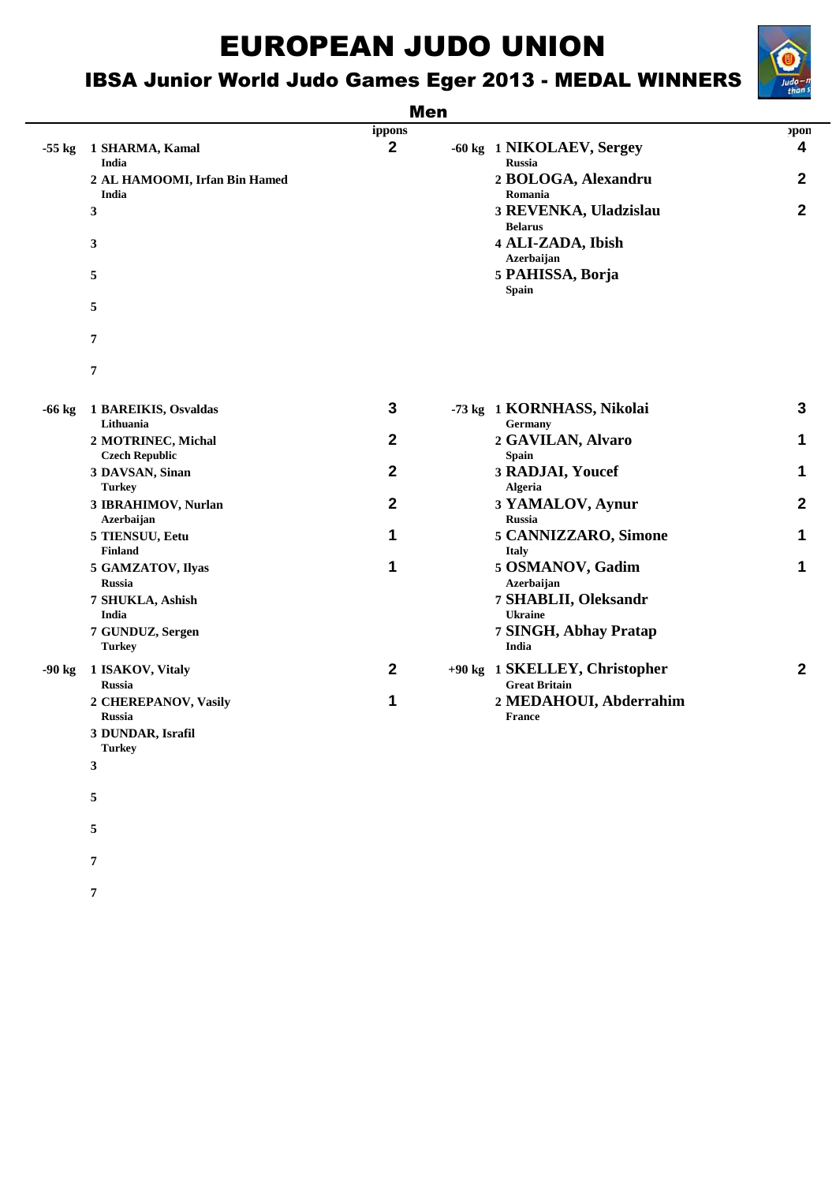# EUROPEAN JUDO UNION

## IBSA Junior World Judo Games Eger 2013 - MEDAL WINNERS

### Men

| Category | Place | Name / Country | ippons |
|---|---|---|---|
| -55 kg | 1 | SHARMA, Kamal<br>India | 2 |
| | 2 | AL HAMOOMI, Irfan Bin Hamed<br>India | |
| | 3 | | |
| | 3 | | |
| | 5 | | |
| | 5 | | |
| | 7 | | |
| | 7 | | |

| Category | Place | Name / Country | ippon |
|---|---|---|---|
| -60 kg | 1 | NIKOLAEV, Sergey<br>Russia | 4 |
| | 2 | BOLOGA, Alexandru<br>Romania | 2 |
| | 3 | REVENKA, Uladzislau<br>Belarus | 2 |
| | 4 | ALI-ZADA, Ibish<br>Azerbaijan | |
| | 5 | PAHISSA, Borja<br>Spain | |

| Category | Place | Name / Country | ippons |
|---|---|---|---|
| -66 kg | 1 | BAREIKIS, Osvaldas<br>Lithuania | 3 |
| | 2 | MOTRINEC, Michal<br>Czech Republic | 2 |
| | 3 | DAVSAN, Sinan<br>Turkey | 2 |
| | 3 | IBRAHIMOV, Nurlan<br>Azerbaijan | 2 |
| | 5 | TIENSUU, Eetu<br>Finland | 1 |
| | 5 | GAMZATOV, Ilyas<br>Russia | 1 |
| | 7 | SHUKLA, Ashish<br>India | |
| | 7 | GUNDUZ, Sergen<br>Turkey | |

| Category | Place | Name / Country | ippon |
|---|---|---|---|
| -73 kg | 1 | KORNHASS, Nikolai<br>Germany | 3 |
| | 2 | GAVILAN, Alvaro<br>Spain | 1 |
| | 3 | RADJAI, Youcef<br>Algeria | 1 |
| | 3 | YAMALOV, Aynur<br>Russia | 2 |
| | 5 | CANNIZZARO, Simone<br>Italy | 1 |
| | 5 | OSMANOV, Gadim<br>Azerbaijan | 1 |
| | 7 | SHABLII, Oleksandr<br>Ukraine | |
| | 7 | SINGH, Abhay Pratap<br>India | |

| Category | Place | Name / Country | ippons |
|---|---|---|---|
| -90 kg | 1 | ISAKOV, Vitaly<br>Russia | 2 |
| | 2 | CHEREPANOV, Vasily<br>Russia | 1 |
| | 3 | DUNDAR, Israfil<br>Turkey | |
| | 3 | | |
| | 5 | | |
| | 5 | | |
| | 7 | | |
| | 7 | | |

| Category | Place | Name / Country | ippon |
|---|---|---|---|
| +90 kg | 1 | SKELLEY, Christopher<br>Great Britain | 2 |
| | 2 | MEDAHOUI, Abderrahim<br>France | |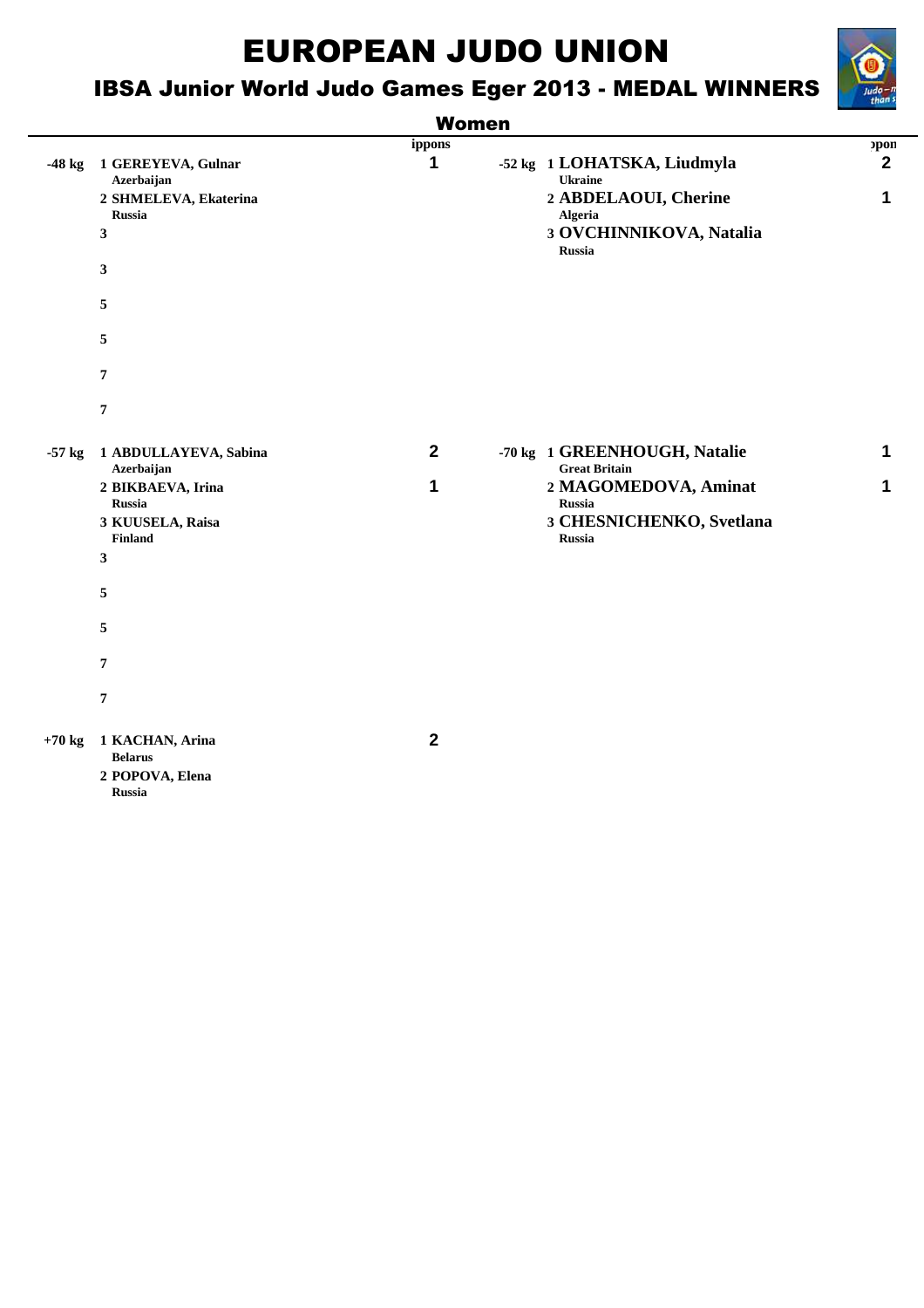# EUROPEAN JUDO UNION

## IBSA Junior World Judo Games Eger 2013 - MEDAL WINNERS

### Women

| Category | Place | Name / Country | ippons |
|---|---|---|---|
| -48 kg | 1 | GEREYEVA, Gulnar<br>Azerbaijan | 1 |
| | 2 | SHMELEVA, Ekaterina<br>Russia | |
| | 3 | | |
| | 3 | | |
| | 5 | | |
| | 5 | | |
| | 7 | | |
| | 7 | | |
| -57 kg | 1 | ABDULLAYEVA, Sabina<br>Azerbaijan | 2 |
| | 2 | BIKBAEVA, Irina<br>Russia | 1 |
| | 3 | KUUSELA, Raisa<br>Finland | |
| | 3 | | |
| | 5 | | |
| | 5 | | |
| | 7 | | |
| | 7 | | |
| +70 kg | 1 | KACHAN, Arina<br>Belarus | 2 |
| | 2 | POPOVA, Elena<br>Russia | |

| Category | Place | Name / Country | ippon |
|---|---|---|---|
| -52 kg | 1 | LOHATSKA, Liudmyla<br>Ukraine | 2 |
| | 2 | ABDELAOUI, Cherine<br>Algeria | 1 |
| | 3 | OVCHINNIKOVA, Natalia<br>Russia | |
| -70 kg | 1 | GREENHOUGH, Natalie<br>Great Britain | 1 |
| | 2 | MAGOMEDOVA, Aminat<br>Russia | 1 |
| | 3 | CHESNICHENKO, Svetlana<br>Russia | |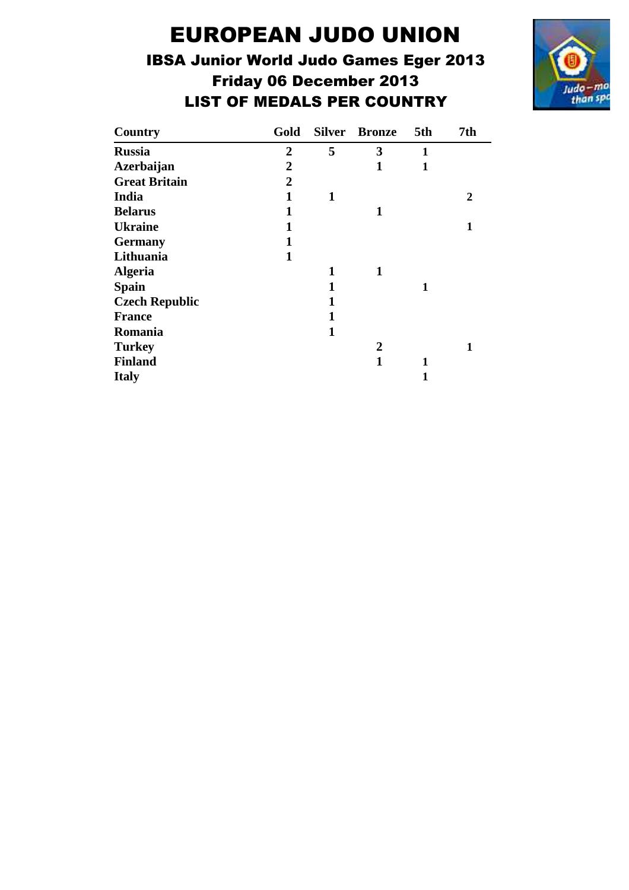# EUROPEAN JUDO UNION

## IBSA Junior World Judo Games Eger 2013

## Friday 06 December 2013

## LIST OF MEDALS PER COUNTRY

| Country | Gold | Silver | Bronze | 5th | 7th |
|---|---|---|---|---|---|
| **Russia** | 2 | 5 | 3 | 1 | |
| **Azerbaijan** | 2 | | 1 | 1 | |
| **Great Britain** | 2 | | | | |
| **India** | 1 | 1 | | | 2 |
| **Belarus** | 1 | | 1 | | |
| **Ukraine** | 1 | | | | 1 |
| **Germany** | 1 | | | | |
| **Lithuania** | 1 | | | | |
| **Algeria** | | 1 | 1 | | |
| **Spain** | | 1 | | 1 | |
| **Czech Republic** | | 1 | | | |
| **France** | | 1 | | | |
| **Romania** | | 1 | | | |
| **Turkey** | | | 2 | | 1 |
| **Finland** | | | 1 | 1 | |
| **Italy** | | | | 1 | |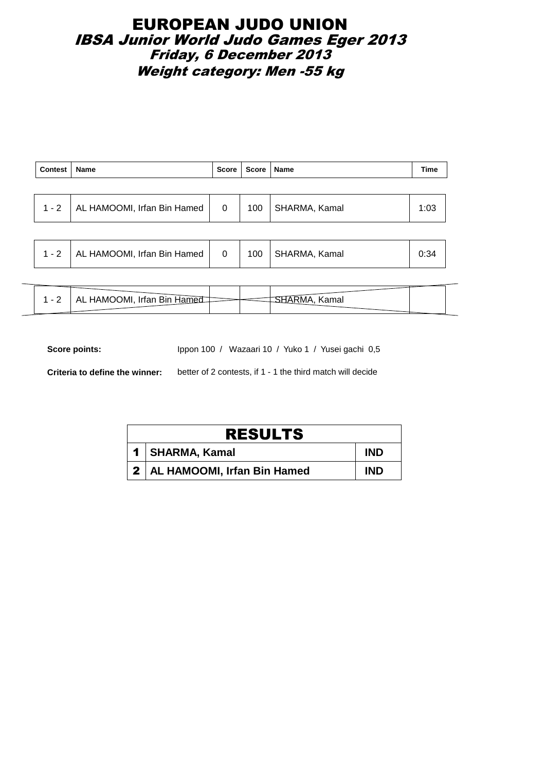# EUROPEAN JUDO UNION

## *IBSA Junior World Judo Games Eger 2013*

### *Friday, 6 December 2013*

### *Weight category: Men -55 kg*

| Contest | Name | Score | Score | Name | Time |
|---|---|---|---|---|---|
| 1 - 2 | AL HAMOOMI, Irfan Bin Hamed | 0 | 100 | SHARMA, Kamal | 1:03 |
| 1 - 2 | AL HAMOOMI, Irfan Bin Hamed | 0 | 100 | SHARMA, Kamal | 0:34 |
| 1 - 2 | AL HAMOOMI, Irfan Bin Hamed | | | SHARMA, Kamal | |

**Score points:** Ippon 100 / Wazaari 10 / Yuko 1 / Yusei gachi 0,5

**Criteria to define the winner:** better of 2 contests, if 1 - 1 the third match will decide

| RESULTS | | |
|---|---|---|
| **1** | **SHARMA, Kamal** | **IND** |
| **2** | **AL HAMOOMI, Irfan Bin Hamed** | **IND** |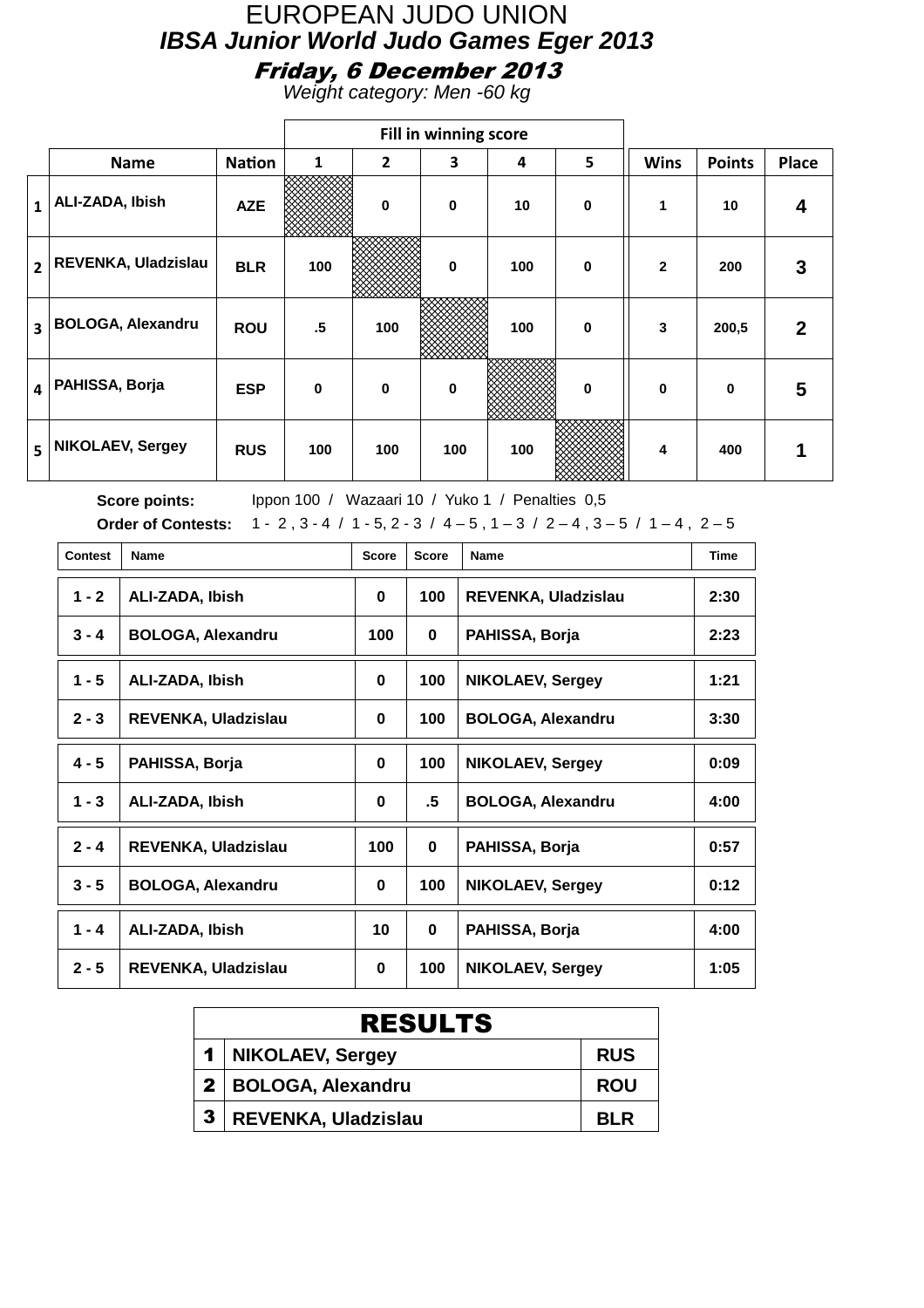# EUROPEAN JUDO UNION

## IBSA Junior World Judo Games Eger 2013

### Friday, 6 December 2013

*Weight category: Men -60 kg*

| | Name | Nation | 1 | 2 | 3 | 4 | 5 | Wins | Points | Place |
|---|---|---|---|---|---|---|---|---|---|---|
| | | | Fill in winning score | | | | | | | |
| 1 | ALI-ZADA, Ibish | AZE | | 0 | 0 | 10 | 0 | 1 | 10 | 4 |
| 2 | REVENKA, Uladzislau | BLR | 100 | | 0 | 100 | 0 | 2 | 200 | 3 |
| 3 | BOLOGA, Alexandru | ROU | .5 | 100 | | 100 | 0 | 3 | 200,5 | 2 |
| 4 | PAHISSA, Borja | ESP | 0 | 0 | 0 | | 0 | 0 | 0 | 5 |
| 5 | NIKOLAEV, Sergey | RUS | 100 | 100 | 100 | 100 | | 4 | 400 | 1 |

**Score points:** Ippon 100 / Wazaari 10 / Yuko 1 / Penalties 0,5

**Order of Contests:** 1 - 2 , 3 - 4 / 1 - 5, 2 - 3 / 4 – 5 , 1 – 3 / 2 – 4 , 3 – 5 / 1 – 4 , 2 – 5

| Contest | Name | Score | Score | Name | Time |
|---|---|---|---|---|---|
| 1 - 2 | ALI-ZADA, Ibish | 0 | 100 | REVENKA, Uladzislau | 2:30 |
| 3 - 4 | BOLOGA, Alexandru | 100 | 0 | PAHISSA, Borja | 2:23 |
| 1 - 5 | ALI-ZADA, Ibish | 0 | 100 | NIKOLAEV, Sergey | 1:21 |
| 2 - 3 | REVENKA, Uladzislau | 0 | 100 | BOLOGA, Alexandru | 3:30 |
| 4 - 5 | PAHISSA, Borja | 0 | 100 | NIKOLAEV, Sergey | 0:09 |
| 1 - 3 | ALI-ZADA, Ibish | 0 | .5 | BOLOGA, Alexandru | 4:00 |
| 2 - 4 | REVENKA, Uladzislau | 100 | 0 | PAHISSA, Borja | 0:57 |
| 3 - 5 | BOLOGA, Alexandru | 0 | 100 | NIKOLAEV, Sergey | 0:12 |
| 1 - 4 | ALI-ZADA, Ibish | 10 | 0 | PAHISSA, Borja | 4:00 |
| 2 - 5 | REVENKA, Uladzislau | 0 | 100 | NIKOLAEV, Sergey | 1:05 |

| RESULTS | | |
|---|---|---|
| 1 | NIKOLAEV, Sergey | RUS |
| 2 | BOLOGA, Alexandru | ROU |
| 3 | REVENKA, Uladzislau | BLR |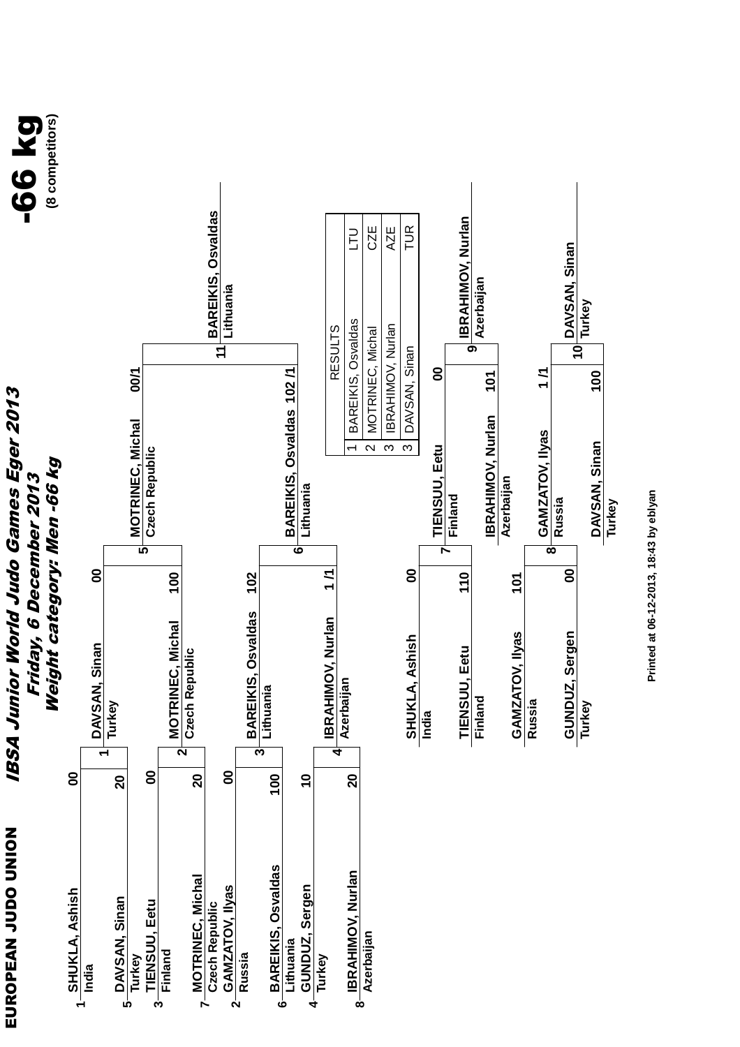# EUROPEAN JUDO UNION

## IBSA Junior World Judo Games Eger 2013

**Friday, 6 December 2013**

**Weight category: Men -66 kg**

# -66 kg

**(8 competitors)**

### Draw

| No. | Competitor | Country |
|---|---|---|
| 1 | SHUKLA, Ashish | India |
| 5 | DAVSAN, Sinan | Turkey |
| 3 | TIENSUU, Eetu | Finland |
| 7 | MOTRINEC, Michal | Czech Republic |
| 2 | GAMZATOV, Ilyas | Russia |
| 6 | BAREIKIS, Osvaldas | Lithuania |
| 4 | GUNDUZ, Sergen | Turkey |
| 8 | IBRAHIMOV, Nurlan | Azerbaijan |

### Main bracket

| Contest | Competitor (score) | Competitor (score) | Winner |
|---|---|---|---|
| 1 | SHUKLA, Ashish (India) 00 | DAVSAN, Sinan (Turkey) 20 | DAVSAN, Sinan (Turkey) |
| 2 | TIENSUU, Eetu (Finland) 00 | MOTRINEC, Michal (Czech Republic) 20 | MOTRINEC, Michal (Czech Republic) |
| 3 | GAMZATOV, Ilyas (Russia) 00 | BAREIKIS, Osvaldas (Lithuania) 100 | BAREIKIS, Osvaldas (Lithuania) |
| 4 | GUNDUZ, Sergen (Turkey) 10 | IBRAHIMOV, Nurlan (Azerbaijan) 20 | IBRAHIMOV, Nurlan (Azerbaijan) |
| 5 | DAVSAN, Sinan (Turkey) 00 | MOTRINEC, Michal (Czech Republic) 100 | MOTRINEC, Michal (Czech Republic) |
| 6 | BAREIKIS, Osvaldas (Lithuania) 102 | IBRAHIMOV, Nurlan (Azerbaijan) 1 /1 | BAREIKIS, Osvaldas (Lithuania) |
| 11 | MOTRINEC, Michal (Czech Republic) 00/1 | BAREIKIS, Osvaldas (Lithuania) 102 /1 | BAREIKIS, Osvaldas (Lithuania) |

### Repechage

| Contest | Competitor (score) | Competitor (score) | Winner |
|---|---|---|---|
| 7 | SHUKLA, Ashish (India) 00 | TIENSUU, Eetu (Finland) 110 | TIENSUU, Eetu (Finland) |
| 8 | GAMZATOV, Ilyas (Russia) 101 | GUNDUZ, Sergen (Turkey) 00 | GAMZATOV, Ilyas (Russia) |
| 9 | TIENSUU, Eetu (Finland) 00 | IBRAHIMOV, Nurlan (Azerbaijan) 101 | IBRAHIMOV, Nurlan (Azerbaijan) |
| 10 | GAMZATOV, Ilyas (Russia) 1 /1 | DAVSAN, Sinan (Turkey) 100 | DAVSAN, Sinan (Turkey) |

### RESULTS

| Place | Name | Country |
|---|---|---|
| 1 | BAREIKIS, Osvaldas | LTU |
| 2 | MOTRINEC, Michal | CZE |
| 3 | IBRAHIMOV, Nurlan | AZE |
| 3 | DAVSAN, Sinan | TUR |

Printed at 06-12-2013, 18:43 by eblyan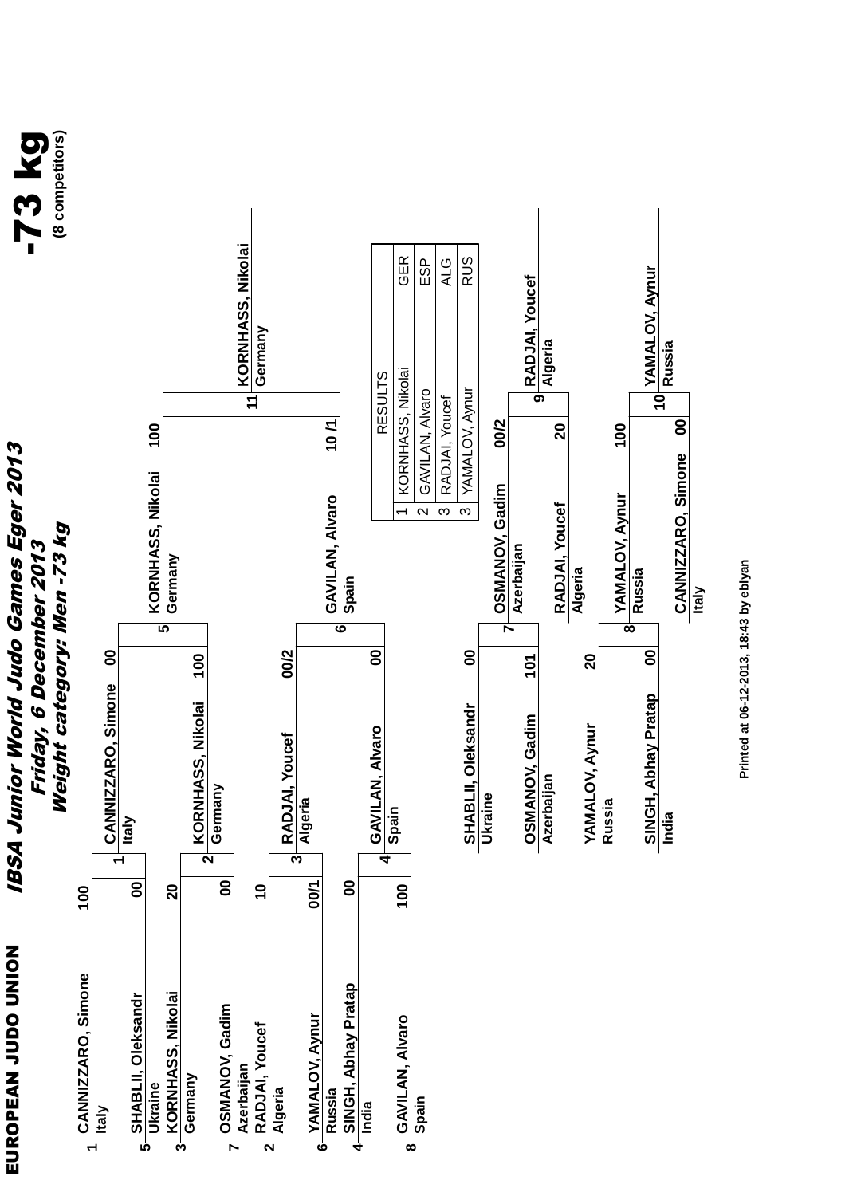EUROPEAN JUDO UNION

# IBSA Junior World Judo Games Eger 2013

*Friday, 6 December 2013*

*Weight category: Men -73 kg*

# -73 kg

**(8 competitors)**

## Main bracket

| Seed | Competitor | Country | Score | Match | Winner | Score |
|---|---|---|---|---|---|---|
| 1 | CANNIZZARO, Simone | Italy | 100 | 1 | CANNIZZARO, Simone (Italy) | 00 |
| 5 | SHABLII, Oleksandr | Ukraine | 00 | | | |
| 3 | KORNHASS, Nikolai | Germany | 20 | 2 | KORNHASS, Nikolai (Germany) | 100 |
| 7 | OSMANOV, Gadim | Azerbaijan | 00 | | | |
| 2 | RADJAI, Youcef | Algeria | 10 | 3 | RADJAI, Youcef (Algeria) | 00/2 |
| 6 | YAMALOV, Aynur | Russia | 00/1 | | | |
| 4 | SINGH, Abhay Pratap | India | 00 | 4 | GAVILAN, Alvaro (Spain) | 00 |
| 8 | GAVILAN, Alvaro | Spain | 100 | | | |

| Match | Competitor | Score |
|---|---|---|
| 5 | KORNHASS, Nikolai (Germany) | 100 |
| 6 | GAVILAN, Alvaro (Spain) | 10 /1 |
| 11 (Final) | **KORNHASS, Nikolai (Germany)** | |

## Repechage

| Match | Competitor | Country | Score | Winner |
|---|---|---|---|---|
| 7 | SHABLII, Oleksandr | Ukraine | 00 | OSMANOV, Gadim (Azerbaijan) |
| 7 | OSMANOV, Gadim | Azerbaijan | 101 | |
| 8 | YAMALOV, Aynur | Russia | 20 | YAMALOV, Aynur (Russia) |
| 8 | SINGH, Abhay Pratap | India | 00 | |
| 9 | OSMANOV, Gadim | Azerbaijan | 00/2 | **RADJAI, Youcef (Algeria)** |
| 9 | RADJAI, Youcef | Algeria | 20 | |
| 10 | YAMALOV, Aynur | Russia | 100 | **YAMALOV, Aynur (Russia)** |
| 10 | CANNIZZARO, Simone | Italy | 00 | |

## RESULTS

| Place | Name | Country |
|---|---|---|
| 1 | KORNHASS, Nikolai | GER |
| 2 | GAVILAN, Alvaro | ESP |
| 3 | RADJAI, Youcef | ALG |
| 3 | YAMALOV, Aynur | RUS |

Printed at 06-12-2013, 18:43 by eblyan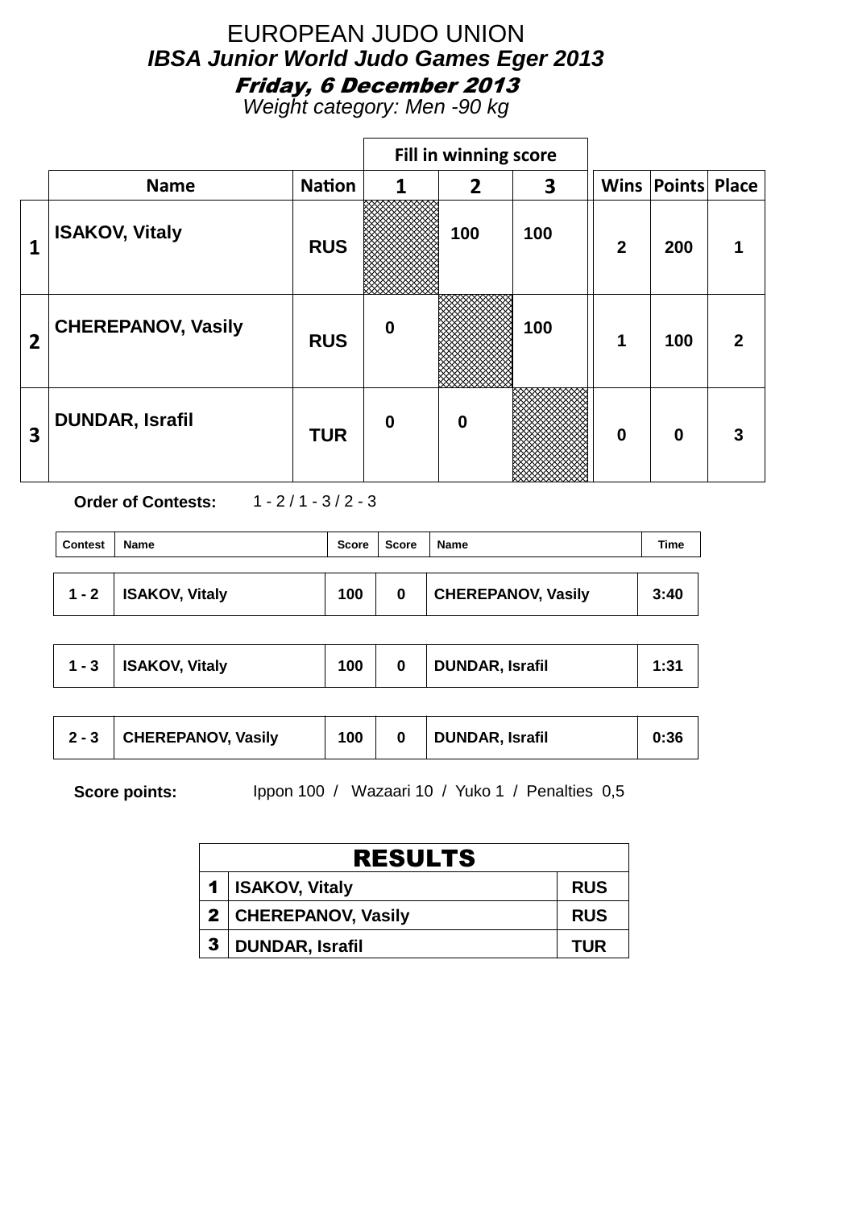# EUROPEAN JUDO UNION

## *IBSA Junior World Judo Games Eger 2013*

### *Friday, 6 December 2013*

*Weight category: Men -90 kg*

| | Name | Nation | Fill in winning score 1 | 2 | 3 | Wins | Points | Place |
|---|---|---|---|---|---|---|---|---|
| 1 | ISAKOV, Vitaly | RUS | | 100 | 100 | 2 | 200 | 1 |
| 2 | CHEREPANOV, Vasily | RUS | 0 | | 100 | 1 | 100 | 2 |
| 3 | DUNDAR, Israfil | TUR | 0 | 0 | | 0 | 0 | 3 |

**Order of Contests:** 1 - 2 / 1 - 3 / 2 - 3

| Contest | Name | Score | Score | Name | Time |
|---|---|---|---|---|---|
| 1 - 2 | ISAKOV, Vitaly | 100 | 0 | CHEREPANOV, Vasily | 3:40 |
| 1 - 3 | ISAKOV, Vitaly | 100 | 0 | DUNDAR, Israfil | 1:31 |
| 2 - 3 | CHEREPANOV, Vasily | 100 | 0 | DUNDAR, Israfil | 0:36 |

**Score points:** Ippon 100 / Wazaari 10 / Yuko 1 / Penalties 0,5

| RESULTS | | |
|---|---|---|
| 1 | ISAKOV, Vitaly | RUS |
| 2 | CHEREPANOV, Vasily | RUS |
| 3 | DUNDAR, Israfil | TUR |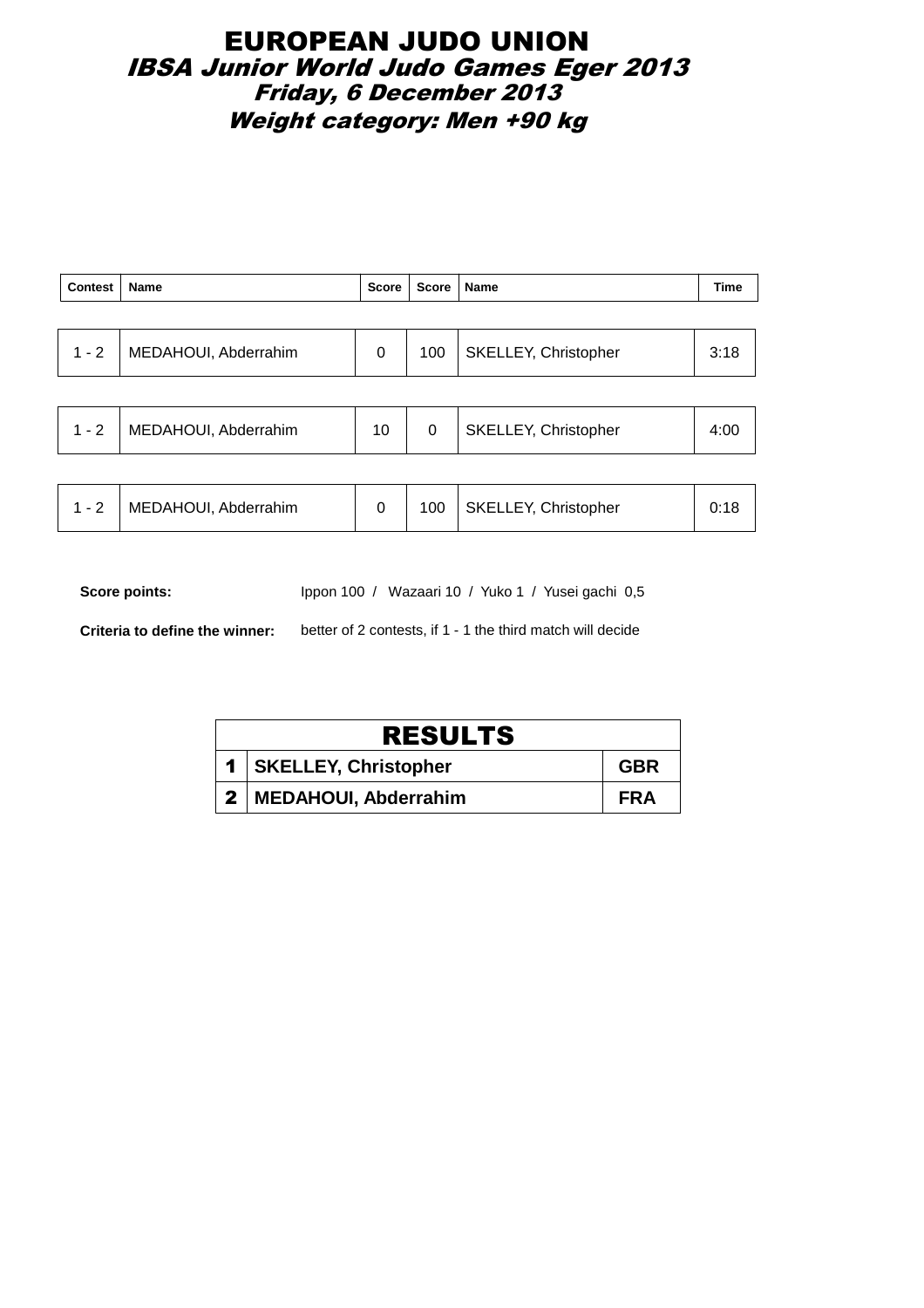# EUROPEAN JUDO UNION

## *IBSA Junior World Judo Games Eger 2013*

### *Friday, 6 December 2013*

### *Weight category: Men +90 kg*

| Contest | Name | Score | Score | Name | Time |
|---|---|---|---|---|---|
| 1 - 2 | MEDAHOUI, Abderrahim | 0 | 100 | SKELLEY, Christopher | 3:18 |
| 1 - 2 | MEDAHOUI, Abderrahim | 10 | 0 | SKELLEY, Christopher | 4:00 |
| 1 - 2 | MEDAHOUI, Abderrahim | 0 | 100 | SKELLEY, Christopher | 0:18 |

**Score points:** Ippon 100 / Wazaari 10 / Yuko 1 / Yusei gachi 0,5

**Criteria to define the winner:** better of 2 contests, if 1 - 1 the third match will decide

| RESULTS | | |
|---|---|---|
| **1** | **SKELLEY, Christopher** | **GBR** |
| **2** | **MEDAHOUI, Abderrahim** | **FRA** |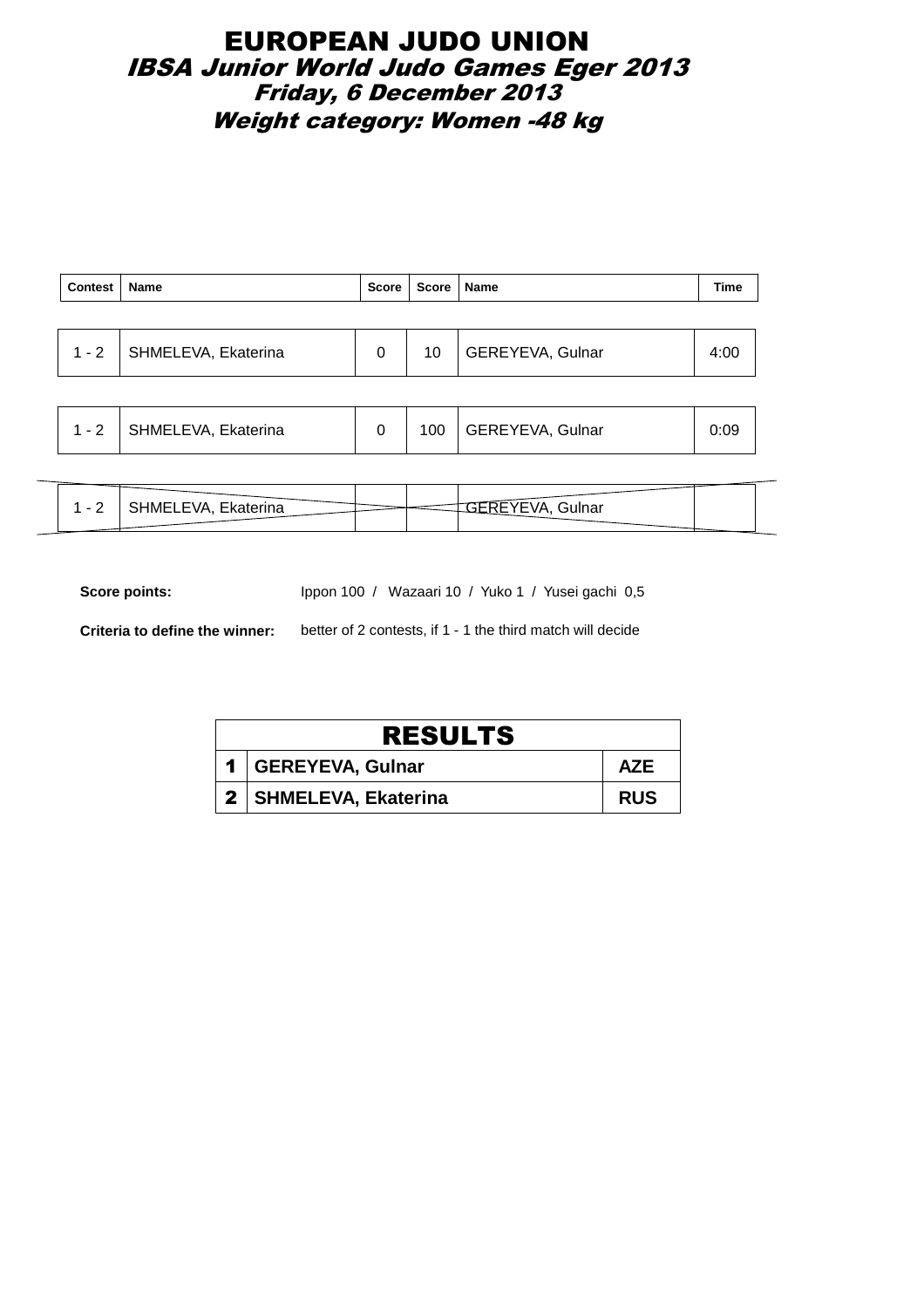# EUROPEAN JUDO UNION

## *IBSA Junior World Judo Games Eger 2013*

### *Friday, 6 December 2013*

### *Weight category: Women -48 kg*

| Contest | Name | Score | Score | Name | Time |
|---|---|---|---|---|---|
| 1 - 2 | SHMELEVA, Ekaterina | 0 | 10 | GEREYEVA, Gulnar | 4:00 |
| 1 - 2 | SHMELEVA, Ekaterina | 0 | 100 | GEREYEVA, Gulnar | 0:09 |
| 1 - 2 | SHMELEVA, Ekaterina | | | GEREYEVA, Gulnar | |

**Score points:** Ippon 100 / Wazaari 10 / Yuko 1 / Yusei gachi 0,5

**Criteria to define the winner:** better of 2 contests, if 1 - 1 the third match will decide

| RESULTS | | |
|---|---|---|
| 1 | GEREYEVA, Gulnar | AZE |
| 2 | SHMELEVA, Ekaterina | RUS |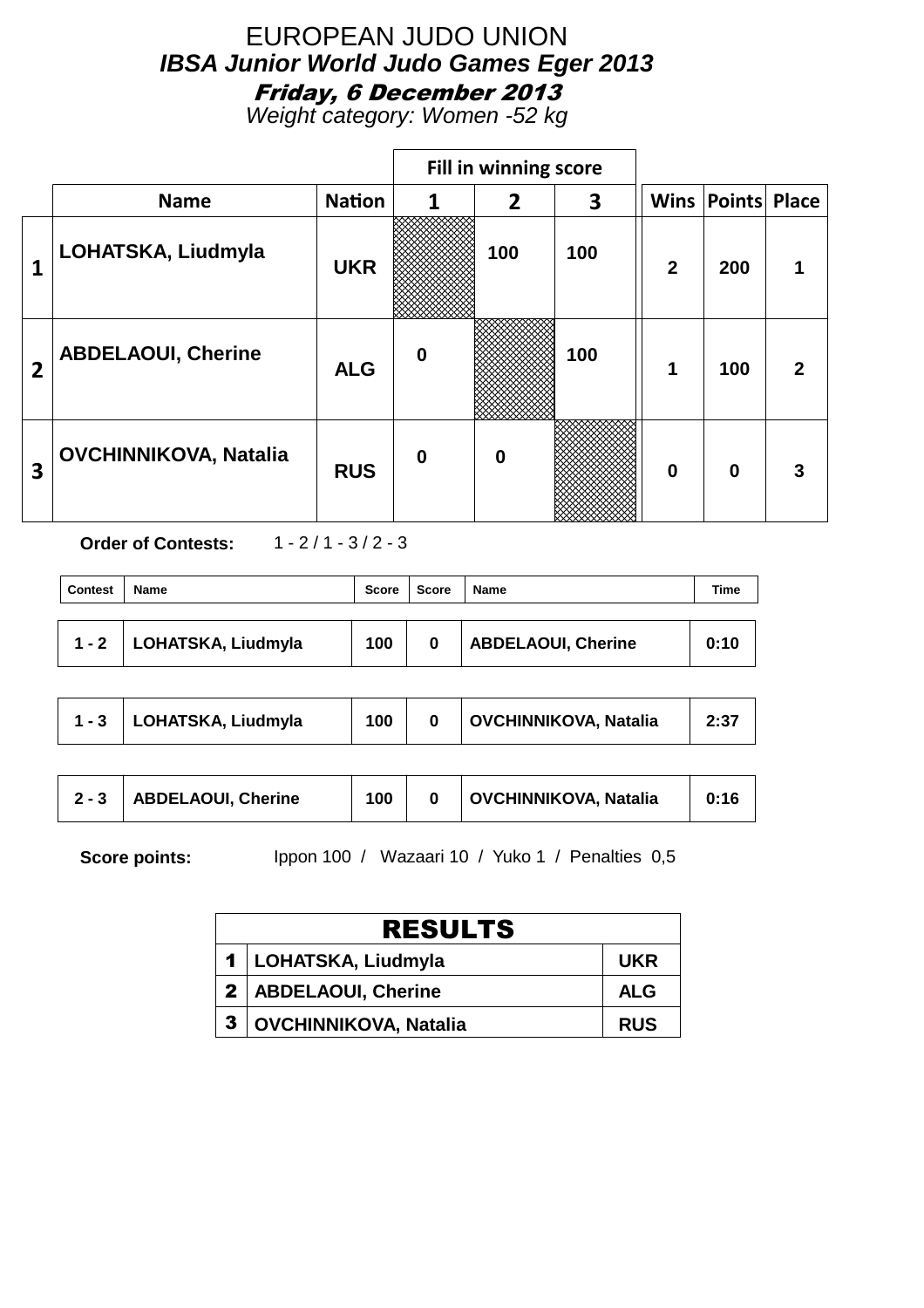# EUROPEAN JUDO UNION

## *IBSA Junior World Judo Games Eger 2013*

### *Friday, 6 December 2013*

*Weight category: Women -52 kg*

| | Name | Nation | Fill in winning score 1 | 2 | 3 | Wins | Points | Place |
|---|---|---|---|---|---|---|---|---|
| 1 | LOHATSKA, Liudmyla | UKR | | 100 | 100 | 2 | 200 | 1 |
| 2 | ABDELAOUI, Cherine | ALG | 0 | | 100 | 1 | 100 | 2 |
| 3 | OVCHINNIKOVA, Natalia | RUS | 0 | 0 | | 0 | 0 | 3 |

**Order of Contests:** 1 - 2 / 1 - 3 / 2 - 3

| Contest | Name | Score | Score | Name | Time |
|---|---|---|---|---|---|
| 1 - 2 | LOHATSKA, Liudmyla | 100 | 0 | ABDELAOUI, Cherine | 0:10 |
| 1 - 3 | LOHATSKA, Liudmyla | 100 | 0 | OVCHINNIKOVA, Natalia | 2:37 |
| 2 - 3 | ABDELAOUI, Cherine | 100 | 0 | OVCHINNIKOVA, Natalia | 0:16 |

**Score points:** Ippon 100 / Wazaari 10 / Yuko 1 / Penalties 0,5

| RESULTS | | |
|---|---|---|
| 1 | LOHATSKA, Liudmyla | UKR |
| 2 | ABDELAOUI, Cherine | ALG |
| 3 | OVCHINNIKOVA, Natalia | RUS |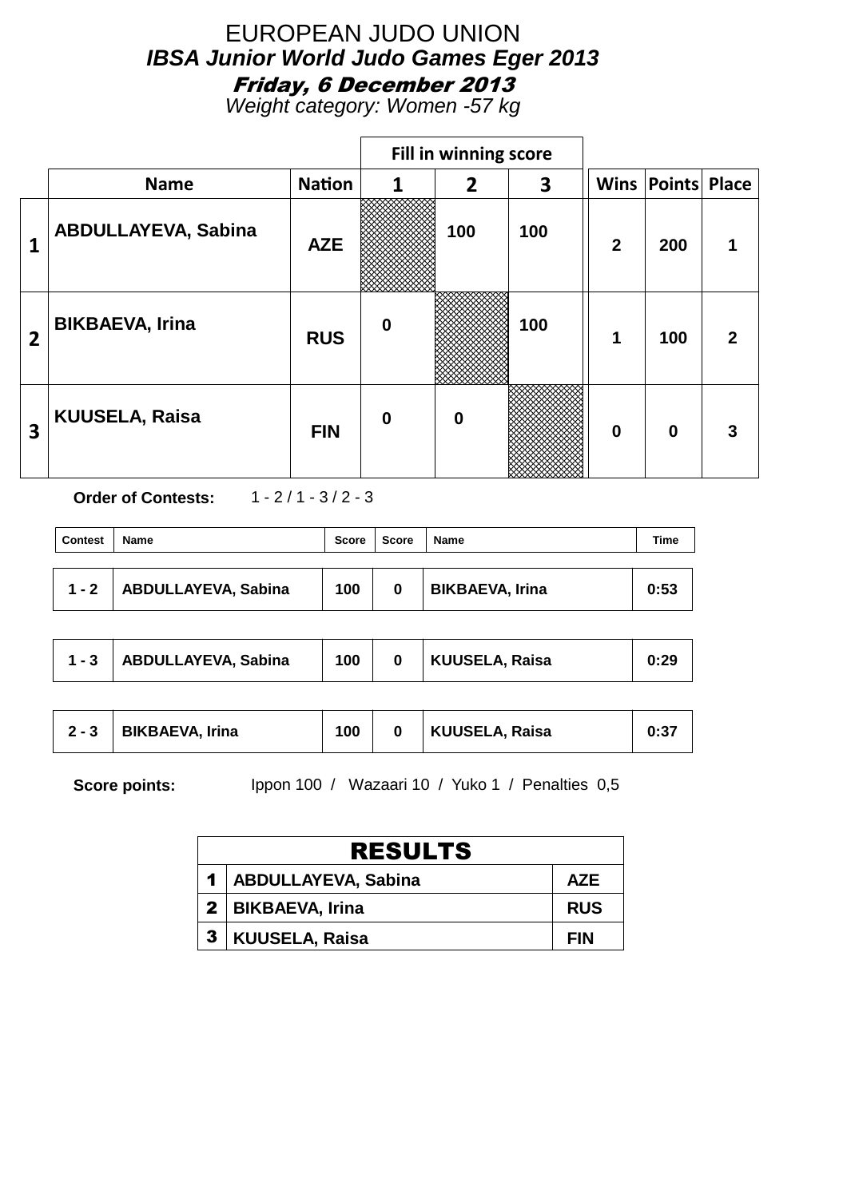# EUROPEAN JUDO UNION

## *IBSA Junior World Judo Games Eger 2013*

### *Friday, 6 December 2013*

*Weight category: Women -57 kg*

| | Name | Nation | 1 | 2 | 3 | Wins | Points | Place |
|---|---|---|---|---|---|---|---|---|
| | | | Fill in winning score | | | | | |
| 1 | ABDULLAYEVA, Sabina | AZE | | 100 | 100 | 2 | 200 | 1 |
| 2 | BIKBAEVA, Irina | RUS | 0 | | 100 | 1 | 100 | 2 |
| 3 | KUUSELA, Raisa | FIN | 0 | 0 | | 0 | 0 | 3 |

**Order of Contests:** 1 - 2 / 1 - 3 / 2 - 3

| Contest | Name | Score | Score | Name | Time |
|---|---|---|---|---|---|
| 1 - 2 | ABDULLAYEVA, Sabina | 100 | 0 | BIKBAEVA, Irina | 0:53 |
| 1 - 3 | ABDULLAYEVA, Sabina | 100 | 0 | KUUSELA, Raisa | 0:29 |
| 2 - 3 | BIKBAEVA, Irina | 100 | 0 | KUUSELA, Raisa | 0:37 |

**Score points:** Ippon 100 / Wazaari 10 / Yuko 1 / Penalties 0,5

| RESULTS | | |
|---|---|---|
| 1 | ABDULLAYEVA, Sabina | AZE |
| 2 | BIKBAEVA, Irina | RUS |
| 3 | KUUSELA, Raisa | FIN |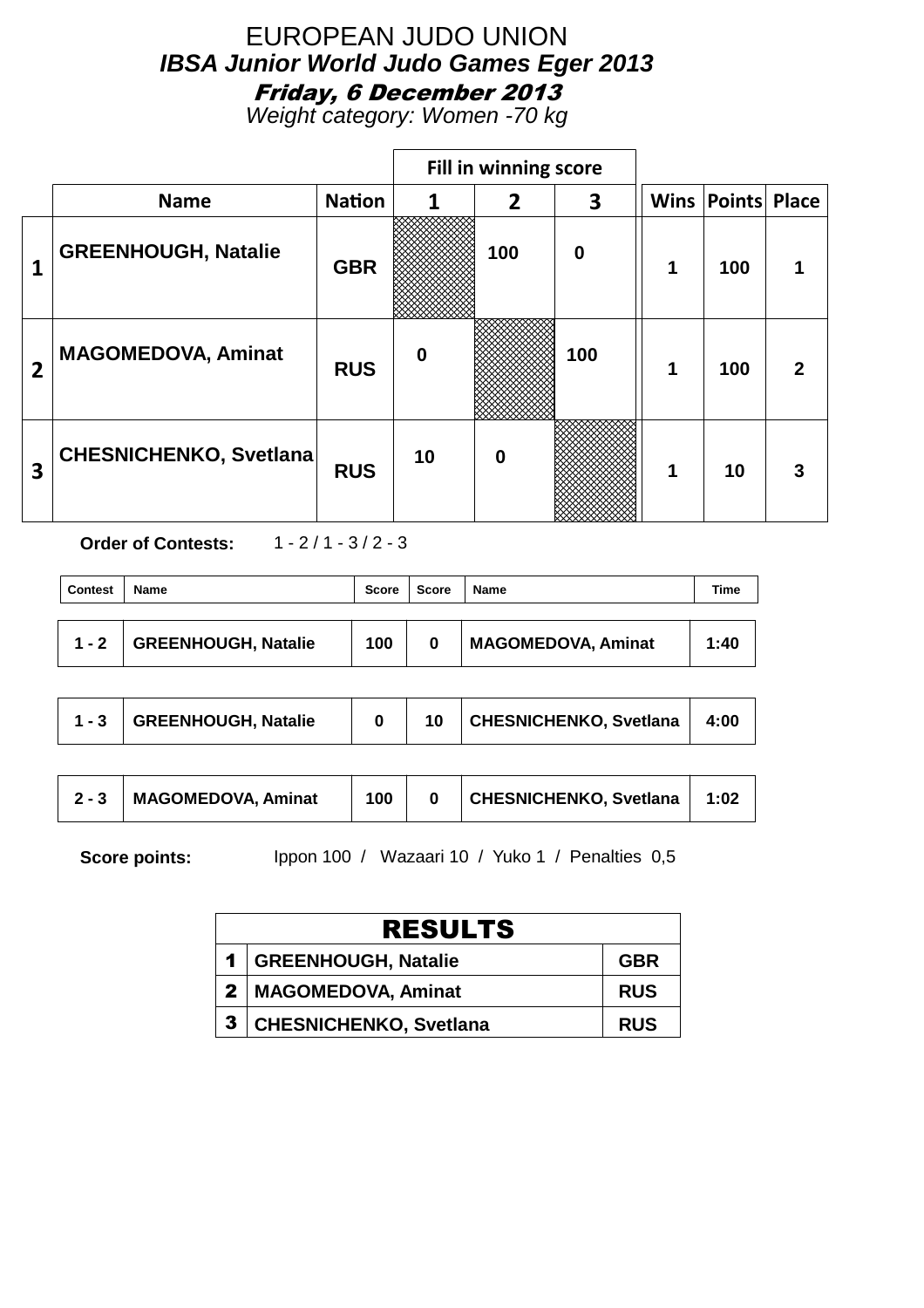# EUROPEAN JUDO UNION

## *IBSA Junior World Judo Games Eger 2013*

### *Friday, 6 December 2013*

*Weight category: Women -70 kg*

|  | Name | Nation | Fill in winning score 1 | 2 | 3 | Wins | Points | Place |
|---|---|---|---|---|---|---|---|---|
| 1 | GREENHOUGH, Natalie | GBR |  | 100 | 0 | 1 | 100 | 1 |
| 2 | MAGOMEDOVA, Aminat | RUS | 0 |  | 100 | 1 | 100 | 2 |
| 3 | CHESNICHENKO, Svetlana | RUS | 10 | 0 |  | 1 | 10 | 3 |

**Order of Contests:** 1 - 2 / 1 - 3 / 2 - 3

| Contest | Name | Score | Score | Name | Time |
|---|---|---|---|---|---|
| 1 - 2 | GREENHOUGH, Natalie | 100 | 0 | MAGOMEDOVA, Aminat | 1:40 |
| 1 - 3 | GREENHOUGH, Natalie | 0 | 10 | CHESNICHENKO, Svetlana | 4:00 |
| 2 - 3 | MAGOMEDOVA, Aminat | 100 | 0 | CHESNICHENKO, Svetlana | 1:02 |

**Score points:** Ippon 100 / Wazaari 10 / Yuko 1 / Penalties 0,5

| RESULTS | | |
|---|---|---|
| 1 | GREENHOUGH, Natalie | GBR |
| 2 | MAGOMEDOVA, Aminat | RUS |
| 3 | CHESNICHENKO, Svetlana | RUS |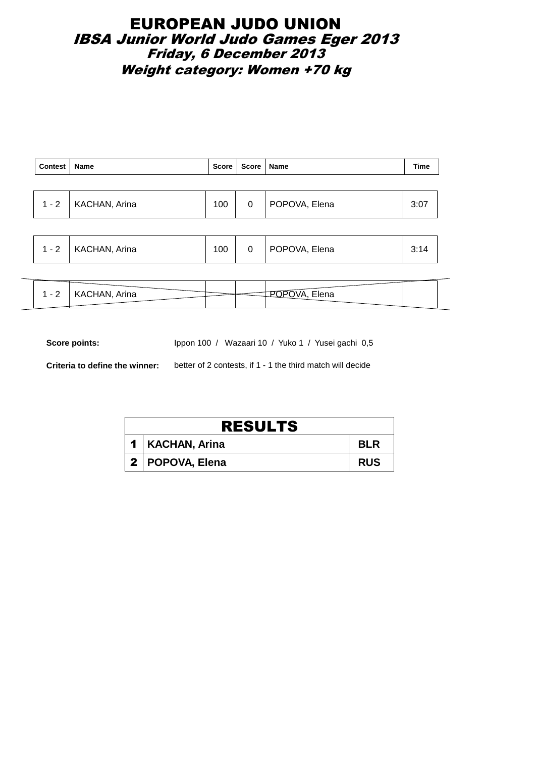# EUROPEAN JUDO UNION

## *IBSA Junior World Judo Games Eger 2013*

### *Friday, 6 December 2013*

### *Weight category: Women +70 kg*

| Contest | Name | Score | Score | Name | Time |
|---|---|---|---|---|---|
| 1 - 2 | KACHAN, Arina | 100 | 0 | POPOVA, Elena | 3:07 |
| 1 - 2 | KACHAN, Arina | 100 | 0 | POPOVA, Elena | 3:14 |
| 1 - 2 | KACHAN, Arina | | | POPOVA, Elena | |

**Score points:** Ippon 100 / Wazaari 10 / Yuko 1 / Yusei gachi 0,5

**Criteria to define the winner:** better of 2 contests, if 1 - 1 the third match will decide

| RESULTS | | |
|---|---|---|
| **1** | **KACHAN, Arina** | **BLR** |
| **2** | **POPOVA, Elena** | **RUS** |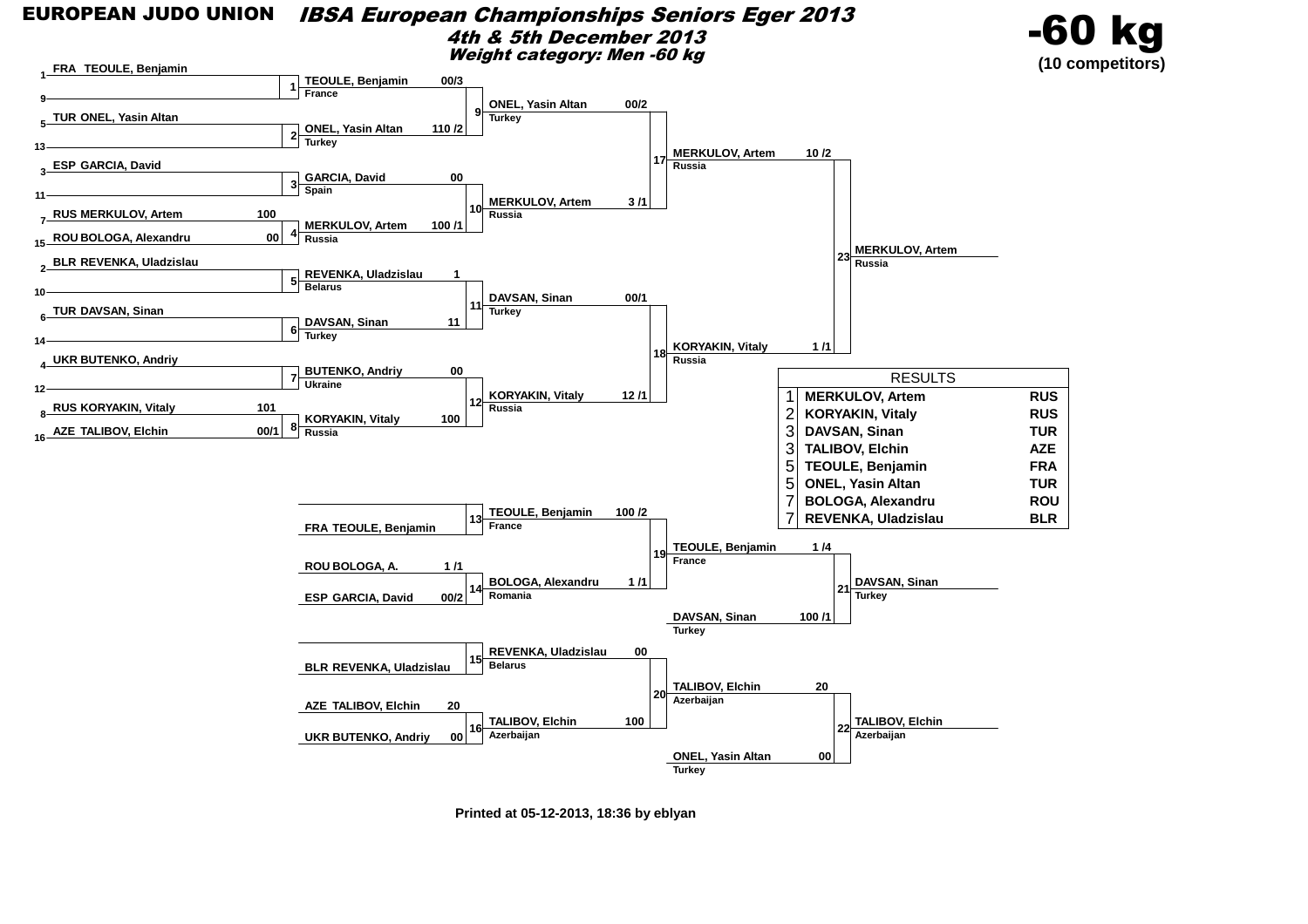# EUROPEAN JUDO UNION

## IBSA European Championships Seniors Eger 2013

### 4th & 5th December 2013

### Weight category: Men -60 kg

# -60 kg

(10 competitors)

## Main Draw

### Round 1

| Pos | Competitor | Score | Contest |
|---|---|---|---|
| 1 | FRA TEOULE, Benjamin | | 1 |
| 9 | | | |
| 5 | TUR ONEL, Yasin Altan | | 2 |
| 13 | | | |
| 3 | ESP GARCIA, David | | 3 |
| 11 | | | |
| 7 | RUS MERKULOV, Artem | 100 | 4 |
| 15 | ROU BOLOGA, Alexandru | 00 | |
| 2 | BLR REVENKA, Uladzislau | | 5 |
| 10 | | | |
| 6 | TUR DAVSAN, Sinan | | 6 |
| 14 | | | |
| 4 | UKR BUTENKO, Andriy | | 7 |
| 12 | | | |
| 8 | RUS KORYAKIN, Vitaly | 101 | 8 |
| 16 | AZE TALIBOV, Elchin | 00/1 | |

### Round 2

| Contest | Competitor | Country | Score |
|---|---|---|---|
| 9 | TEOULE, Benjamin | France | 00/3 |
| 9 | ONEL, Yasin Altan | Turkey | 110 /2 |
| 10 | GARCIA, David | Spain | 00 |
| 10 | MERKULOV, Artem | Russia | 100 /1 |
| 11 | REVENKA, Uladzislau | Belarus | 1 |
| 11 | DAVSAN, Sinan | Turkey | 11 |
| 12 | BUTENKO, Andriy | Ukraine | 00 |
| 12 | KORYAKIN, Vitaly | Russia | 100 |

### Semi-finals

| Contest | Competitor | Country | Score |
|---|---|---|---|
| 17 | ONEL, Yasin Altan | Turkey | 00/2 |
| 17 | MERKULOV, Artem | Russia | 3 /1 |
| 18 | DAVSAN, Sinan | Turkey | 00/1 |
| 18 | KORYAKIN, Vitaly | Russia | 12 /1 |

### Final

| Contest | Competitor | Country | Score |
|---|---|---|---|
| 23 | MERKULOV, Artem | Russia | 10 /2 |
| 23 | KORYAKIN, Vitaly | Russia | 1 /1 |

Winner: MERKULOV, Artem — Russia

## Repechage

| Contest | Competitor | Score |
|---|---|---|
| 13 | | |
| 13 | FRA TEOULE, Benjamin | |
| 14 | ROU BOLOGA, A. | 1 /1 |
| 14 | ESP GARCIA, David | 00/2 |
| 15 | | |
| 15 | BLR REVENKA, Uladzislau | |
| 16 | AZE TALIBOV, Elchin | 20 |
| 16 | UKR BUTENKO, Andriy | 00 |

| Contest | Competitor | Country | Score |
|---|---|---|---|
| 19 | TEOULE, Benjamin | France | 100 /2 |
| 19 | BOLOGA, Alexandru | Romania | 1 /1 |
| 20 | REVENKA, Uladzislau | Belarus | 00 |
| 20 | TALIBOV, Elchin | Azerbaijan | 100 |

### Bronze Medal Contests

| Contest | Competitor | Country | Score |
|---|---|---|---|
| 21 | TEOULE, Benjamin | France | 1 /4 |
| 21 | DAVSAN, Sinan | Turkey | 100 /1 |
| 22 | TALIBOV, Elchin | Azerbaijan | 20 |
| 22 | ONEL, Yasin Altan | Turkey | 00 |

Winner contest 21: DAVSAN, Sinan — Turkey

Winner contest 22: TALIBOV, Elchin — Azerbaijan

## RESULTS

| Place | Name | Country |
|---|---|---|
| 1 | MERKULOV, Artem | RUS |
| 2 | KORYAKIN, Vitaly | RUS |
| 3 | DAVSAN, Sinan | TUR |
| 3 | TALIBOV, Elchin | AZE |
| 5 | TEOULE, Benjamin | FRA |
| 5 | ONEL, Yasin Altan | TUR |
| 7 | BOLOGA, Alexandru | ROU |
| 7 | REVENKA, Uladzislau | BLR |

Printed at 05-12-2013, 18:36 by eblyan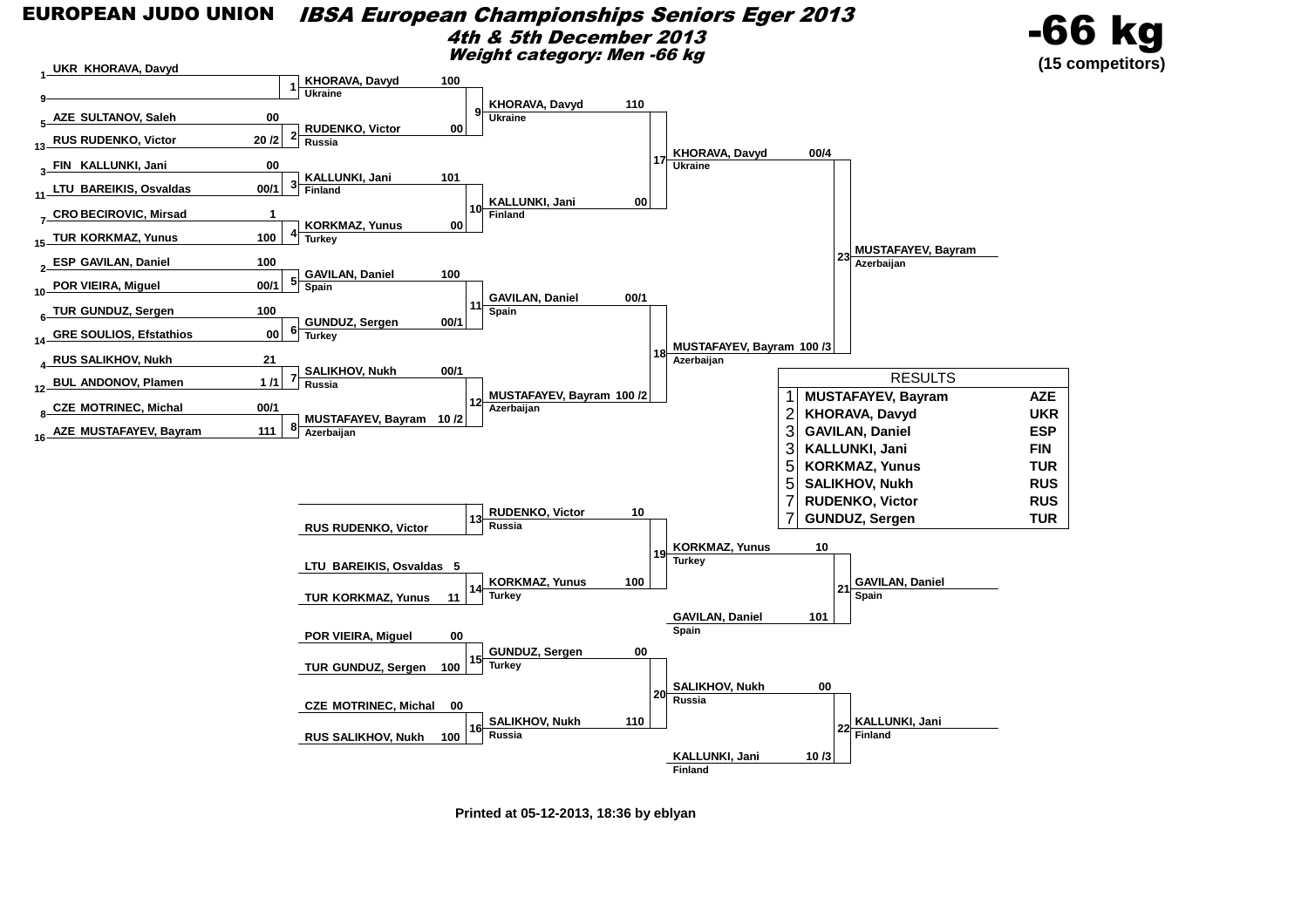**EUROPEAN JUDO UNION**

# *IBSA European Championships Seniors Eger 2013*

## *4th & 5th December 2013*

### *Weight category: Men -66 kg*

# -66 kg

**(15 competitors)**

## Round 1

| Contest | Competitor | Score | Competitor | Score | Winner |
|---|---|---|---|---|---|
| 1 | 1 UKR KHORAVA, Davyd | | 9 | | KHORAVA, Davyd (Ukraine) |
| 2 | 5 AZE SULTANOV, Saleh | 00 | 13 RUS RUDENKO, Victor | 20 /2 | RUDENKO, Victor (Russia) |
| 3 | 3 FIN KALLUNKI, Jani | 00 | 11 LTU BAREIKIS, Osvaldas | 00/1 | KALLUNKI, Jani (Finland) |
| 4 | 7 CRO BECIROVIC, Mirsad | 1 | 15 TUR KORKMAZ, Yunus | 100 | KORKMAZ, Yunus (Turkey) |
| 5 | 2 ESP GAVILAN, Daniel | 100 | 10 POR VIEIRA, Miguel | 00/1 | GAVILAN, Daniel (Spain) |
| 6 | 6 TUR GUNDUZ, Sergen | 100 | 14 GRE SOULIOS, Efstathios | 00 | GUNDUZ, Sergen (Turkey) |
| 7 | 4 RUS SALIKHOV, Nukh | 21 | 12 BUL ANDONOV, Plamen | 1 /1 | SALIKHOV, Nukh (Russia) |
| 8 | 8 CZE MOTRINEC, Michal | 00/1 | 16 AZE MUSTAFAYEV, Bayram | 111 | MUSTAFAYEV, Bayram (Azerbaijan) |

## Round 2

| Contest | Competitor | Score | Competitor | Score | Winner |
|---|---|---|---|---|---|
| 9 | KHORAVA, Davyd (Ukraine) | 100 | RUDENKO, Victor (Russia) | 00 | KHORAVA, Davyd (Ukraine) |
| 10 | KALLUNKI, Jani (Finland) | 101 | KORKMAZ, Yunus (Turkey) | 00 | KALLUNKI, Jani (Finland) |
| 11 | GAVILAN, Daniel (Spain) | 100 | GUNDUZ, Sergen (Turkey) | 00/1 | GAVILAN, Daniel (Spain) |
| 12 | SALIKHOV, Nukh (Russia) | 00/1 | MUSTAFAYEV, Bayram (Azerbaijan) | 10 /2 | MUSTAFAYEV, Bayram (Azerbaijan) |

## Semi-finals

| Contest | Competitor | Score | Competitor | Score | Winner |
|---|---|---|---|---|---|
| 17 | KHORAVA, Davyd (Ukraine) | 110 | KALLUNKI, Jani (Finland) | 00 | KHORAVA, Davyd (Ukraine) |
| 18 | GAVILAN, Daniel (Spain) | 00/1 | MUSTAFAYEV, Bayram (Azerbaijan) | 100 /2 | MUSTAFAYEV, Bayram (Azerbaijan) |

## Final

| Contest | Competitor | Score | Competitor | Score | Winner |
|---|---|---|---|---|---|
| 23 | KHORAVA, Davyd (Ukraine) | 00/4 | MUSTAFAYEV, Bayram (Azerbaijan) | 100 /3 | MUSTAFAYEV, Bayram (Azerbaijan) |

## Repechage

| Contest | Competitor | Score | Competitor | Score | Winner |
|---|---|---|---|---|---|
| 13 | | | RUS RUDENKO, Victor | | RUDENKO, Victor (Russia) |
| 14 | LTU BAREIKIS, Osvaldas | 5 | TUR KORKMAZ, Yunus | 11 | KORKMAZ, Yunus (Turkey) |
| 15 | POR VIEIRA, Miguel | 00 | TUR GUNDUZ, Sergen | 100 | GUNDUZ, Sergen (Turkey) |
| 16 | CZE MOTRINEC, Michal | 00 | RUS SALIKHOV, Nukh | 100 | SALIKHOV, Nukh (Russia) |
| 19 | RUDENKO, Victor (Russia) | 10 | KORKMAZ, Yunus (Turkey) | 100 | KORKMAZ, Yunus (Turkey) |
| 20 | GUNDUZ, Sergen (Turkey) | 00 | SALIKHOV, Nukh (Russia) | 110 | SALIKHOV, Nukh (Russia) |

## Bronze medal contests

| Contest | Competitor | Score | Competitor | Score | Winner |
|---|---|---|---|---|---|
| 21 | KORKMAZ, Yunus (Turkey) | 10 | GAVILAN, Daniel (Spain) | 101 | GAVILAN, Daniel (Spain) |
| 22 | SALIKHOV, Nukh (Russia) | 00 | KALLUNKI, Jani (Finland) | 10 /3 | KALLUNKI, Jani (Finland) |

## RESULTS

| Place | Name | Country |
|---|---|---|
| 1 | MUSTAFAYEV, Bayram | AZE |
| 2 | KHORAVA, Davyd | UKR |
| 3 | GAVILAN, Daniel | ESP |
| 3 | KALLUNKI, Jani | FIN |
| 5 | KORKMAZ, Yunus | TUR |
| 5 | SALIKHOV, Nukh | RUS |
| 7 | RUDENKO, Victor | RUS |
| 7 | GUNDUZ, Sergen | TUR |

**Printed at 05-12-2013, 18:36 by eblyan**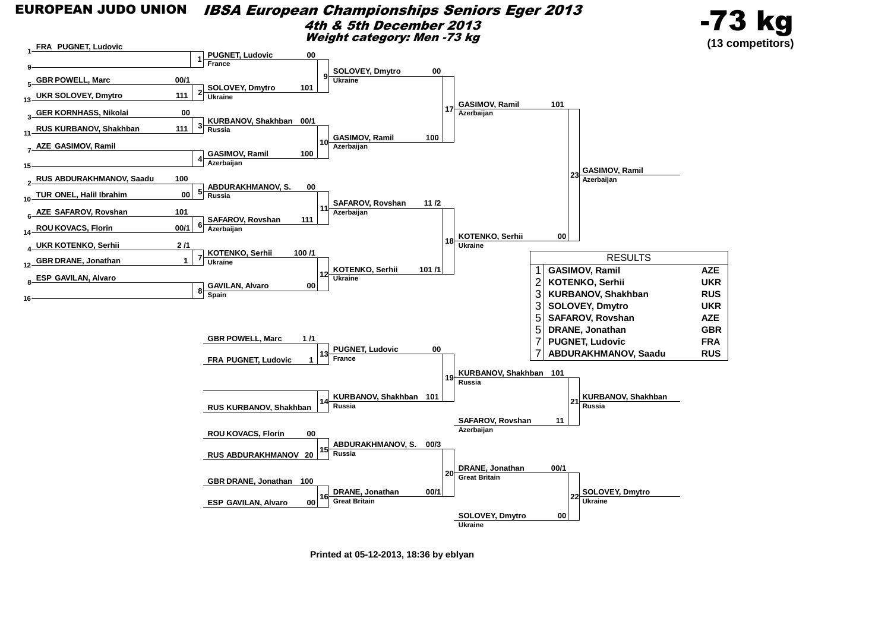# EUROPEAN JUDO UNION

## *IBSA European Championships Seniors Eger 2013*

***4th & 5th December 2013***

***Weight category: Men -73 kg***

# -73 kg

**(13 competitors)**

### Round 1

| Seed | Competitor | Score | Match |
|---|---|---|---|
| 1 | FRA PUGNET, Ludovic | | 1 |
| 9 | | | |
| 5 | GBR POWELL, Marc | 00/1 | 2 |
| 13 | UKR SOLOVEY, Dmytro | 111 | |
| 3 | GER KORNHASS, Nikolai | 00 | 3 |
| 11 | RUS KURBANOV, Shakhban | 111 | |
| 7 | AZE GASIMOV, Ramil | | 4 |
| 15 | | | |
| 2 | RUS ABDURAKHMANOV, Saadu | 100 | 5 |
| 10 | TUR ONEL, Halil Ibrahim | 00 | |
| 6 | AZE SAFAROV, Rovshan | 101 | 6 |
| 14 | ROU KOVACS, Florin | 00/1 | |
| 4 | UKR KOTENKO, Serhii | 2 /1 | 7 |
| 12 | GBR DRANE, Jonathan | 1 | |
| 8 | ESP GAVILAN, Alvaro | | 8 |
| 16 | | | |

### Round 2

| Match | Competitor | Country | Score |
|---|---|---|---|
| 9 | PUGNET, Ludovic | France | 00 |
| 9 | SOLOVEY, Dmytro | Ukraine | 101 |
| 10 | KURBANOV, Shakhban | Russia | 00/1 |
| 10 | GASIMOV, Ramil | Azerbaijan | 100 |
| 11 | ABDURAKHMANOV, S. | Russia | 00 |
| 11 | SAFAROV, Rovshan | Azerbaijan | 111 |
| 12 | KOTENKO, Serhii | Ukraine | 100 /1 |
| 12 | GAVILAN, Alvaro | Spain | 00 |

### Semi-finals

| Match | Competitor | Country | Score |
|---|---|---|---|
| 17 | SOLOVEY, Dmytro | Ukraine | 00 |
| 17 | GASIMOV, Ramil | Azerbaijan | 100 |
| 18 | SAFAROV, Rovshan | Azerbaijan | 11 /2 |
| 18 | KOTENKO, Serhii | Ukraine | 101 /1 |

### Final

| Match | Competitor | Country | Score |
|---|---|---|---|
| 23 | GASIMOV, Ramil | Azerbaijan | 101 |
| 23 | KOTENKO, Serhii | Ukraine | 00 |

Winner: GASIMOV, Ramil (Azerbaijan)

### Repechage

| Match | Competitor | Score |
|---|---|---|
| 13 | GBR POWELL, Marc | 1 /1 |
| 13 | FRA PUGNET, Ludovic | 1 |
| 14 | | |
| 14 | RUS KURBANOV, Shakhban | |
| 15 | ROU KOVACS, Florin | 00 |
| 15 | RUS ABDURAKHMANOV | 20 |
| 16 | GBR DRANE, Jonathan | 100 |
| 16 | ESP GAVILAN, Alvaro | 00 |

| Match | Competitor | Country | Score |
|---|---|---|---|
| 19 | PUGNET, Ludovic | France | 00 |
| 19 | KURBANOV, Shakhban | Russia | 101 |
| 20 | ABDURAKHMANOV, S. | Russia | 00/3 |
| 20 | DRANE, Jonathan | Great Britain | 00/1 |

### Bronze medal contests

| Match | Competitor | Country | Score |
|---|---|---|---|
| 21 | KURBANOV, Shakhban | Russia | 101 |
| 21 | SAFAROV, Rovshan | Azerbaijan | 11 |
| 22 | DRANE, Jonathan | Great Britain | 00/1 |
| 22 | SOLOVEY, Dmytro | Ukraine | 00 |

Winners: 21 – KURBANOV, Shakhban (Russia); 22 – SOLOVEY, Dmytro (Ukraine)

### RESULTS

| Place | Name | Country |
|---|---|---|
| 1 | GASIMOV, Ramil | AZE |
| 2 | KOTENKO, Serhii | UKR |
| 3 | KURBANOV, Shakhban | RUS |
| 3 | SOLOVEY, Dmytro | UKR |
| 5 | SAFAROV, Rovshan | AZE |
| 5 | DRANE, Jonathan | GBR |
| 7 | PUGNET, Ludovic | FRA |
| 7 | ABDURAKHMANOV, Saadu | RUS |

**Printed at 05-12-2013, 18:36 by eblyan**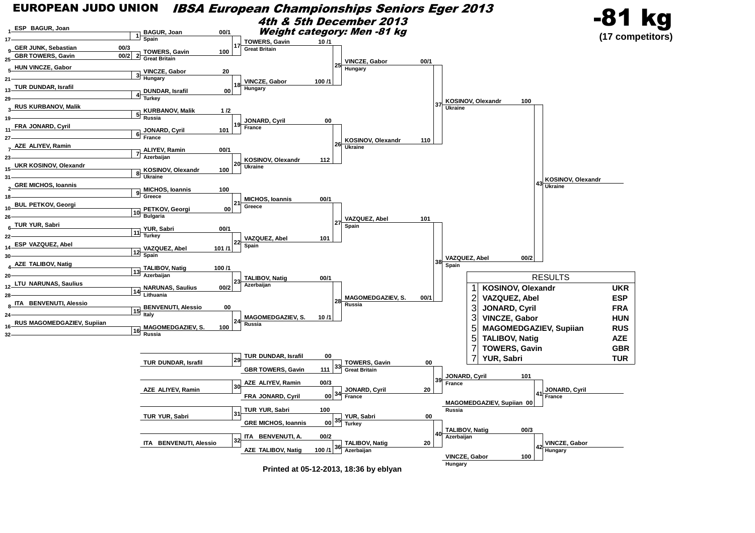# EUROPEAN JUDO UNION

## IBSA European Championships Seniors Eger 2013

### 4th & 5th December 2013

### Weight category: Men -81 kg

# -81 kg

**(17 competitors)**

## Round 1

| Contest | Competitor | Score | Competitor | Score | Winner |
|---|---|---|---|---|---|
| 1 | ESP BAGUR, Joan | | (17) | | BAGUR, Joan (Spain) |
| 2 | GER JUNK, Sebastian | 00/3 | GBR TOWERS, Gavin | 00/2 | TOWERS, Gavin (Great Britain) |
| 3 | HUN VINCZE, Gabor | | (21) | | VINCZE, Gabor (Hungary) |
| 4 | TUR DUNDAR, Israfil | | (29) | | DUNDAR, Israfil (Turkey) |
| 5 | RUS KURBANOV, Malik | | (19) | | KURBANOV, Malik (Russia) |
| 6 | FRA JONARD, Cyril | | (27) | | JONARD, Cyril (France) |
| 7 | AZE ALIYEV, Ramin | | (23) | | ALIYEV, Ramin (Azerbaijan) |
| 8 | UKR KOSINOV, Olexandr | | (31) | | KOSINOV, Olexandr (Ukraine) |
| 9 | GRE MICHOS, Ioannis | | (18) | | MICHOS, Ioannis (Greece) |
| 10 | BUL PETKOV, Georgi | | (26) | | PETKOV, Georgi (Bulgaria) |
| 11 | TUR YUR, Sabri | | (22) | | YUR, Sabri (Turkey) |
| 12 | ESP VAZQUEZ, Abel | | (30) | | VAZQUEZ, Abel (Spain) |
| 13 | AZE TALIBOV, Natig | | (20) | | TALIBOV, Natig (Azerbaijan) |
| 14 | LTU NARUNAS, Saulius | | (28) | | NARUNAS, Saulius (Lithuania) |
| 15 | ITA BENVENUTI, Alessio | | (24) | | BENVENUTI, Alessio (Italy) |
| 16 | RUS MAGOMEDGAZIEV, Supiian | | (32) | | MAGOMEDGAZIEV, S. (Russia) |

## Round 2

| Contest | Competitor | Score | Competitor | Score | Winner |
|---|---|---|---|---|---|
| 17 | BAGUR, Joan | 00/1 | TOWERS, Gavin | 100 | TOWERS, Gavin (Great Britain) – 10 /1 |
| 18 | VINCZE, Gabor | 20 | DUNDAR, Israfil | 00 | VINCZE, Gabor (Hungary) – 100 /1 |
| 19 | KURBANOV, Malik | 1 /2 | JONARD, Cyril | 101 | JONARD, Cyril (France) – 00 |
| 20 | ALIYEV, Ramin | 00/1 | KOSINOV, Olexandr | 100 | KOSINOV, Olexandr (Ukraine) – 112 |
| 21 | MICHOS, Ioannis | 100 | PETKOV, Georgi | 00 | MICHOS, Ioannis (Greece) – 00/1 |
| 22 | YUR, Sabri | 00/1 | VAZQUEZ, Abel | 101 /1 | VAZQUEZ, Abel (Spain) – 101 |
| 23 | TALIBOV, Natig | 100 /1 | NARUNAS, Saulius | 00/2 | TALIBOV, Natig (Azerbaijan) – 00/1 |
| 24 | BENVENUTI, Alessio | 00 | MAGOMEDGAZIEV, S. | 100 | MAGOMEDGAZIEV, S. (Russia) – 10 /1 |

## Quarter-finals

| Contest | Winner | Score |
|---|---|---|
| 25 | VINCZE, Gabor (Hungary) | 00/1 |
| 26 | KOSINOV, Olexandr (Ukraine) | 110 |
| 27 | VAZQUEZ, Abel (Spain) | 101 |
| 28 | MAGOMEDGAZIEV, S. (Russia) | 00/1 |

## Semi-finals

| Contest | Winner | Score |
|---|---|---|
| 37 | KOSINOV, Olexandr (Ukraine) | 100 |
| 38 | VAZQUEZ, Abel (Spain) | 00/2 |

## Final

| Contest | Winner |
|---|---|
| 43 | KOSINOV, Olexandr (Ukraine) |

## Repechage

| Contest | Competitor | Score | Competitor | Score | Winner |
|---|---|---|---|---|---|
| 29 | TUR DUNDAR, Israfil | | | | TUR DUNDAR, Israfil – 00 |
| 33 | TUR DUNDAR, Israfil | 00 | GBR TOWERS, Gavin | 111 | TOWERS, Gavin (Great Britain) – 00 |
| 30 | AZE ALIYEV, Ramin | | | | AZE ALIYEV, Ramin – 00/3 |
| 34 | AZE ALIYEV, Ramin | 00/3 | FRA JONARD, Cyril | 00 | JONARD, Cyril (France) – 20 |
| 31 | TUR YUR, Sabri | | | | TUR YUR, Sabri – 100 |
| 35 | TUR YUR, Sabri | 100 | GRE MICHOS, Ioannis | 00 | YUR, Sabri (Turkey) – 00 |
| 32 | ITA BENVENUTI, Alessio | | | | ITA BENVENUTI, A. – 00/2 |
| 36 | ITA BENVENUTI, A. | 00/2 | AZE TALIBOV, Natig | 100 /1 | TALIBOV, Natig (Azerbaijan) – 20 |
| 39 | TOWERS, Gavin | 00 | JONARD, Cyril | 20 | JONARD, Cyril (France) – 101 |
| 40 | YUR, Sabri | 00 | TALIBOV, Natig | 20 | TALIBOV, Natig (Azerbaijan) – 00/3 |

## Bronze medal contests

| Contest | Competitor | Score | Competitor | Score | Winner |
|---|---|---|---|---|---|
| 41 | JONARD, Cyril (France) | 101 | MAGOMEDGAZIEV, Supiian (Russia) | 00 | JONARD, Cyril (France) |
| 42 | TALIBOV, Natig (Azerbaijan) | 00/3 | VINCZE, Gabor (Hungary) | 100 | VINCZE, Gabor (Hungary) |

## RESULTS

| Place | Name | Country |
|---|---|---|
| 1 | KOSINOV, Olexandr | UKR |
| 2 | VAZQUEZ, Abel | ESP |
| 3 | JONARD, Cyril | FRA |
| 3 | VINCZE, Gabor | HUN |
| 5 | MAGOMEDGAZIEV, Supiian | RUS |
| 5 | TALIBOV, Natig | AZE |
| 7 | TOWERS, Gavin | GBR |
| 7 | YUR, Sabri | TUR |

**Printed at 05-12-2013, 18:36 by eblyan**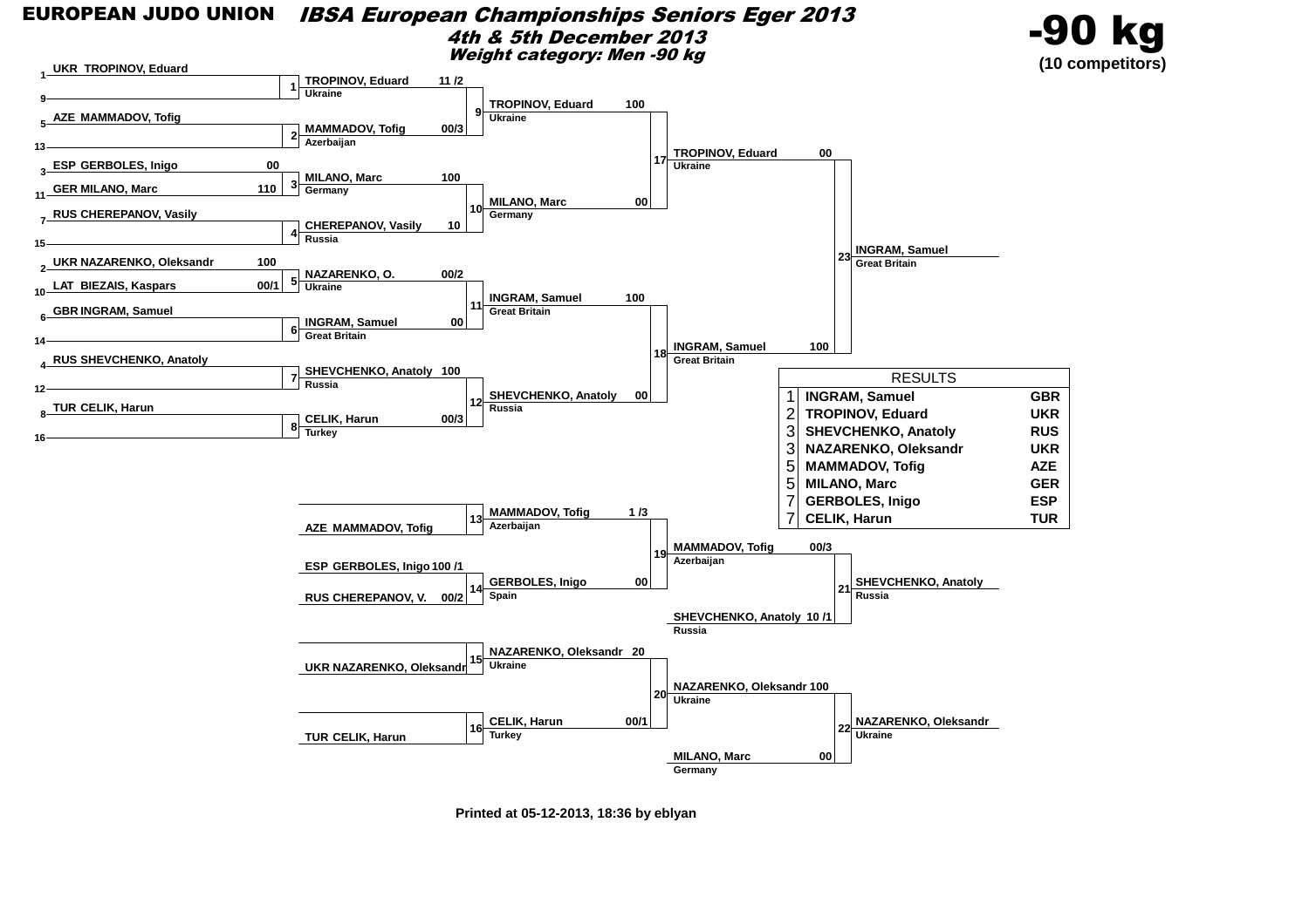# EUROPEAN JUDO UNION

## *IBSA European Championships Seniors Eger 2013*

### *4th & 5th December 2013*

### *Weight category: Men -90 kg*

# -90 kg

**(10 competitors)**

## Main draw

### Round 1

| Match | Pos. | Competitor | Score | Pos. | Competitor | Score | Winner | Score |
|---|---|---|---|---|---|---|---|---|
| 1 | 1 | UKR TROPINOV, Eduard | | 9 | | | TROPINOV, Eduard (Ukraine) | 11 /2 |
| 2 | 5 | AZE MAMMADOV, Tofig | | 13 | | | MAMMADOV, Tofig (Azerbaijan) | 00/3 |
| 3 | 3 | ESP GERBOLES, Inigo | 00 | 11 | GER MILANO, Marc | 110 | MILANO, Marc (Germany) | 100 |
| 4 | 7 | RUS CHEREPANOV, Vasily | | 15 | | | CHEREPANOV, Vasily (Russia) | 10 |
| 5 | 2 | UKR NAZARENKO, Oleksandr | 100 | 10 | LAT BIEZAIS, Kaspars | 00/1 | NAZARENKO, O. (Ukraine) | 00/2 |
| 6 | 6 | GBR INGRAM, Samuel | | 14 | | | INGRAM, Samuel (Great Britain) | 00 |
| 7 | 4 | RUS SHEVCHENKO, Anatoly | | 12 | | | SHEVCHENKO, Anatoly (Russia) | 100 |
| 8 | 8 | TUR CELIK, Harun | | 16 | | | CELIK, Harun (Turkey) | 00/3 |

### Quarter-finals

| Match | Winner | Score |
|---|---|---|
| 9 | TROPINOV, Eduard (Ukraine) | 100 |
| 10 | MILANO, Marc (Germany) | 00 |
| 11 | INGRAM, Samuel (Great Britain) | 100 |
| 12 | SHEVCHENKO, Anatoly (Russia) | 00 |

### Semi-finals

| Match | Competitor | Score |
|---|---|---|
| 17 | TROPINOV, Eduard (Ukraine) | 00 |
| 18 | INGRAM, Samuel (Great Britain) | 100 |

### Final

| Match | Winner |
|---|---|
| 23 | INGRAM, Samuel (Great Britain) |

## Repechage

| Match | Competitor | Score | Competitor | Score |
|---|---|---|---|---|
| 13 | AZE MAMMADOV, Tofig | | | |
| 14 | ESP GERBOLES, Inigo | 100 /1 | RUS CHEREPANOV, V. | 00/2 |
| 15 | UKR NAZARENKO, Oleksandr | | | |
| 16 | TUR CELIK, Harun | | | |
| 19 | MAMMADOV, Tofig (Azerbaijan) | 1 /3 | GERBOLES, Inigo (Spain) | 00 |
| 20 | NAZARENKO, Oleksandr (Ukraine) | 20 | CELIK, Harun (Turkey) | 00/1 |
| 21 | MAMMADOV, Tofig (Azerbaijan) | 00/3 | SHEVCHENKO, Anatoly (Russia) | 10 /1 |
| 22 | NAZARENKO, Oleksandr (Ukraine) | 100 | MILANO, Marc (Germany) | 00 |

Winner match 21: SHEVCHENKO, Anatoly (Russia)

Winner match 22: NAZARENKO, Oleksandr (Ukraine)

## RESULTS

| Place | Name | Country |
|---|---|---|
| 1 | INGRAM, Samuel | GBR |
| 2 | TROPINOV, Eduard | UKR |
| 3 | SHEVCHENKO, Anatoly | RUS |
| 3 | NAZARENKO, Oleksandr | UKR |
| 5 | MAMMADOV, Tofig | AZE |
| 5 | MILANO, Marc | GER |
| 7 | GERBOLES, Inigo | ESP |
| 7 | CELIK, Harun | TUR |

**Printed at 05-12-2013, 18:36 by eblyan**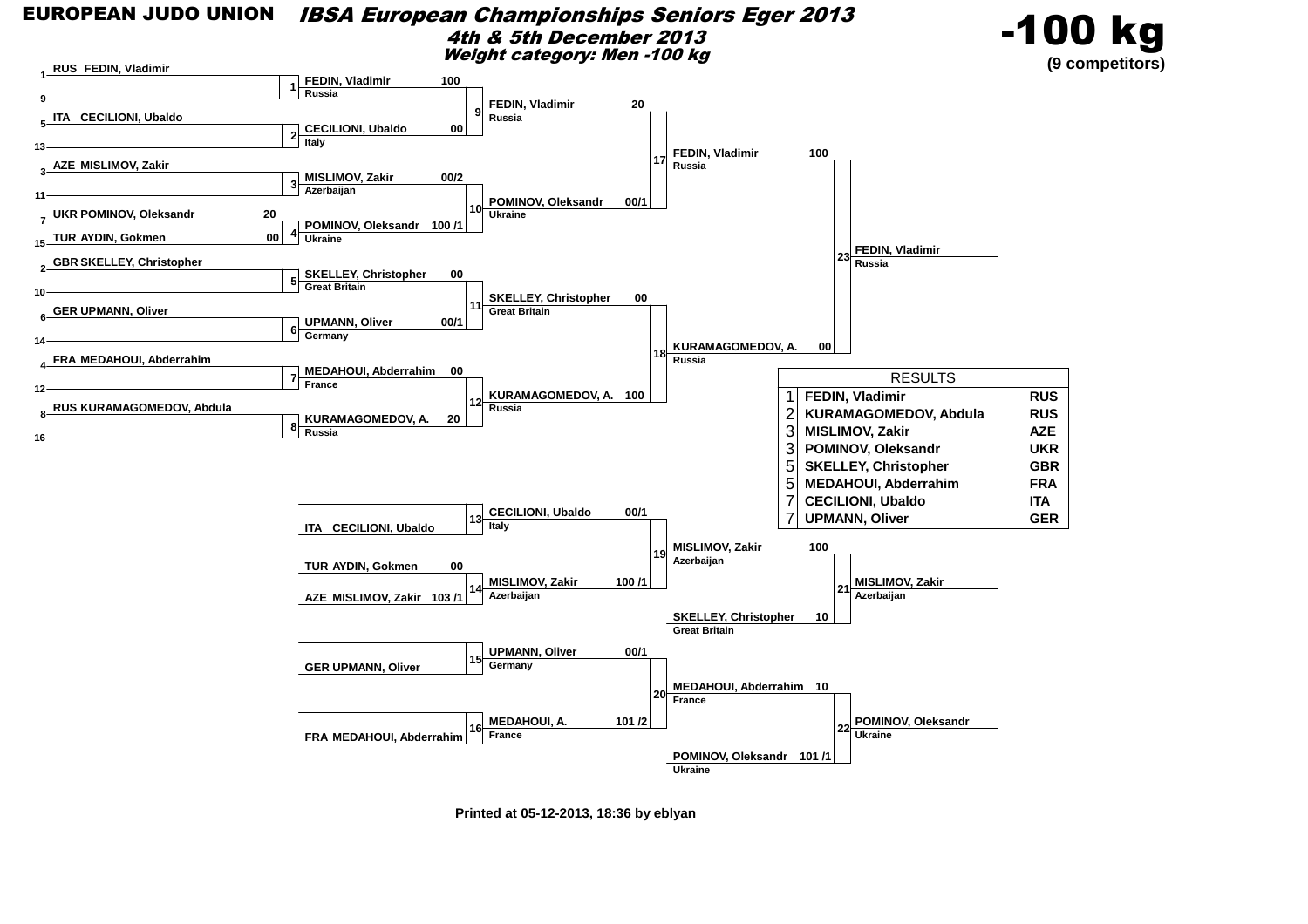**EUROPEAN JUDO UNION**

# IBSA European Championships Seniors Eger 2013

## 4th & 5th December 2013

## Weight category: Men -100 kg

# -100 kg

**(9 competitors)**

### First round

| Seed | Competitor | Score | Match | Winner | Score |
|---|---|---|---|---|---|
| 1 | RUS FEDIN, Vladimir | | 1 | FEDIN, Vladimir (Russia) | 100 |
| 9 | | | | | |
| 5 | ITA CECILIONI, Ubaldo | | 2 | CECILIONI, Ubaldo (Italy) | 00 |
| 13 | | | | | |
| 3 | AZE MISLIMOV, Zakir | | 3 | MISLIMOV, Zakir (Azerbaijan) | 00/2 |
| 11 | | | | | |
| 7 | UKR POMINOV, Oleksandr | 20 | 4 | POMINOV, Oleksandr (Ukraine) | 100 /1 |
| 15 | TUR AYDIN, Gokmen | 00 | | | |
| 2 | GBR SKELLEY, Christopher | | 5 | SKELLEY, Christopher (Great Britain) | 00 |
| 10 | | | | | |
| 6 | GER UPMANN, Oliver | | 6 | UPMANN, Oliver (Germany) | 00/1 |
| 14 | | | | | |
| 4 | FRA MEDAHOUI, Abderrahim | | 7 | MEDAHOUI, Abderrahim (France) | 00 |
| 12 | | | | | |
| 8 | RUS KURAMAGOMEDOV, Abdula | | 8 | KURAMAGOMEDOV, A. (Russia) | 20 |
| 16 | | | | | |

### Quarterfinals

| Match | Winner | Score |
|---|---|---|
| 9 | FEDIN, Vladimir (Russia) | 20 |
| 10 | POMINOV, Oleksandr (Ukraine) | 00/1 |
| 11 | SKELLEY, Christopher (Great Britain) | 00 |
| 12 | KURAMAGOMEDOV, A. (Russia) | 100 |

### Semifinals

| Match | Winner | Score |
|---|---|---|
| 17 | FEDIN, Vladimir (Russia) | 100 |
| 18 | KURAMAGOMEDOV, A. (Russia) | 00 |

### Final

| Match | Winner |
|---|---|
| 23 | FEDIN, Vladimir (Russia) |

### Repechage

| Match | Competitors | Score | Winner | Score |
|---|---|---|---|---|
| 13 | ITA CECILIONI, Ubaldo | | CECILIONI, Ubaldo (Italy) | 00/1 |
| 14 | TUR AYDIN, Gokmen | 00 | MISLIMOV, Zakir (Azerbaijan) | 100 /1 |
| | AZE MISLIMOV, Zakir | 103 /1 | | |
| 15 | GER UPMANN, Oliver | | UPMANN, Oliver (Germany) | 00/1 |
| 16 | FRA MEDAHOUI, Abderrahim | | MEDAHOUI, A. (France) | 101 /2 |

| Match | Winner | Score |
|---|---|---|
| 19 | MISLIMOV, Zakir (Azerbaijan) | 100 |
| 20 | MEDAHOUI, Abderrahim (France) | 10 |

### Bronze medal contests

| Match | Competitors | Score | Winner |
|---|---|---|---|
| 21 | MISLIMOV, Zakir (Azerbaijan) | 100 | MISLIMOV, Zakir (Azerbaijan) |
| | SKELLEY, Christopher (Great Britain) | 10 | |
| 22 | MEDAHOUI, Abderrahim (France) | 10 | POMINOV, Oleksandr (Ukraine) |
| | POMINOV, Oleksandr (Ukraine) | 101 /1 | |

### RESULTS

| Place | Name | Country |
|---|---|---|
| 1 | FEDIN, Vladimir | RUS |
| 2 | KURAMAGOMEDOV, Abdula | RUS |
| 3 | MISLIMOV, Zakir | AZE |
| 3 | POMINOV, Oleksandr | UKR |
| 5 | SKELLEY, Christopher | GBR |
| 5 | MEDAHOUI, Abderrahim | FRA |
| 7 | CECILIONI, Ubaldo | ITA |
| 7 | UPMANN, Oliver | GER |

Printed at 05-12-2013, 18:36 by eblyan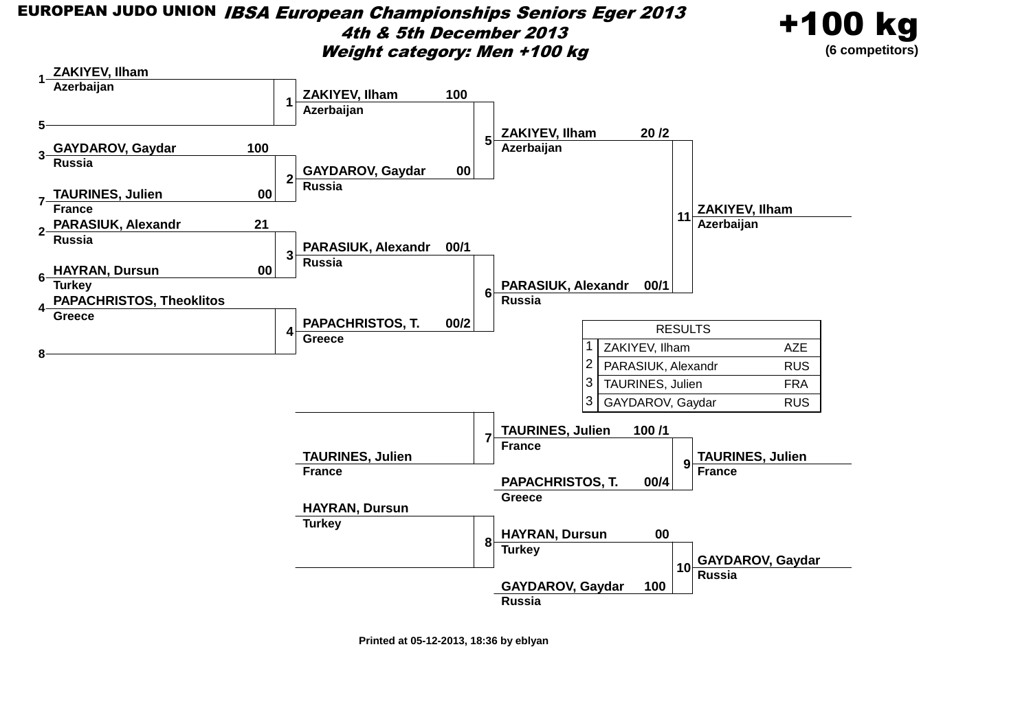EUROPEAN JUDO UNION

# *IBSA European Championships Seniors Eger 2013*

## *4th & 5th December 2013*

## *Weight category: Men +100 kg*

**+100 kg**
**(6 competitors)**

### Main draw

**First round**

| Contest | Competitor 1 | Score | Competitor 2 | Score |
|---|---|---|---|---|
| 1 | 1 ZAKIYEV, Ilham (Azerbaijan) | | 5 | |
| 2 | 3 GAYDAROV, Gaydar (Russia) | 100 | 7 TAURINES, Julien (France) | 00 |
| 3 | 2 PARASIUK, Alexandr (Russia) | 21 | 6 HAYRAN, Dursun (Turkey) | 00 |
| 4 | 4 PAPACHRISTOS, Theoklitos (Greece) | | 8 | |

**Semi-finals**

| Contest | Competitor 1 | Score | Competitor 2 | Score |
|---|---|---|---|---|
| 5 | ZAKIYEV, Ilham (Azerbaijan) | 100 | GAYDAROV, Gaydar (Russia) | 00 |
| 6 | PARASIUK, Alexandr (Russia) | 00/1 | PAPACHRISTOS, T. (Greece) | 00/2 |

**Final**

| Contest | Competitor 1 | Score | Competitor 2 | Score | Winner |
|---|---|---|---|---|---|
| 11 | ZAKIYEV, Ilham (Azerbaijan) | 20 /2 | PARASIUK, Alexandr (Russia) | 00/1 | ZAKIYEV, Ilham (Azerbaijan) |

### Repechage

| Contest | Competitor 1 | Score | Competitor 2 | Score | Winner |
|---|---|---|---|---|---|
| 7 | | | TAURINES, Julien (France) | | |
| 8 | HAYRAN, Dursun (Turkey) | | | | |
| 9 | TAURINES, Julien (France) | 100 /1 | PAPACHRISTOS, T. (Greece) | 00/4 | TAURINES, Julien (France) |
| 10 | HAYRAN, Dursun (Turkey) | 00 | GAYDAROV, Gaydar (Russia) | 100 | GAYDAROV, Gaydar (Russia) |

### RESULTS

| | | |
|---|---|---|
| 1 | ZAKIYEV, Ilham | AZE |
| 2 | PARASIUK, Alexandr | RUS |
| 3 | TAURINES, Julien | FRA |
| 3 | GAYDAROV, Gaydar | RUS |

Printed at 05-12-2013, 18:36 by eblyan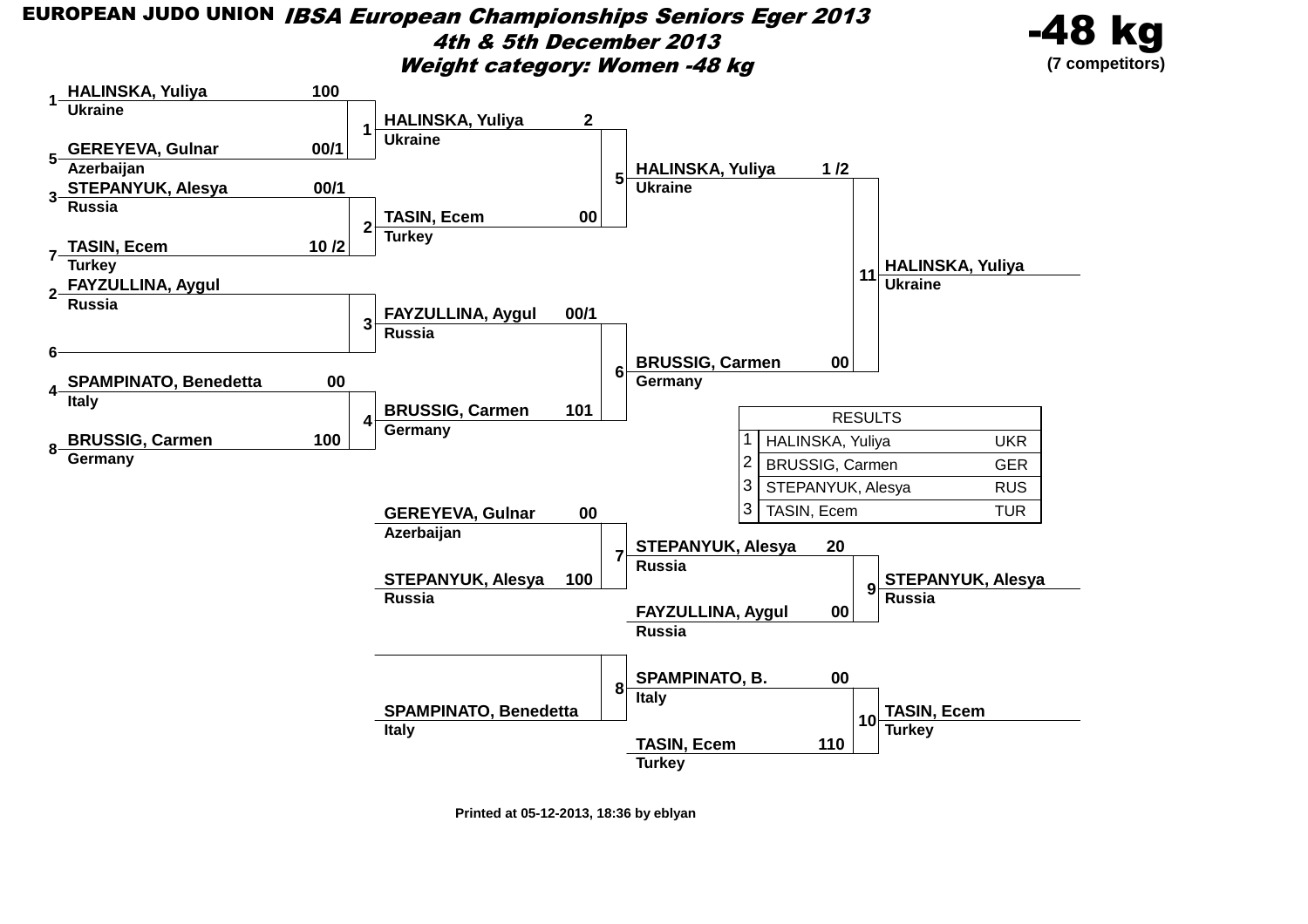EUROPEAN JUDO UNION

# IBSA European Championships Seniors Eger 2013

**4th & 5th December 2013**

**Weight category: Women -48 kg**

**-48 kg**

**(7 competitors)**

## Main draw

### Round 1

| Contest | Seed | Competitor | Country | Score |
|---|---|---|---|---|
| 1 | 1 | HALINSKA, Yuliya | Ukraine | 100 |
| 1 | 5 | GEREYEVA, Gulnar | Azerbaijan | 00/1 |
| 2 | 3 | STEPANYUK, Alesya | Russia | 00/1 |
| 2 | 7 | TASIN, Ecem | Turkey | 10 /2 |
| 3 | 2 | FAYZULLINA, Aygul | Russia | |
| 3 | 6 | | | |
| 4 | 4 | SPAMPINATO, Benedetta | Italy | 00 |
| 4 | 8 | BRUSSIG, Carmen | Germany | 100 |

### Round 2

| Contest | Competitor | Country | Score |
|---|---|---|---|
| 5 | HALINSKA, Yuliya | Ukraine | 2 |
| 5 | TASIN, Ecem | Turkey | 00 |
| 6 | FAYZULLINA, Aygul | Russia | 00/1 |
| 6 | BRUSSIG, Carmen | Germany | 101 |

### Semi-final

| Contest | Competitor | Country | Score |
|---|---|---|---|
| 11 | HALINSKA, Yuliya | Ukraine | 1 /2 |
| 11 | BRUSSIG, Carmen | Germany | 00 |

### Final winner

HALINSKA, Yuliya — Ukraine

## Repechage

| Contest | Competitor | Country | Score |
|---|---|---|---|
| 7 | GEREYEVA, Gulnar | Azerbaijan | 00 |
| 7 | STEPANYUK, Alesya | Russia | 100 |
| 8 | | | |
| 8 | SPAMPINATO, Benedetta | Italy | |
| 9 | STEPANYUK, Alesya | Russia | 20 |
| 9 | FAYZULLINA, Aygul | Russia | 00 |
| 10 | SPAMPINATO, B. | Italy | 00 |
| 10 | TASIN, Ecem | Turkey | 110 |

Winner contest 9: STEPANYUK, Alesya — Russia

Winner contest 10: TASIN, Ecem — Turkey

## RESULTS

| Place | Name | Country |
|---|---|---|
| 1 | HALINSKA, Yuliya | UKR |
| 2 | BRUSSIG, Carmen | GER |
| 3 | STEPANYUK, Alesya | RUS |
| 3 | TASIN, Ecem | TUR |

Printed at 05-12-2013, 18:36 by eblyan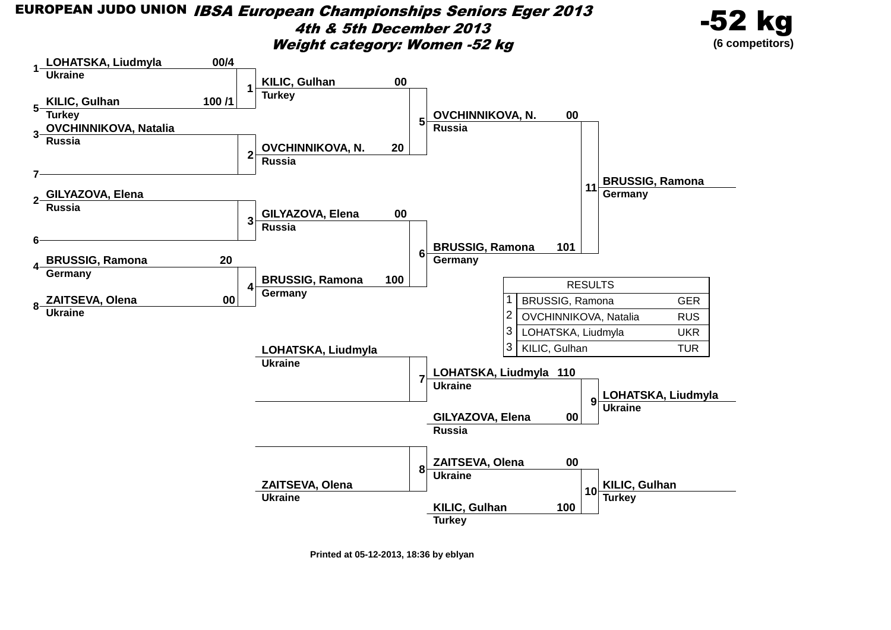EUROPEAN JUDO UNION

# IBSA European Championships Seniors Eger 2013

## 4th & 5th December 2013

## Weight category: Women -52 kg

# -52 kg

(6 competitors)

### Main bracket

| Seed | Competitor | Score | Contest | Winner | Score |
|---|---|---|---|---|---|
| 1 | LOHATSKA, Liudmyla (Ukraine) | 00/4 | 1 | KILIC, Gulhan (Turkey) | |
| 5 | KILIC, Gulhan (Turkey) | 100 /1 | | | |
| 3 | OVCHINNIKOVA, Natalia (Russia) | | 2 | OVCHINNIKOVA, N. (Russia) | |
| 7 | | | | | |
| 2 | GILYAZOVA, Elena (Russia) | | 3 | GILYAZOVA, Elena (Russia) | |
| 6 | | | | | |
| 4 | BRUSSIG, Ramona (Germany) | 20 | 4 | BRUSSIG, Ramona (Germany) | |
| 8 | ZAITSEVA, Olena (Ukraine) | 00 | | | |

| Competitor | Score | Contest | Winner |
|---|---|---|---|
| KILIC, Gulhan (Turkey) | 00 | 5 | OVCHINNIKOVA, N. (Russia) |
| OVCHINNIKOVA, N. (Russia) | 20 | | |
| GILYAZOVA, Elena (Russia) | 00 | 6 | BRUSSIG, Ramona (Germany) |
| BRUSSIG, Ramona (Germany) | 100 | | |

| Competitor | Score | Contest | Winner |
|---|---|---|---|
| OVCHINNIKOVA, N. (Russia) | 00 | 11 | BRUSSIG, Ramona (Germany) |
| BRUSSIG, Ramona (Germany) | 101 | | |

### Repechage

| Competitor | Score | Contest | Winner |
|---|---|---|---|
| LOHATSKA, Liudmyla (Ukraine) | | 7 | LOHATSKA, Liudmyla (Ukraine) |
| | | | |
| | | 8 | ZAITSEVA, Olena (Ukraine) |
| ZAITSEVA, Olena (Ukraine) | | | |

| Competitor | Score | Contest | Winner |
|---|---|---|---|
| LOHATSKA, Liudmyla (Ukraine) | 110 | 9 | LOHATSKA, Liudmyla (Ukraine) |
| GILYAZOVA, Elena (Russia) | 00 | | |
| ZAITSEVA, Olena (Ukraine) | 00 | 10 | KILIC, Gulhan (Turkey) |
| KILIC, Gulhan (Turkey) | 100 | | |

### RESULTS

| | | |
|---|---|---|
| 1 | BRUSSIG, Ramona | GER |
| 2 | OVCHINNIKOVA, Natalia | RUS |
| 3 | LOHATSKA, Liudmyla | UKR |
| 3 | KILIC, Gulhan | TUR |

Printed at 05-12-2013, 18:36 by eblyan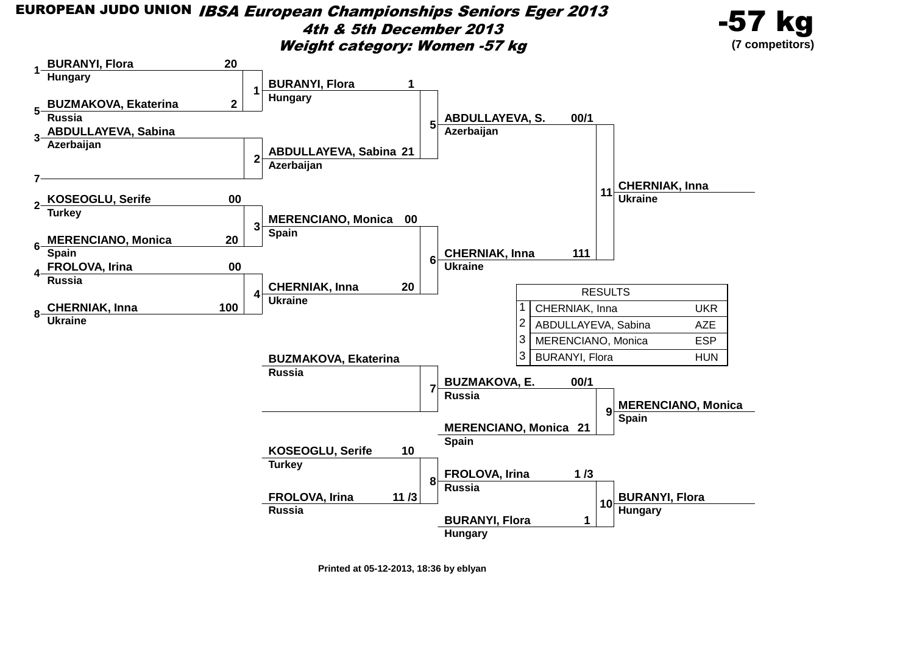EUROPEAN JUDO UNION

# IBSA European Championships Seniors Eger 2013

**4th & 5th December 2013**

**Weight category: Women -57 kg**

**-57 kg**

**(7 competitors)**

## Main draw

### Round 1

| Match | Competitor | Country | Score |
|---|---|---|---|
| 1 | 1 BURANYI, Flora | Hungary | 20 |
| | 5 BUZMAKOVA, Ekaterina | Russia | 2 |
| 2 | 3 ABDULLAYEVA, Sabina | Azerbaijan | |
| | 7 — | | |
| 3 | 2 KOSEOGLU, Serife | Turkey | 00 |
| | 6 MERENCIANO, Monica | Spain | 20 |
| 4 | 4 FROLOVA, Irina | Russia | 00 |
| | 8 CHERNIAK, Inna | Ukraine | 100 |

### Semi-finals

| Match | Competitor | Country | Score |
|---|---|---|---|
| 5 | BURANYI, Flora | Hungary | 1 |
| | ABDULLAYEVA, Sabina | Azerbaijan | 21 |
| 6 | MERENCIANO, Monica | Spain | 00 |
| | CHERNIAK, Inna | Ukraine | 20 |

### Final

| Match | Competitor | Country | Score |
|---|---|---|---|
| 11 | ABDULLAYEVA, S. | Azerbaijan | 00/1 |
| | CHERNIAK, Inna | Ukraine | 111 |

Winner: **CHERNIAK, Inna** (Ukraine)

## Repechage

| Match | Competitor | Country | Score |
|---|---|---|---|
| 7 | BUZMAKOVA, Ekaterina | Russia | |
| | — | | |
| 8 | KOSEOGLU, Serife | Turkey | 10 |
| | FROLOVA, Irina | Russia | 11 /3 |

## Bronze medal contests

| Match | Competitor | Country | Score |
|---|---|---|---|
| 9 | BUZMAKOVA, E. | Russia | 00/1 |
| | MERENCIANO, Monica | Spain | 21 |
| 10 | FROLOVA, Irina | Russia | 1 /3 |
| | BURANYI, Flora | Hungary | 1 |

Winner match 9: **MERENCIANO, Monica** (Spain)

Winner match 10: **BURANYI, Flora** (Hungary)

## RESULTS

| Place | Name | Country |
|---|---|---|
| 1 | CHERNIAK, Inna | UKR |
| 2 | ABDULLAYEVA, Sabina | AZE |
| 3 | MERENCIANO, Monica | ESP |
| 3 | BURANYI, Flora | HUN |

Printed at 05-12-2013, 18:36 by eblyan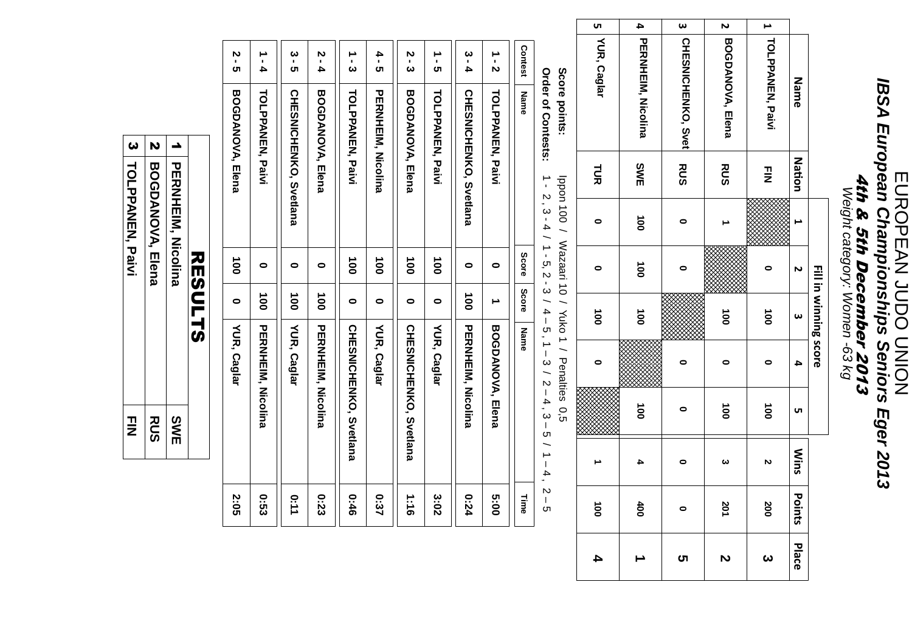# EUROPEAN JUDO UNION

## *IBSA European Championships Seniors Eger 2013*

### *4th & 5th December 2013*

*Weight category: Women -63 kg*

| | Name | Nation | Fill in winning score | | | | | Wins | Points | Place |
|---|---|---|---|---|---|---|---|---|---|---|
| | | | 1 | 2 | 3 | 4 | 5 | | | |
| 1 | TOLPPANEN, Paivi | FIN | | 0 | 100 | 0 | 100 | 2 | 200 | 3 |
| 2 | BOGDANOVA, Elena | RUS | 1 | | 100 | 0 | 100 | 3 | 201 | 2 |
| 3 | CHESNICHENKO, Svet | RUS | 0 | 0 | | 0 | 0 | 0 | 0 | 5 |
| 4 | PERNHEIM, Nicolina | SWE | 100 | 100 | 100 | | 100 | 4 | 400 | 1 |
| 5 | YUR, Caglar | TUR | 0 | 0 | 100 | 0 | | 1 | 100 | 4 |

**Score points:** Ippon 100 / Wazaari 10 / Yuko 1 / Penalties 0,5

**Order of Contests:** 1 - 2, 3 - 4 / 1 - 5, 2 - 3 / 4 – 5, 1 – 3 / 2 – 4, 3 – 5 / 1 – 4, 2 – 5

| Contest | Name | Score | Score | Name | Time |
|---|---|---|---|---|---|
| 1 - 2 | TOLPPANEN, Paivi | 0 | 1 | BOGDANOVA, Elena | 5:00 |
| 3 - 4 | CHESNICHENKO, Svetlana | 0 | 100 | PERNHEIM, Nicolina | 0:24 |
| 1 - 5 | TOLPPANEN, Paivi | 100 | 0 | YUR, Caglar | 3:02 |
| 2 - 3 | BOGDANOVA, Elena | 100 | 0 | CHESNICHENKO, Svetlana | 1:16 |
| 4 - 5 | PERNHEIM, Nicolina | 100 | 0 | YUR, Caglar | 0:37 |
| 1 - 3 | TOLPPANEN, Paivi | 100 | 0 | CHESNICHENKO, Svetlana | 0:46 |
| 2 - 4 | BOGDANOVA, Elena | 0 | 100 | PERNHEIM, Nicolina | 0:23 |
| 3 - 5 | CHESNICHENKO, Svetlana | 0 | 100 | YUR, Caglar | 0:11 |
| 1 - 4 | TOLPPANEN, Paivi | 0 | 100 | PERNHEIM, Nicolina | 0:53 |
| 2 - 5 | BOGDANOVA, Elena | 100 | 0 | YUR, Caglar | 2:05 |

## RESULTS

| | | |
|---|---|---|
| 1 | PERNHEIM, Nicolina | SWE |
| 2 | BOGDANOVA, Elena | RUS |
| 3 | TOLPPANEN, Paivi | FIN |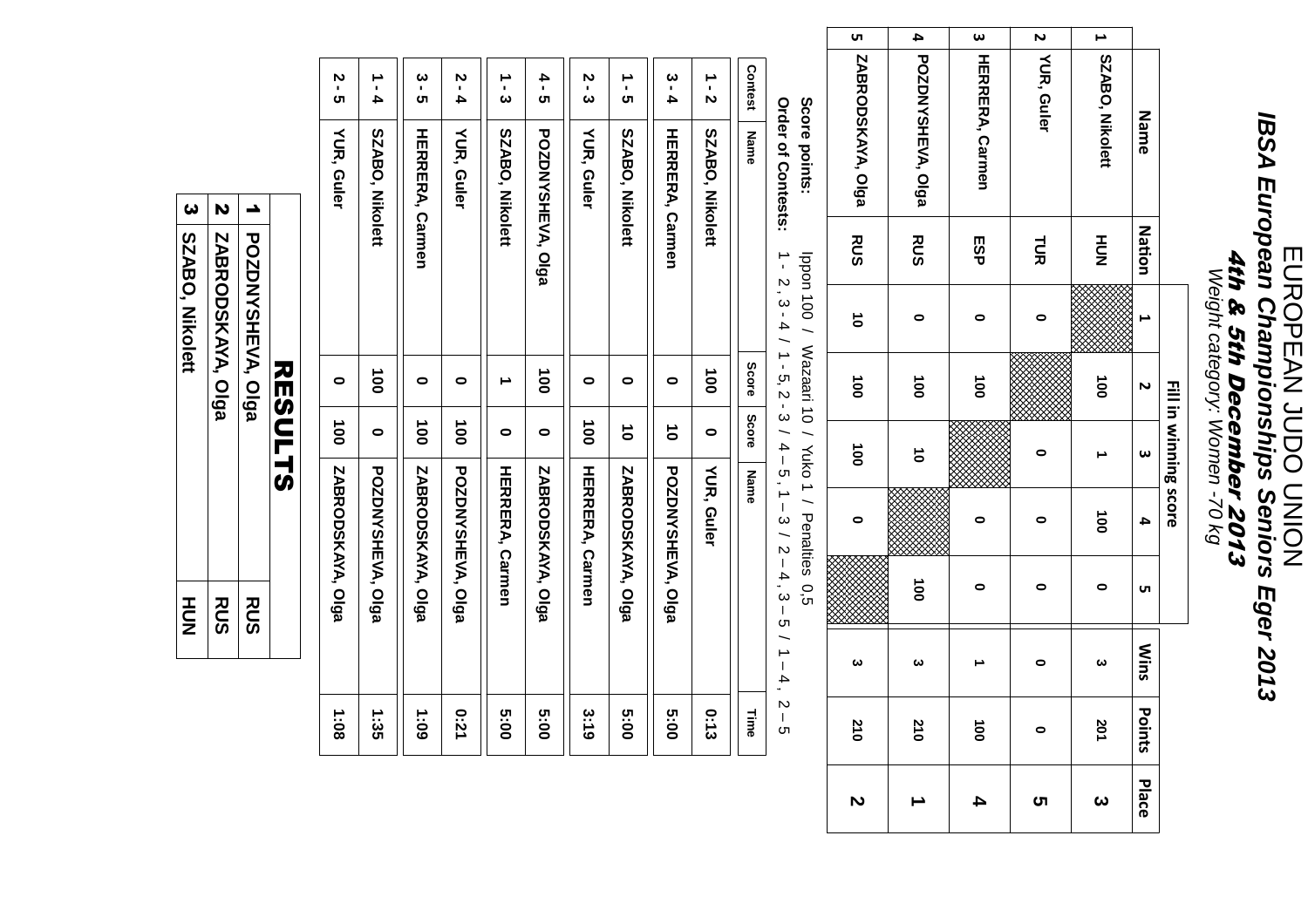# EUROPEAN JUDO UNION

## *IBSA European Championships Seniors Eger 2013*

### *4th & 5th December 2013*

*Weight category: Women -70 kg*

| | Name | Nation | Fill in winning score | | | | | Wins | Points | Place |
|---|---|---|---|---|---|---|---|---|---|---|
| | | | 1 | 2 | 3 | 4 | 5 | | | |
| 1 | SZABO, Nikolett | HUN | | 100 | 1 | 100 | 0 | 3 | 201 | 3 |
| 2 | YUR, Guler | TUR | 0 | | 0 | 0 | 0 | 0 | 0 | 5 |
| 3 | HERRERA, Carmen | ESP | 0 | 100 | | 0 | 0 | 1 | 100 | 4 |
| 4 | POZDNYSHEVA, Olga | RUS | 0 | 100 | 10 | | 100 | 3 | 210 | 1 |
| 5 | ZABRODSKAYA, Olga | RUS | 10 | 100 | 100 | 0 | | 3 | 210 | 2 |

**Score points:** Ippon 100 / Wazaari 10 / Yuko 1 / Penalties 0,5

**Order of Contests:** 1 - 2, 3 - 4 / 1 - 5, 2 - 3 / 4 – 5, 1 – 3 / 2 – 4, 3 – 5 / 1 – 4, 2 – 5

| Contest | Name | Score | Score | Name | Time |
|---|---|---|---|---|---|
| 1 - 2 | SZABO, Nikolett | 100 | 0 | YUR, Guler | 0:13 |
| 3 - 4 | HERRERA, Carmen | 0 | 10 | POZDNYSHEVA, Olga | 5:00 |
| 1 - 5 | SZABO, Nikolett | 0 | 10 | ZABRODSKAYA, Olga | 5:00 |
| 2 - 3 | YUR, Guler | 0 | 100 | HERRERA, Carmen | 3:19 |
| 4 - 5 | POZDNYSHEVA, Olga | 100 | 0 | ZABRODSKAYA, Olga | 5:00 |
| 1 - 3 | SZABO, Nikolett | 1 | 0 | HERRERA, Carmen | 5:00 |
| 2 - 4 | YUR, Guler | 0 | 100 | POZDNYSHEVA, Olga | 0:21 |
| 3 - 5 | HERRERA, Carmen | 0 | 100 | ZABRODSKAYA, Olga | 1:09 |
| 1 - 4 | SZABO, Nikolett | 100 | 0 | POZDNYSHEVA, Olga | 1:35 |
| 2 - 5 | YUR, Guler | 0 | 100 | ZABRODSKAYA, Olga | 1:08 |

## RESULTS

| | | |
|---|---|---|
| 1 | POZDNYSHEVA, Olga | RUS |
| 2 | ZABRODSKAYA, Olga | RUS |
| 3 | SZABO, Nikolett | HUN |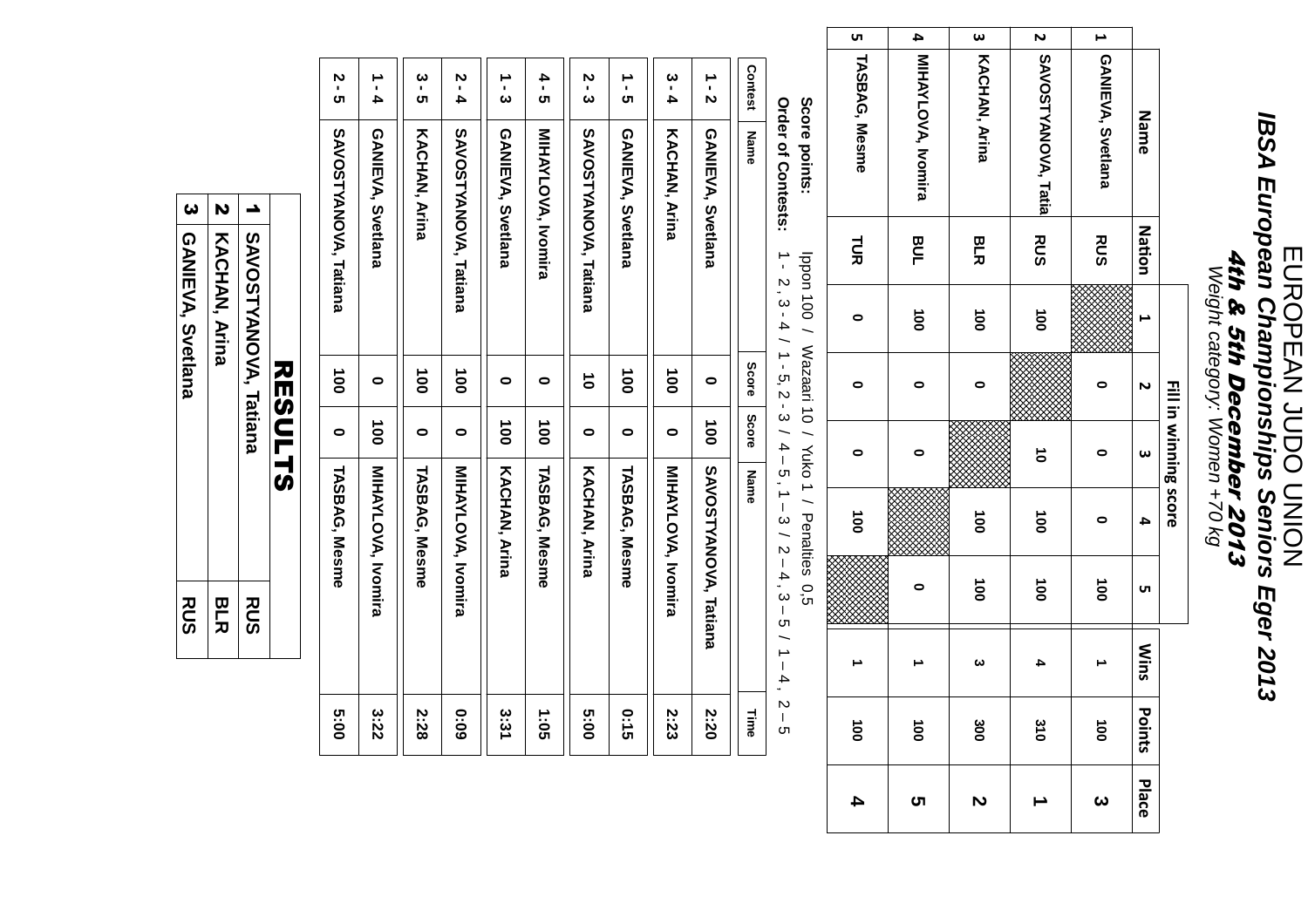# EUROPEAN JUDO UNION

## *IBSA European Championships Seniors Eger 2013*

### *4th & 5th December 2013*

*Weight category: Women +70 kg*

| | Name | Nation | Fill in winning score | | | | | Wins | Points | Place |
|---|---|---|---|---|---|---|---|---|---|---|
| | | | 1 | 2 | 3 | 4 | 5 | | | |
| 1 | GANIEVA, Svetlana | RUS | | 0 | 0 | 0 | 100 | 1 | 100 | 3 |
| 2 | SAVOSTYANOVA, Tatia | RUS | 100 | | 10 | 100 | 100 | 4 | 310 | 1 |
| 3 | KACHAN, Arina | BLR | 100 | 0 | | 100 | 100 | 3 | 300 | 2 |
| 4 | MIHAYLOVA, Ivomira | BUL | 100 | 0 | 0 | | 0 | 1 | 100 | 5 |
| 5 | TASBAG, Mesme | TUR | 0 | 0 | 0 | 100 | | 1 | 100 | 4 |

**Score points:** Ippon 100 / Wazaari 10 / Yuko 1 / Penalties 0,5

**Order of Contests:** 1 - 2, 3 - 4 / 1 - 5, 2 - 3 / 4 – 5, 1 – 3 / 2 – 4, 3 – 5 / 1 – 4, 2 – 5

| Contest | Name | Score | Score | Name | Time |
|---|---|---|---|---|---|
| 1 - 2 | GANIEVA, Svetlana | 0 | 100 | SAVOSTYANOVA, Tatiana | 2:20 |
| 3 - 4 | KACHAN, Arina | 100 | 0 | MIHAYLOVA, Ivomira | 2:23 |
| 1 - 5 | GANIEVA, Svetlana | 100 | 0 | TASBAG, Mesme | 0:15 |
| 2 - 3 | SAVOSTYANOVA, Tatiana | 10 | 0 | KACHAN, Arina | 5:00 |
| 4 - 5 | MIHAYLOVA, Ivomira | 0 | 100 | TASBAG, Mesme | 1:05 |
| 1 - 3 | GANIEVA, Svetlana | 0 | 100 | KACHAN, Arina | 3:31 |
| 2 - 4 | SAVOSTYANOVA, Tatiana | 100 | 0 | MIHAYLOVA, Ivomira | 0:09 |
| 3 - 5 | KACHAN, Arina | 100 | 0 | TASBAG, Mesme | 2:28 |
| 1 - 4 | GANIEVA, Svetlana | 0 | 100 | MIHAYLOVA, Ivomira | 3:22 |
| 2 - 5 | SAVOSTYANOVA, Tatiana | 100 | 0 | TASBAG, Mesme | 5:00 |

## RESULTS

| | | |
|---|---|---|
| 1 | SAVOSTYANOVA, Tatiana | RUS |
| 2 | KACHAN, Arina | BLR |
| 3 | GANIEVA, Svetlana | RUS |